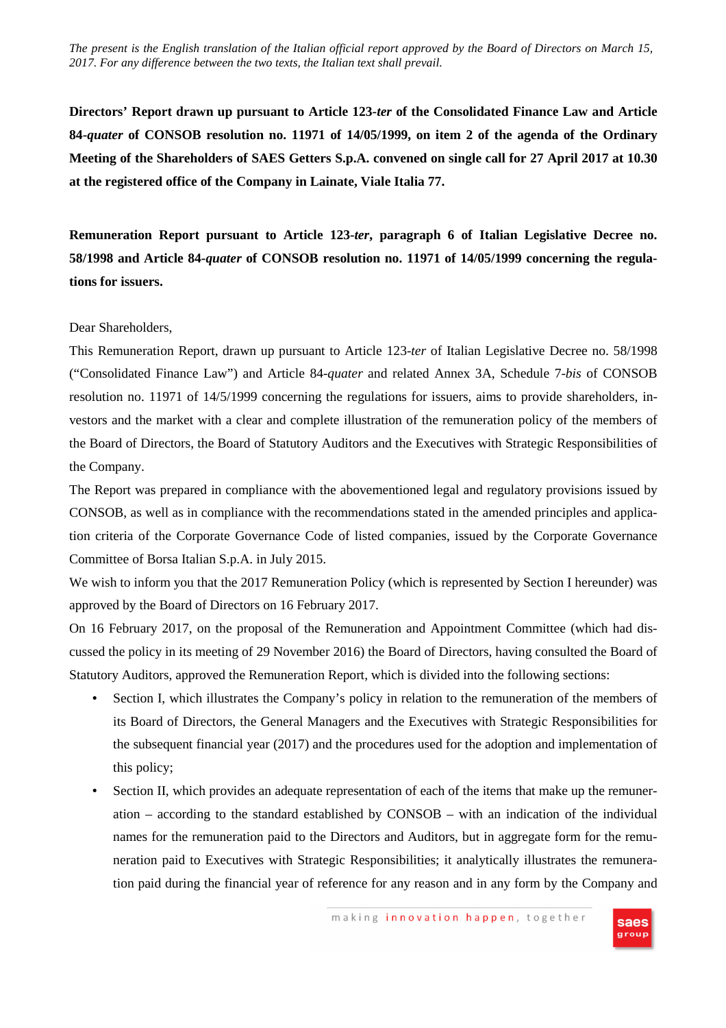*The present is the English translation of the Italian official report approved by the Board of Directors on March 15, 2017. For any difference between the two texts, the Italian text shall prevail.*

**Directors' Report drawn up pursuant to Article 123-*ter* of the Consolidated Finance Law and Article 84-*quater* of CONSOB resolution no. 11971 of 14/05/1999, on item 2 of the agenda of the Ordinary Meeting of the Shareholders of SAES Getters S.p.A. convened on single call for 27 April 2017 at 10.30 at the registered office of the Company in Lainate, Viale Italia 77.**

**Remuneration Report pursuant to Article 123-*ter*, paragraph 6 of Italian Legislative Decree no. 58/1998 and Article 84-*quater* of CONSOB resolution no. 11971 of 14/05/1999 concerning the regulations for issuers.**

Dear Shareholders,

This Remuneration Report, drawn up pursuant to Article 123-*ter* of Italian Legislative Decree no. 58/1998 ("Consolidated Finance Law") and Article 84-*quater* and related Annex 3A, Schedule 7-*bis* of CONSOB resolution no. 11971 of 14/5/1999 concerning the regulations for issuers, aims to provide shareholders, investors and the market with a clear and complete illustration of the remuneration policy of the members of the Board of Directors, the Board of Statutory Auditors and the Executives with Strategic Responsibilities of the Company.

The Report was prepared in compliance with the abovementioned legal and regulatory provisions issued by CONSOB, as well as in compliance with the recommendations stated in the amended principles and application criteria of the Corporate Governance Code of listed companies, issued by the Corporate Governance Committee of Borsa Italian S.p.A. in July 2015.

We wish to inform you that the 2017 Remuneration Policy (which is represented by Section I hereunder) was approved by the Board of Directors on 16 February 2017.

On 16 February 2017, on the proposal of the Remuneration and Appointment Committee (which had discussed the policy in its meeting of 29 November 2016) the Board of Directors, having consulted the Board of Statutory Auditors, approved the Remuneration Report, which is divided into the following sections:

- Section I, which illustrates the Company's policy in relation to the remuneration of the members of its Board of Directors, the General Managers and the Executives with Strategic Responsibilities for the subsequent financial year (2017) and the procedures used for the adoption and implementation of this policy;
- Section II, which provides an adequate representation of each of the items that make up the remuneration – according to the standard established by CONSOB – with an indication of the individual names for the remuneration paid to the Directors and Auditors, but in aggregate form for the remuneration paid to Executives with Strategic Responsibilities; it analytically illustrates the remuneration paid during the financial year of reference for any reason and in any form by the Company and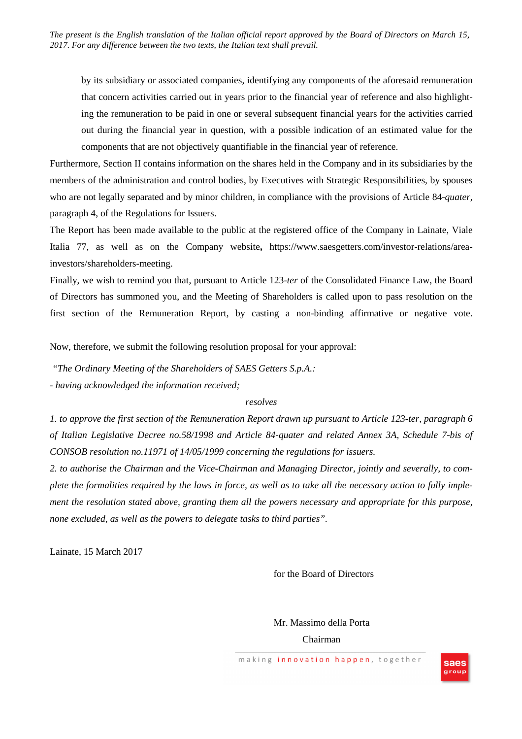by its subsidiary or associated companies, identifying any components of the aforesaid remuneration that concern activities carried out in years prior to the financial year of reference and also highlighting the remuneration to be paid in one or several subsequent financial years for the activities carried out during the financial year in question, with a possible indication of an estimated value for the components that are not objectively quantifiable in the financial year of reference.

Furthermore, Section II contains information on the shares held in the Company and in its subsidiaries by the members of the administration and control bodies, by Executives with Strategic Responsibilities, by spouses who are not legally separated and by minor children, in compliance with the provisions of Article 84-*quater*, paragraph 4, of the Regulations for Issuers.

The Report has been made available to the public at the registered office of the Company in Lainate, Viale Italia 77, as well as on the Company website**,** https://www.saesgetters.com/investor-relations/area-investors/shareholders-meeting.

Finally, we wish to remind you that, pursuant to Article 123-*ter* of the Consolidated Finance Law, the Board of Directors has summoned you, and the Meeting of Shareholders is called upon to pass resolution on the first section of the Remuneration Report, by casting a non-binding affirmative or negative vote.

Now, therefore, we submit the following resolution proposal for your approval:

*"The Ordinary Meeting of the Shareholders of SAES Getters S.p.A.:*

*- having acknowledged the information received;*

*resolves*

*1. to approve the first section of the Remuneration Report drawn up pursuant to Article 123-ter, paragraph 6 of Italian Legislative Decree no.58/1998 and Article 84-quater and related Annex 3A, Schedule 7-bis of CONSOB resolution no.11971 of 14/05/1999 concerning the regulations for issuers.*

*2. to authorise the Chairman and the Vice-Chairman and Managing Director, jointly and severally, to complete the formalities required by the laws in force, as well as to take all the necessary action to fully implement the resolution stated above, granting them all the powers necessary and appropriate for this purpose, none excluded, as well as the powers to delegate tasks to third parties".*

Lainate, 15 March 2017

for the Board of Directors

Mr. Massimo della Porta

Chairman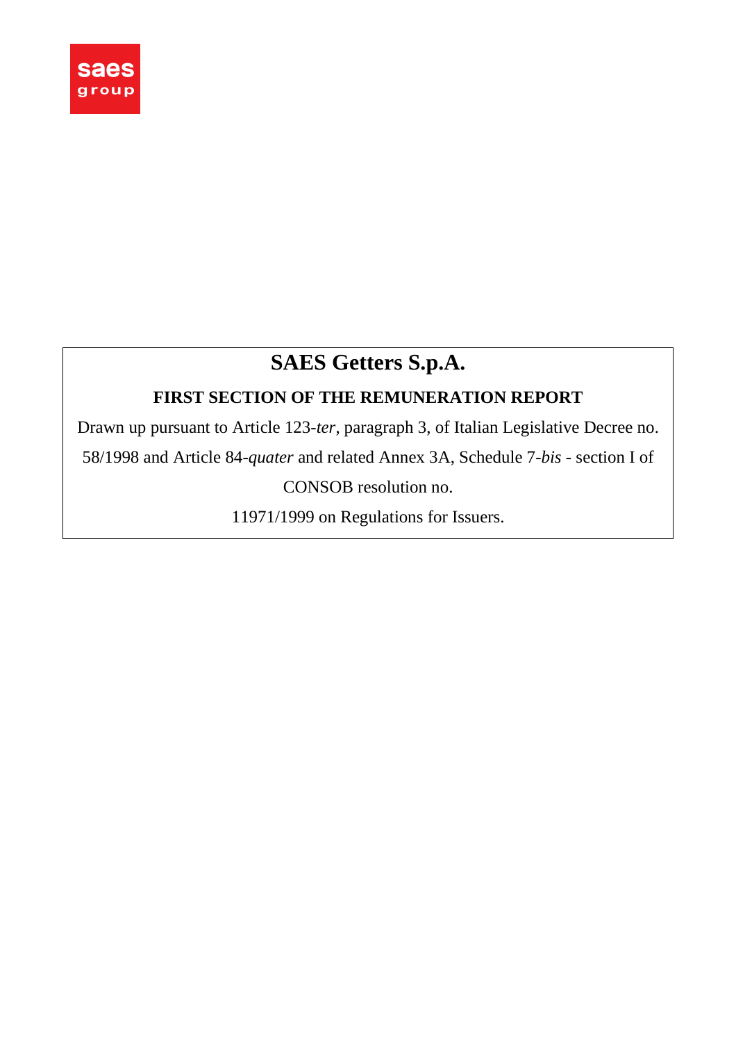# SAES Getters S.p.A.

## FIRST SECTION OF THE REMUNERATION REPORT

Drawn up pursuant to Article 123-*ter*, paragraph 3, of Italian Legislative Decree no. 58/1998 and Article 84-*quater* and related Annex 3A, Schedule 7-*bis* - section I of CONSOB resolution no. 11971/1999 on Regulations for Issuers.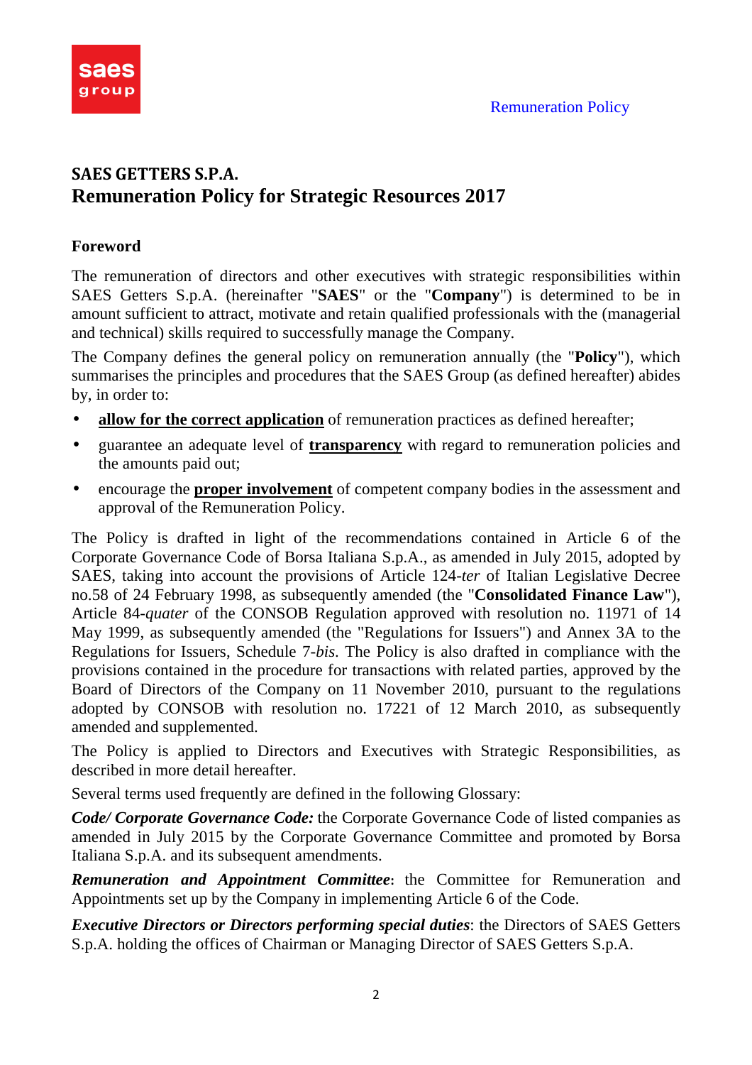# SAES GETTERS S.P.A.
# Remuneration Policy for Strategic Resources 2017

## Foreword

The remuneration of directors and other executives with strategic responsibilities within SAES Getters S.p.A. (hereinafter "**SAES**" or the "**Company**") is determined to be in amount sufficient to attract, motivate and retain qualified professionals with the (managerial and technical) skills required to successfully manage the Company.

The Company defines the general policy on remuneration annually (the "**Policy**"), which summarises the principles and procedures that the SAES Group (as defined hereafter) abides by, in order to:

- **allow for the correct application** of remuneration practices as defined hereafter;
- guarantee an adequate level of **transparency** with regard to remuneration policies and the amounts paid out;
- encourage the **proper involvement** of competent company bodies in the assessment and approval of the Remuneration Policy.

The Policy is drafted in light of the recommendations contained in Article 6 of the Corporate Governance Code of Borsa Italiana S.p.A., as amended in July 2015, adopted by SAES, taking into account the provisions of Article 124-*ter* of Italian Legislative Decree no.58 of 24 February 1998, as subsequently amended (the "**Consolidated Finance Law**"), Article 84-*quater* of the CONSOB Regulation approved with resolution no. 11971 of 14 May 1999, as subsequently amended (the "Regulations for Issuers") and Annex 3A to the Regulations for Issuers, Schedule 7-*bis*. The Policy is also drafted in compliance with the provisions contained in the procedure for transactions with related parties, approved by the Board of Directors of the Company on 11 November 2010, pursuant to the regulations adopted by CONSOB with resolution no. 17221 of 12 March 2010, as subsequently amended and supplemented.

The Policy is applied to Directors and Executives with Strategic Responsibilities, as described in more detail hereafter.

Several terms used frequently are defined in the following Glossary:

***Code/ Corporate Governance Code:*** the Corporate Governance Code of listed companies as amended in July 2015 by the Corporate Governance Committee and promoted by Borsa Italiana S.p.A. and its subsequent amendments.

***Remuneration and Appointment Committee***: the Committee for Remuneration and Appointments set up by the Company in implementing Article 6 of the Code.

***Executive Directors or Directors performing special duties***: the Directors of SAES Getters S.p.A. holding the offices of Chairman or Managing Director of SAES Getters S.p.A.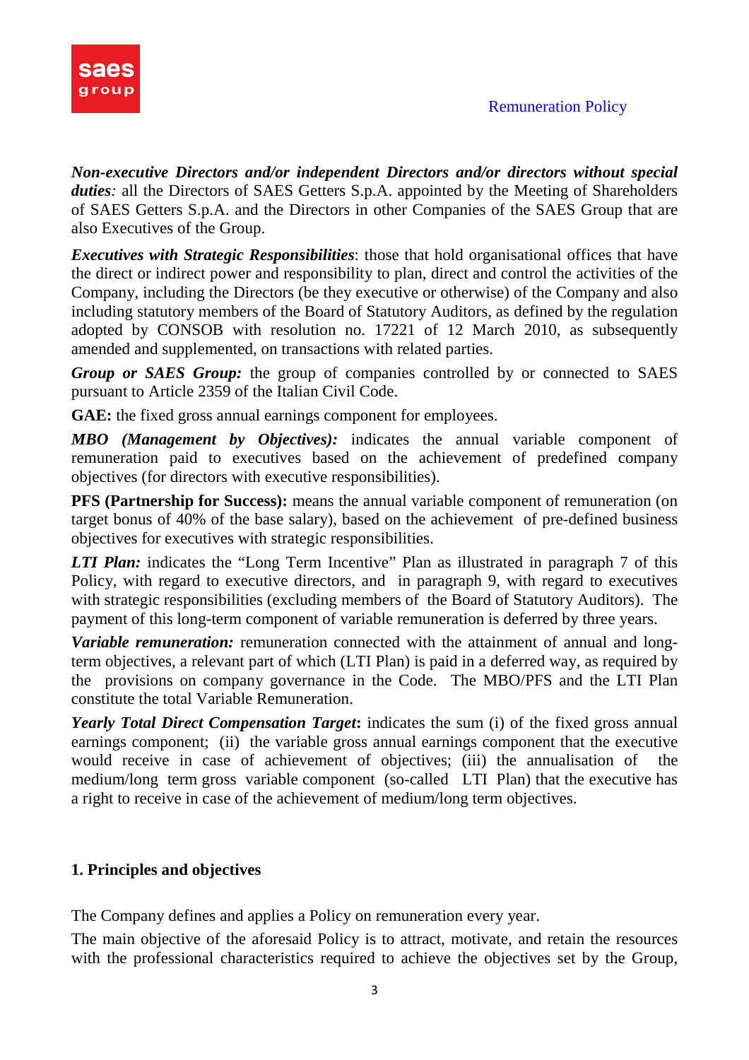***Non-executive Directors and/or independent Directors and/or directors without special duties****:* all the Directors of SAES Getters S.p.A. appointed by the Meeting of Shareholders of SAES Getters S.p.A. and the Directors in other Companies of the SAES Group that are also Executives of the Group.

***Executives with Strategic Responsibilities***: those that hold organisational offices that have the direct or indirect power and responsibility to plan, direct and control the activities of the Company, including the Directors (be they executive or otherwise) of the Company and also including statutory members of the Board of Statutory Auditors, as defined by the regulation adopted by CONSOB with resolution no. 17221 of 12 March 2010, as subsequently amended and supplemented, on transactions with related parties.

***Group or SAES Group:*** the group of companies controlled by or connected to SAES pursuant to Article 2359 of the Italian Civil Code.

**GAE:** the fixed gross annual earnings component for employees.

***MBO (Management by Objectives):*** indicates the annual variable component of remuneration paid to executives based on the achievement of predefined company objectives (for directors with executive responsibilities).

**PFS (Partnership for Success):** means the annual variable component of remuneration (on target bonus of 40% of the base salary), based on the achievement of pre-defined business objectives for executives with strategic responsibilities.

***LTI Plan:*** indicates the "Long Term Incentive" Plan as illustrated in paragraph 7 of this Policy, with regard to executive directors, and in paragraph 9, with regard to executives with strategic responsibilities (excluding members of the Board of Statutory Auditors). The payment of this long-term component of variable remuneration is deferred by three years.

***Variable remuneration:*** remuneration connected with the attainment of annual and long-term objectives, a relevant part of which (LTI Plan) is paid in a deferred way, as required by the provisions on company governance in the Code. The MBO/PFS and the LTI Plan constitute the total Variable Remuneration.

***Yearly Total Direct Compensation Target*****:** indicates the sum (i) of the fixed gross annual earnings component; (ii) the variable gross annual earnings component that the executive would receive in case of achievement of objectives; (iii) the annualisation of the medium/long term gross variable component (so-called LTI Plan) that the executive has a right to receive in case of the achievement of medium/long term objectives.

## 1. Principles and objectives

The Company defines and applies a Policy on remuneration every year.

The main objective of the aforesaid Policy is to attract, motivate, and retain the resources with the professional characteristics required to achieve the objectives set by the Group,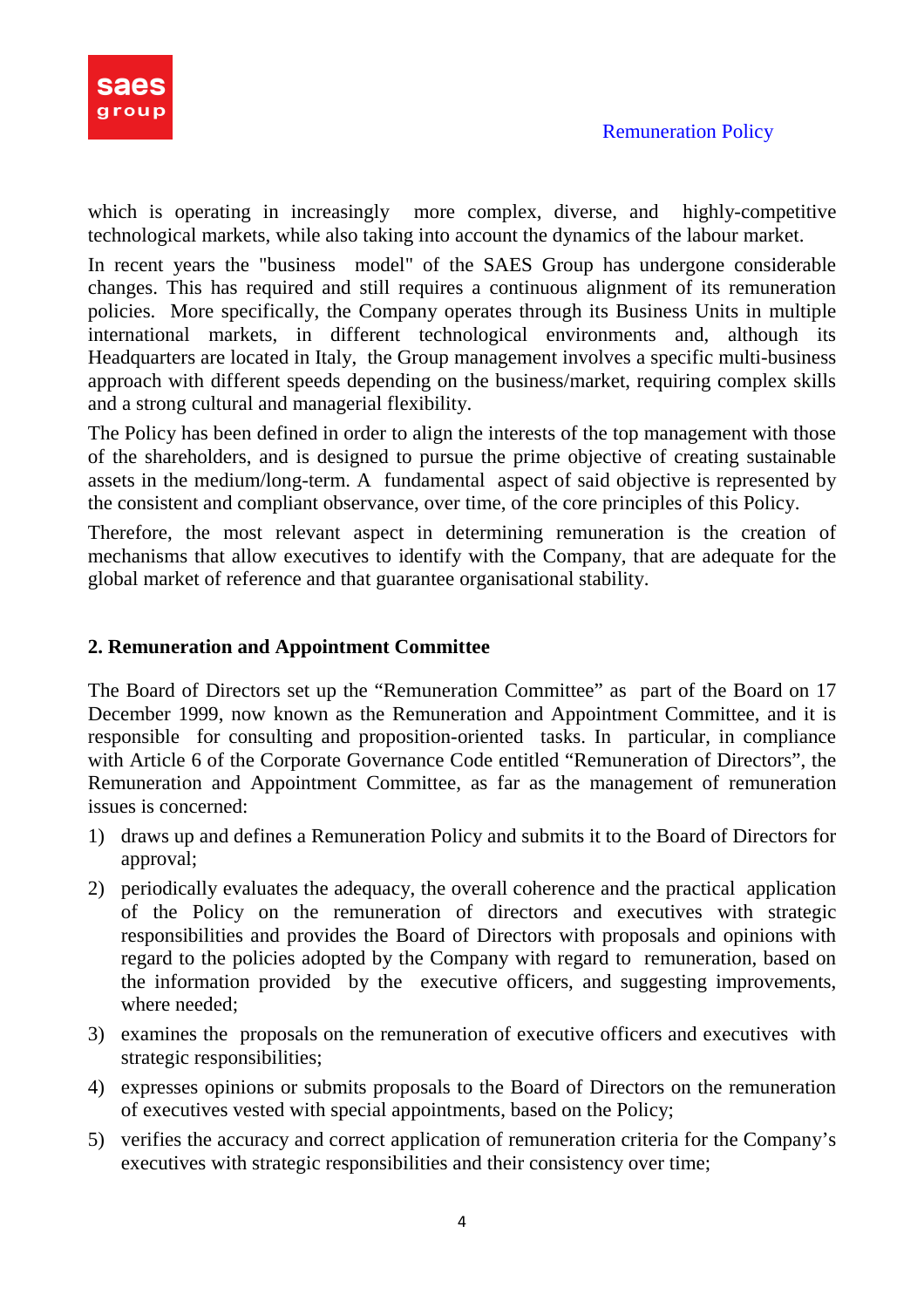which is operating in increasingly more complex, diverse, and highly-competitive technological markets, while also taking into account the dynamics of the labour market.

In recent years the "business model" of the SAES Group has undergone considerable changes. This has required and still requires a continuous alignment of its remuneration policies. More specifically, the Company operates through its Business Units in multiple international markets, in different technological environments and, although its Headquarters are located in Italy, the Group management involves a specific multi-business approach with different speeds depending on the business/market, requiring complex skills and a strong cultural and managerial flexibility.

The Policy has been defined in order to align the interests of the top management with those of the shareholders, and is designed to pursue the prime objective of creating sustainable assets in the medium/long-term. A fundamental aspect of said objective is represented by the consistent and compliant observance, over time, of the core principles of this Policy.

Therefore, the most relevant aspect in determining remuneration is the creation of mechanisms that allow executives to identify with the Company, that are adequate for the global market of reference and that guarantee organisational stability.

## 2. Remuneration and Appointment Committee

The Board of Directors set up the “Remuneration Committee” as part of the Board on 17 December 1999, now known as the Remuneration and Appointment Committee, and it is responsible for consulting and proposition-oriented tasks. In particular, in compliance with Article 6 of the Corporate Governance Code entitled “Remuneration of Directors”, the Remuneration and Appointment Committee, as far as the management of remuneration issues is concerned:

1) draws up and defines a Remuneration Policy and submits it to the Board of Directors for approval;
2) periodically evaluates the adequacy, the overall coherence and the practical application of the Policy on the remuneration of directors and executives with strategic responsibilities and provides the Board of Directors with proposals and opinions with regard to the policies adopted by the Company with regard to remuneration, based on the information provided by the executive officers, and suggesting improvements, where needed;
3) examines the proposals on the remuneration of executive officers and executives with strategic responsibilities;
4) expresses opinions or submits proposals to the Board of Directors on the remuneration of executives vested with special appointments, based on the Policy;
5) verifies the accuracy and correct application of remuneration criteria for the Company’s executives with strategic responsibilities and their consistency over time;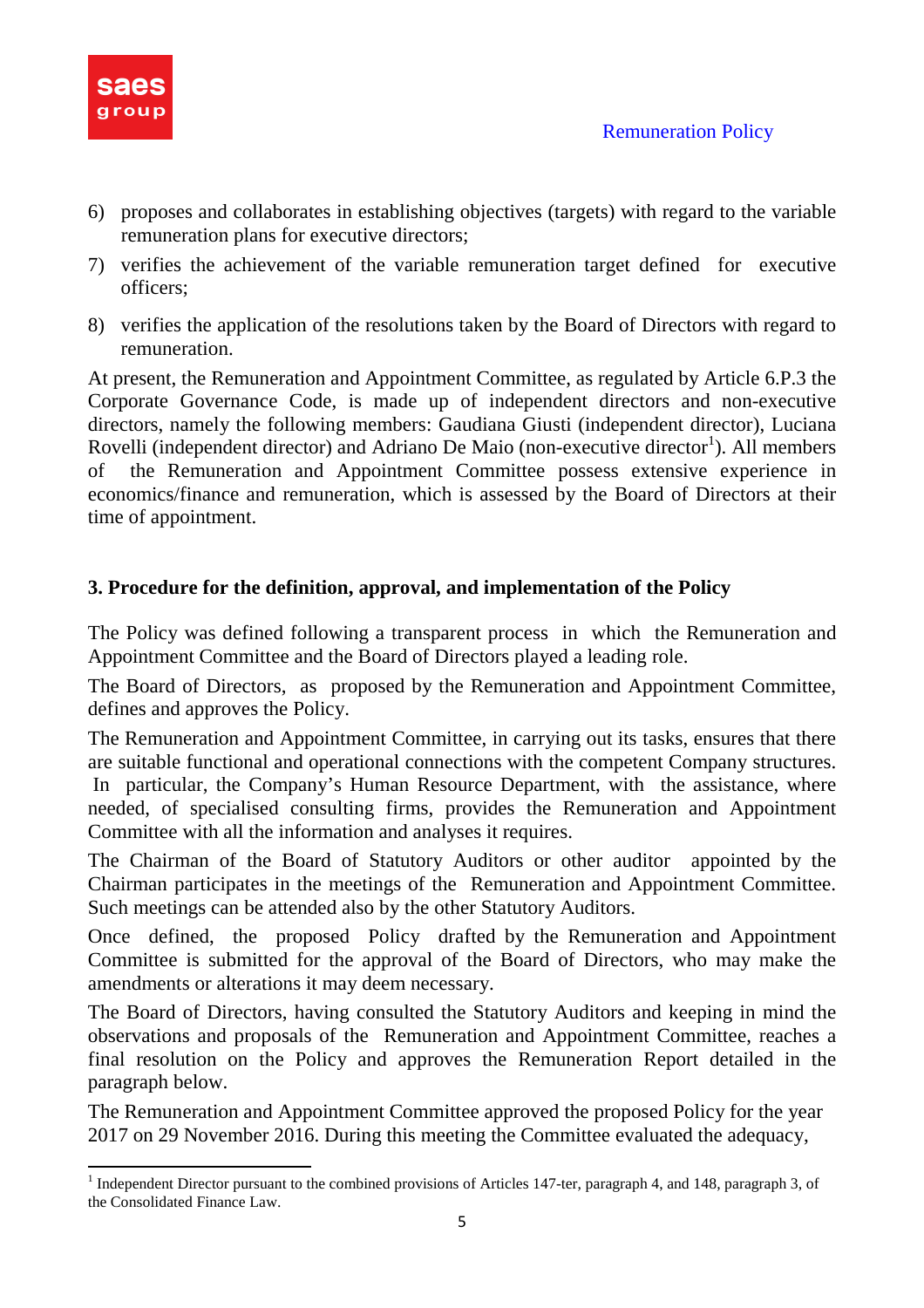6) proposes and collaborates in establishing objectives (targets) with regard to the variable remuneration plans for executive directors;
7) verifies the achievement of the variable remuneration target defined for executive officers;
8) verifies the application of the resolutions taken by the Board of Directors with regard to remuneration.

At present, the Remuneration and Appointment Committee, as regulated by Article 6.P.3 the Corporate Governance Code, is made up of independent directors and non-executive directors, namely the following members: Gaudiana Giusti (independent director), Luciana Rovelli (independent director) and Adriano De Maio (non-executive director[1]). All members of the Remuneration and Appointment Committee possess extensive experience in economics/finance and remuneration, which is assessed by the Board of Directors at their time of appointment.

### 3. Procedure for the definition, approval, and implementation of the Policy

The Policy was defined following a transparent process in which the Remuneration and Appointment Committee and the Board of Directors played a leading role.

The Board of Directors, as proposed by the Remuneration and Appointment Committee, defines and approves the Policy.

The Remuneration and Appointment Committee, in carrying out its tasks, ensures that there are suitable functional and operational connections with the competent Company structures. In particular, the Company's Human Resource Department, with the assistance, where needed, of specialised consulting firms, provides the Remuneration and Appointment Committee with all the information and analyses it requires.

The Chairman of the Board of Statutory Auditors or other auditor appointed by the Chairman participates in the meetings of the Remuneration and Appointment Committee. Such meetings can be attended also by the other Statutory Auditors.

Once defined, the proposed Policy drafted by the Remuneration and Appointment Committee is submitted for the approval of the Board of Directors, who may make the amendments or alterations it may deem necessary.

The Board of Directors, having consulted the Statutory Auditors and keeping in mind the observations and proposals of the Remuneration and Appointment Committee, reaches a final resolution on the Policy and approves the Remuneration Report detailed in the paragraph below.

The Remuneration and Appointment Committee approved the proposed Policy for the year 2017 on 29 November 2016. During this meeting the Committee evaluated the adequacy,

[1] Independent Director pursuant to the combined provisions of Articles 147-ter, paragraph 4, and 148, paragraph 3, of the Consolidated Finance Law.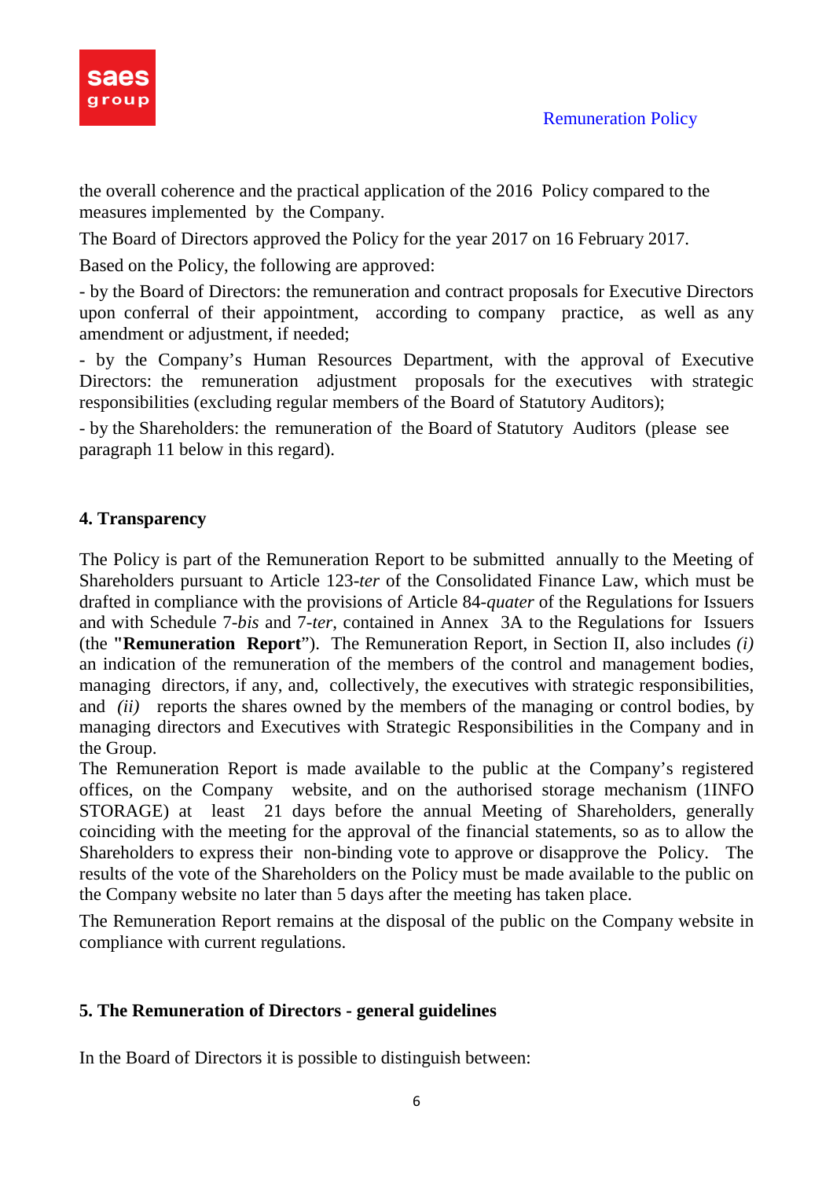the overall coherence and the practical application of the 2016 Policy compared to the measures implemented by the Company.

The Board of Directors approved the Policy for the year 2017 on 16 February 2017.

Based on the Policy, the following are approved:

- by the Board of Directors: the remuneration and contract proposals for Executive Directors upon conferral of their appointment, according to company practice, as well as any amendment or adjustment, if needed;

- by the Company's Human Resources Department, with the approval of Executive Directors: the remuneration adjustment proposals for the executives with strategic responsibilities (excluding regular members of the Board of Statutory Auditors);

- by the Shareholders: the remuneration of the Board of Statutory Auditors (please see paragraph 11 below in this regard).

## 4. Transparency

The Policy is part of the Remuneration Report to be submitted annually to the Meeting of Shareholders pursuant to Article 123-*ter* of the Consolidated Finance Law, which must be drafted in compliance with the provisions of Article 84-*quater* of the Regulations for Issuers and with Schedule 7-*bis* and 7-*ter*, contained in Annex 3A to the Regulations for Issuers (the **"Remuneration Report**"). The Remuneration Report, in Section II, also includes *(i)* an indication of the remuneration of the members of the control and management bodies, managing directors, if any, and, collectively, the executives with strategic responsibilities, and *(ii)* reports the shares owned by the members of the managing or control bodies, by managing directors and Executives with Strategic Responsibilities in the Company and in the Group.

The Remuneration Report is made available to the public at the Company's registered offices, on the Company website, and on the authorised storage mechanism (1INFO STORAGE) at least 21 days before the annual Meeting of Shareholders, generally coinciding with the meeting for the approval of the financial statements, so as to allow the Shareholders to express their non-binding vote to approve or disapprove the Policy. The results of the vote of the Shareholders on the Policy must be made available to the public on the Company website no later than 5 days after the meeting has taken place.

The Remuneration Report remains at the disposal of the public on the Company website in compliance with current regulations.

## 5. The Remuneration of Directors - general guidelines

In the Board of Directors it is possible to distinguish between: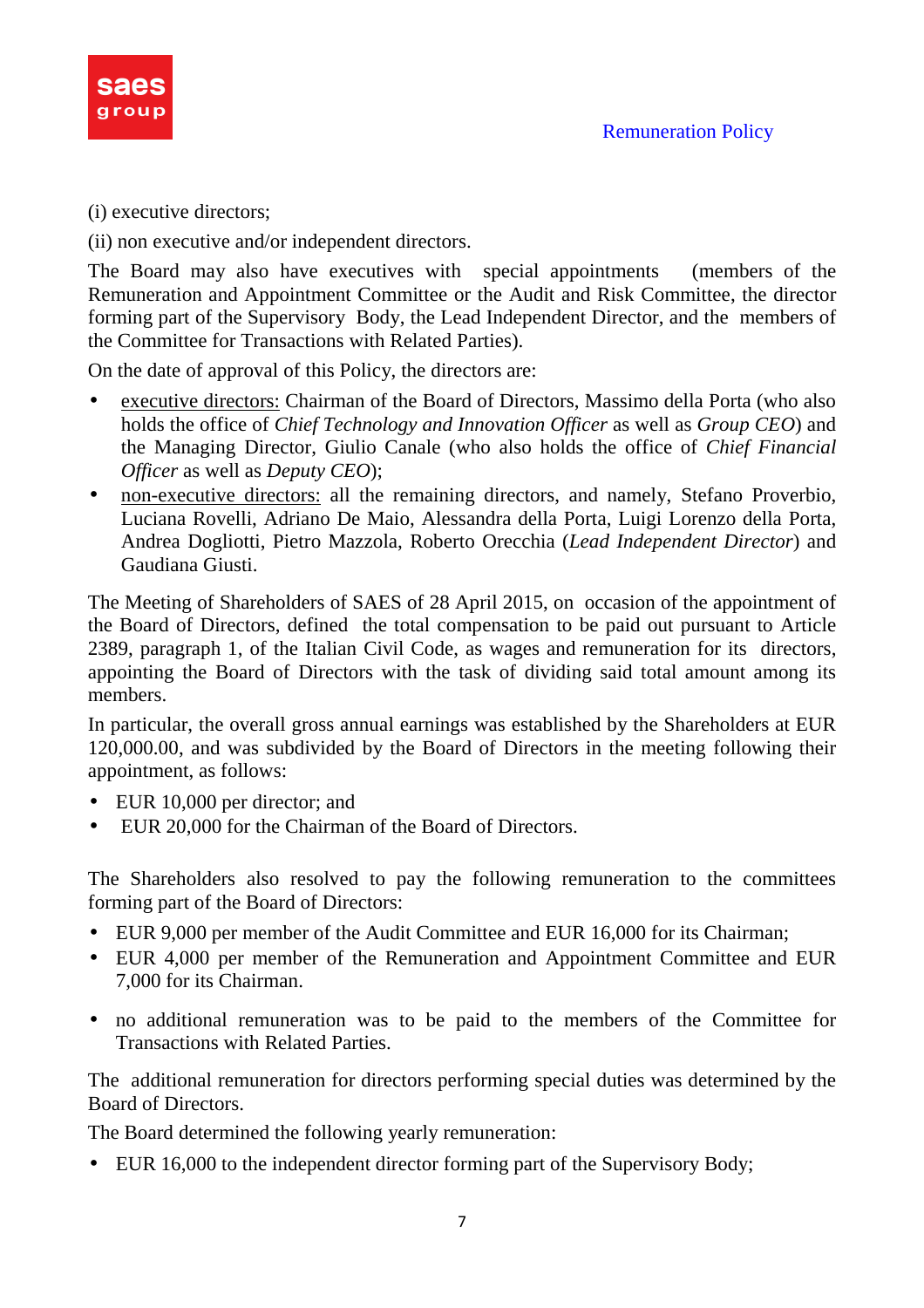(i) executive directors;

(ii) non executive and/or independent directors.

The Board may also have executives with special appointments (members of the Remuneration and Appointment Committee or the Audit and Risk Committee, the director forming part of the Supervisory Body, the Lead Independent Director, and the members of the Committee for Transactions with Related Parties).

On the date of approval of this Policy, the directors are:

- executive directors: Chairman of the Board of Directors, Massimo della Porta (who also holds the office of *Chief Technology and Innovation Officer* as well as *Group CEO*) and the Managing Director, Giulio Canale (who also holds the office of *Chief Financial Officer* as well as *Deputy CEO*);
- non-executive directors: all the remaining directors, and namely, Stefano Proverbio, Luciana Rovelli, Adriano De Maio, Alessandra della Porta, Luigi Lorenzo della Porta, Andrea Dogliotti, Pietro Mazzola, Roberto Orecchia (*Lead Independent Director*) and Gaudiana Giusti.

The Meeting of Shareholders of SAES of 28 April 2015, on occasion of the appointment of the Board of Directors, defined the total compensation to be paid out pursuant to Article 2389, paragraph 1, of the Italian Civil Code, as wages and remuneration for its directors, appointing the Board of Directors with the task of dividing said total amount among its members.

In particular, the overall gross annual earnings was established by the Shareholders at EUR 120,000.00, and was subdivided by the Board of Directors in the meeting following their appointment, as follows:

- EUR 10,000 per director; and
- EUR 20,000 for the Chairman of the Board of Directors.

The Shareholders also resolved to pay the following remuneration to the committees forming part of the Board of Directors:

- EUR 9,000 per member of the Audit Committee and EUR 16,000 for its Chairman;
- EUR 4,000 per member of the Remuneration and Appointment Committee and EUR 7,000 for its Chairman.
- no additional remuneration was to be paid to the members of the Committee for Transactions with Related Parties.

The additional remuneration for directors performing special duties was determined by the Board of Directors.

The Board determined the following yearly remuneration:

- EUR 16,000 to the independent director forming part of the Supervisory Body;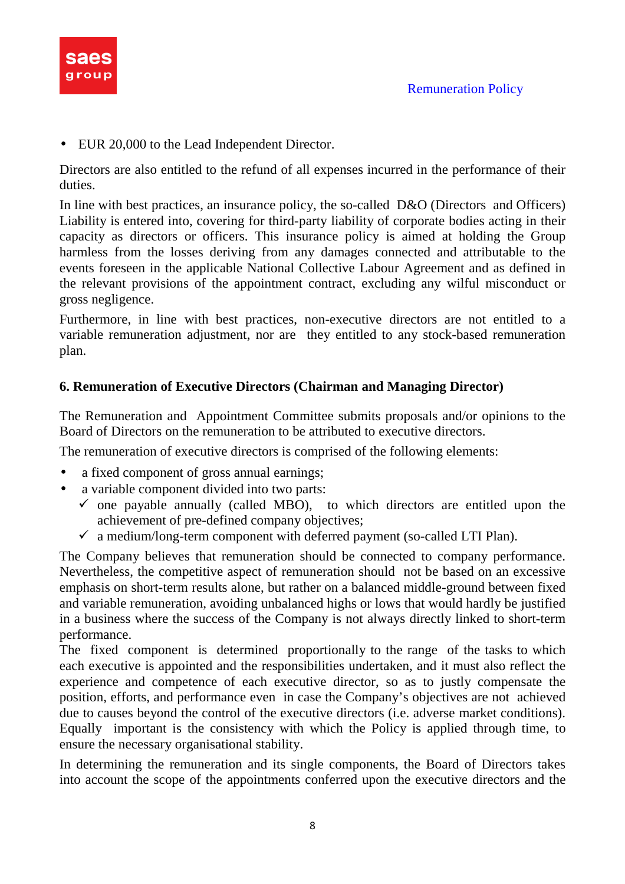- EUR 20,000 to the Lead Independent Director.

Directors are also entitled to the refund of all expenses incurred in the performance of their duties.

In line with best practices, an insurance policy, the so-called D&O (Directors and Officers) Liability is entered into, covering for third-party liability of corporate bodies acting in their capacity as directors or officers. This insurance policy is aimed at holding the Group harmless from the losses deriving from any damages connected and attributable to the events foreseen in the applicable National Collective Labour Agreement and as defined in the relevant provisions of the appointment contract, excluding any wilful misconduct or gross negligence.

Furthermore, in line with best practices, non-executive directors are not entitled to a variable remuneration adjustment, nor are they entitled to any stock-based remuneration plan.

## 6. Remuneration of Executive Directors (Chairman and Managing Director)

The Remuneration and Appointment Committee submits proposals and/or opinions to the Board of Directors on the remuneration to be attributed to executive directors.

The remuneration of executive directors is comprised of the following elements:

- a fixed component of gross annual earnings;
- a variable component divided into two parts:
  - ✓ one payable annually (called MBO), to which directors are entitled upon the achievement of pre-defined company objectives;
  - ✓ a medium/long-term component with deferred payment (so-called LTI Plan).

The Company believes that remuneration should be connected to company performance. Nevertheless, the competitive aspect of remuneration should not be based on an excessive emphasis on short-term results alone, but rather on a balanced middle-ground between fixed and variable remuneration, avoiding unbalanced highs or lows that would hardly be justified in a business where the success of the Company is not always directly linked to short-term performance.

The fixed component is determined proportionally to the range of the tasks to which each executive is appointed and the responsibilities undertaken, and it must also reflect the experience and competence of each executive director, so as to justly compensate the position, efforts, and performance even in case the Company's objectives are not achieved due to causes beyond the control of the executive directors (i.e. adverse market conditions). Equally important is the consistency with which the Policy is applied through time, to ensure the necessary organisational stability.

In determining the remuneration and its single components, the Board of Directors takes into account the scope of the appointments conferred upon the executive directors and the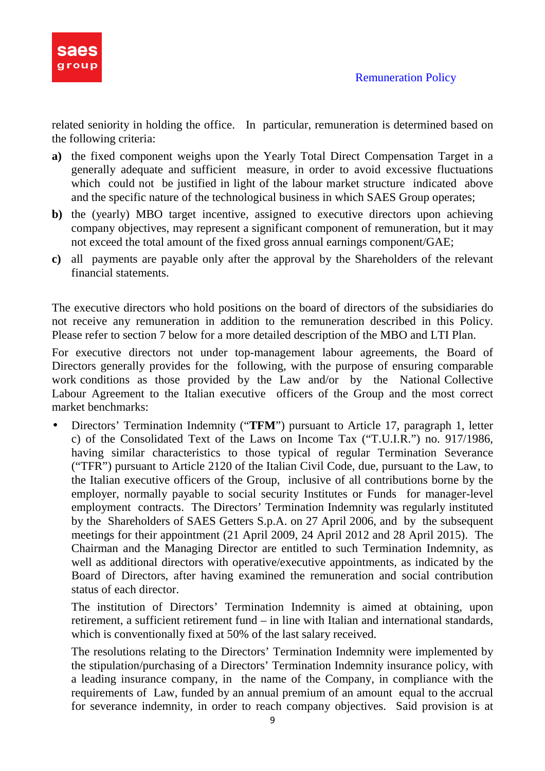related seniority in holding the office. In particular, remuneration is determined based on the following criteria:

**a)** the fixed component weighs upon the Yearly Total Direct Compensation Target in a generally adequate and sufficient measure, in order to avoid excessive fluctuations which could not be justified in light of the labour market structure indicated above and the specific nature of the technological business in which SAES Group operates;

**b)** the (yearly) MBO target incentive, assigned to executive directors upon achieving company objectives, may represent a significant component of remuneration, but it may not exceed the total amount of the fixed gross annual earnings component/GAE;

**c)** all payments are payable only after the approval by the Shareholders of the relevant financial statements.

The executive directors who hold positions on the board of directors of the subsidiaries do not receive any remuneration in addition to the remuneration described in this Policy. Please refer to section 7 below for a more detailed description of the MBO and LTI Plan.

For executive directors not under top-management labour agreements, the Board of Directors generally provides for the following, with the purpose of ensuring comparable work conditions as those provided by the Law and/or by the National Collective Labour Agreement to the Italian executive officers of the Group and the most correct market benchmarks:

- Directors' Termination Indemnity ("**TFM**") pursuant to Article 17, paragraph 1, letter c) of the Consolidated Text of the Laws on Income Tax ("T.U.I.R.") no. 917/1986, having similar characteristics to those typical of regular Termination Severance ("TFR") pursuant to Article 2120 of the Italian Civil Code, due, pursuant to the Law, to the Italian executive officers of the Group, inclusive of all contributions borne by the employer, normally payable to social security Institutes or Funds for manager-level employment contracts. The Directors' Termination Indemnity was regularly instituted by the Shareholders of SAES Getters S.p.A. on 27 April 2006, and by the subsequent meetings for their appointment (21 April 2009, 24 April 2012 and 28 April 2015). The Chairman and the Managing Director are entitled to such Termination Indemnity, as well as additional directors with operative/executive appointments, as indicated by the Board of Directors, after having examined the remuneration and social contribution status of each director.

  The institution of Directors' Termination Indemnity is aimed at obtaining, upon retirement, a sufficient retirement fund – in line with Italian and international standards, which is conventionally fixed at 50% of the last salary received.

  The resolutions relating to the Directors' Termination Indemnity were implemented by the stipulation/purchasing of a Directors' Termination Indemnity insurance policy, with a leading insurance company, in the name of the Company, in compliance with the requirements of Law, funded by an annual premium of an amount equal to the accrual for severance indemnity, in order to reach company objectives. Said provision is at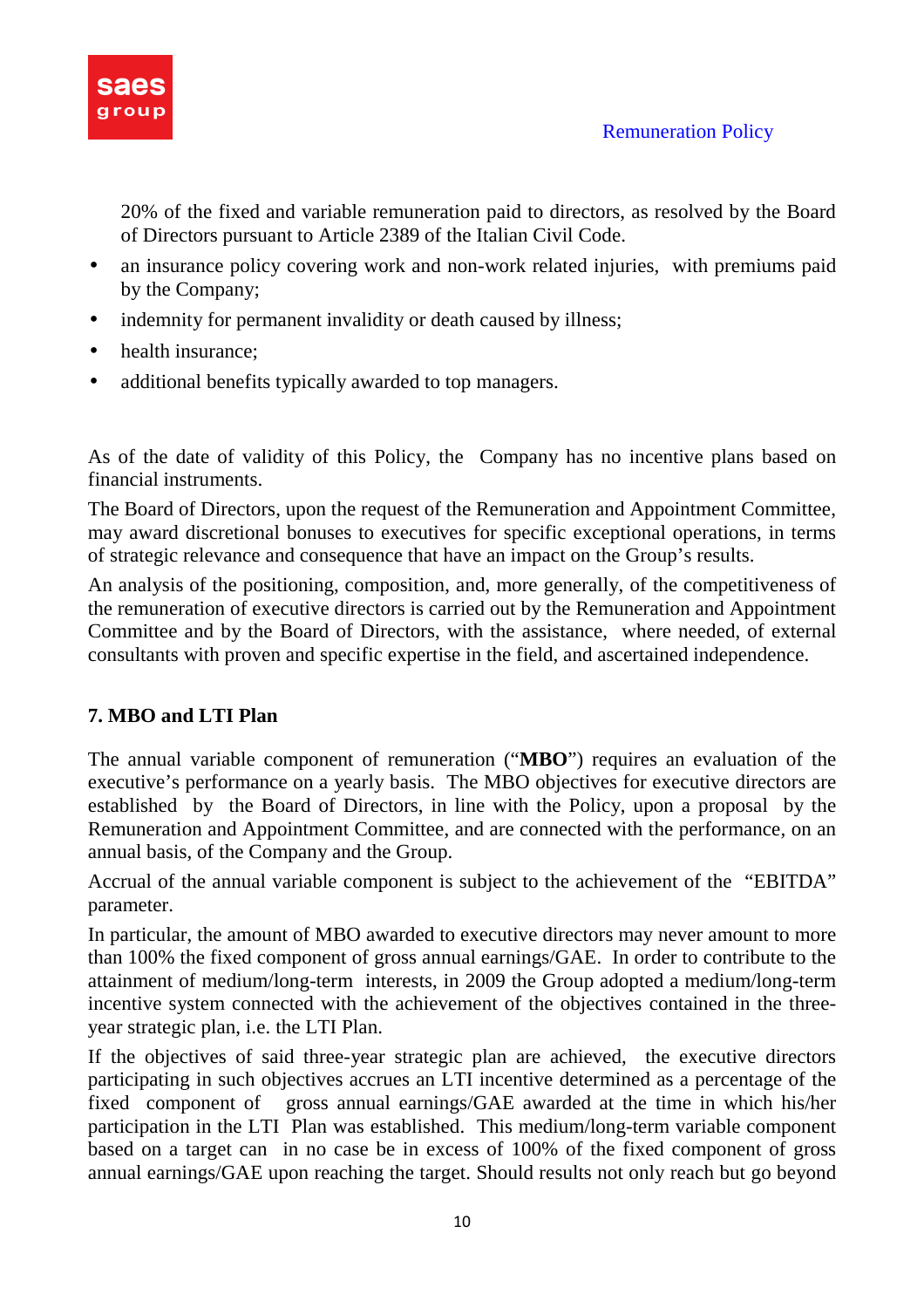20% of the fixed and variable remuneration paid to directors, as resolved by the Board of Directors pursuant to Article 2389 of the Italian Civil Code.

- an insurance policy covering work and non-work related injuries, with premiums paid by the Company;
- indemnity for permanent invalidity or death caused by illness;
- health insurance;
- additional benefits typically awarded to top managers.

As of the date of validity of this Policy, the Company has no incentive plans based on financial instruments.

The Board of Directors, upon the request of the Remuneration and Appointment Committee, may award discretional bonuses to executives for specific exceptional operations, in terms of strategic relevance and consequence that have an impact on the Group's results.

An analysis of the positioning, composition, and, more generally, of the competitiveness of the remuneration of executive directors is carried out by the Remuneration and Appointment Committee and by the Board of Directors, with the assistance, where needed, of external consultants with proven and specific expertise in the field, and ascertained independence.

## 7. MBO and LTI Plan

The annual variable component of remuneration ("**MBO**") requires an evaluation of the executive's performance on a yearly basis. The MBO objectives for executive directors are established by the Board of Directors, in line with the Policy, upon a proposal by the Remuneration and Appointment Committee, and are connected with the performance, on an annual basis, of the Company and the Group.

Accrual of the annual variable component is subject to the achievement of the "EBITDA" parameter.

In particular, the amount of MBO awarded to executive directors may never amount to more than 100% the fixed component of gross annual earnings/GAE. In order to contribute to the attainment of medium/long-term interests, in 2009 the Group adopted a medium/long-term incentive system connected with the achievement of the objectives contained in the three-year strategic plan, i.e. the LTI Plan.

If the objectives of said three-year strategic plan are achieved, the executive directors participating in such objectives accrues an LTI incentive determined as a percentage of the fixed component of gross annual earnings/GAE awarded at the time in which his/her participation in the LTI Plan was established. This medium/long-term variable component based on a target can in no case be in excess of 100% of the fixed component of gross annual earnings/GAE upon reaching the target. Should results not only reach but go beyond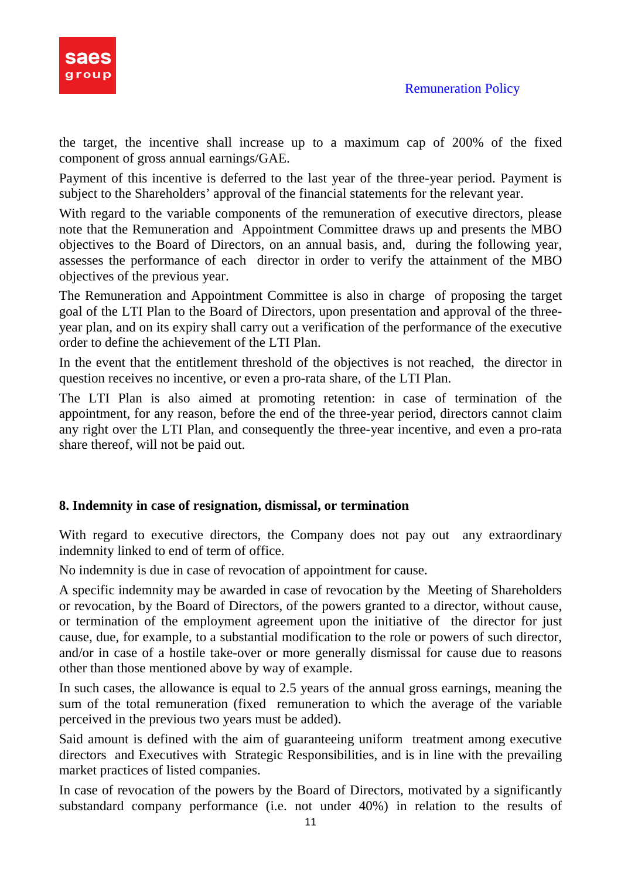the target, the incentive shall increase up to a maximum cap of 200% of the fixed component of gross annual earnings/GAE.

Payment of this incentive is deferred to the last year of the three-year period. Payment is subject to the Shareholders' approval of the financial statements for the relevant year.

With regard to the variable components of the remuneration of executive directors, please note that the Remuneration and Appointment Committee draws up and presents the MBO objectives to the Board of Directors, on an annual basis, and, during the following year, assesses the performance of each director in order to verify the attainment of the MBO objectives of the previous year.

The Remuneration and Appointment Committee is also in charge of proposing the target goal of the LTI Plan to the Board of Directors, upon presentation and approval of the three-year plan, and on its expiry shall carry out a verification of the performance of the executive order to define the achievement of the LTI Plan.

In the event that the entitlement threshold of the objectives is not reached, the director in question receives no incentive, or even a pro-rata share, of the LTI Plan.

The LTI Plan is also aimed at promoting retention: in case of termination of the appointment, for any reason, before the end of the three-year period, directors cannot claim any right over the LTI Plan, and consequently the three-year incentive, and even a pro-rata share thereof, will not be paid out.

## 8. Indemnity in case of resignation, dismissal, or termination

With regard to executive directors, the Company does not pay out any extraordinary indemnity linked to end of term of office.

No indemnity is due in case of revocation of appointment for cause.

A specific indemnity may be awarded in case of revocation by the Meeting of Shareholders or revocation, by the Board of Directors, of the powers granted to a director, without cause, or termination of the employment agreement upon the initiative of the director for just cause, due, for example, to a substantial modification to the role or powers of such director, and/or in case of a hostile take-over or more generally dismissal for cause due to reasons other than those mentioned above by way of example.

In such cases, the allowance is equal to 2.5 years of the annual gross earnings, meaning the sum of the total remuneration (fixed remuneration to which the average of the variable perceived in the previous two years must be added).

Said amount is defined with the aim of guaranteeing uniform treatment among executive directors and Executives with Strategic Responsibilities, and is in line with the prevailing market practices of listed companies.

In case of revocation of the powers by the Board of Directors, motivated by a significantly substandard company performance (i.e. not under 40%) in relation to the results of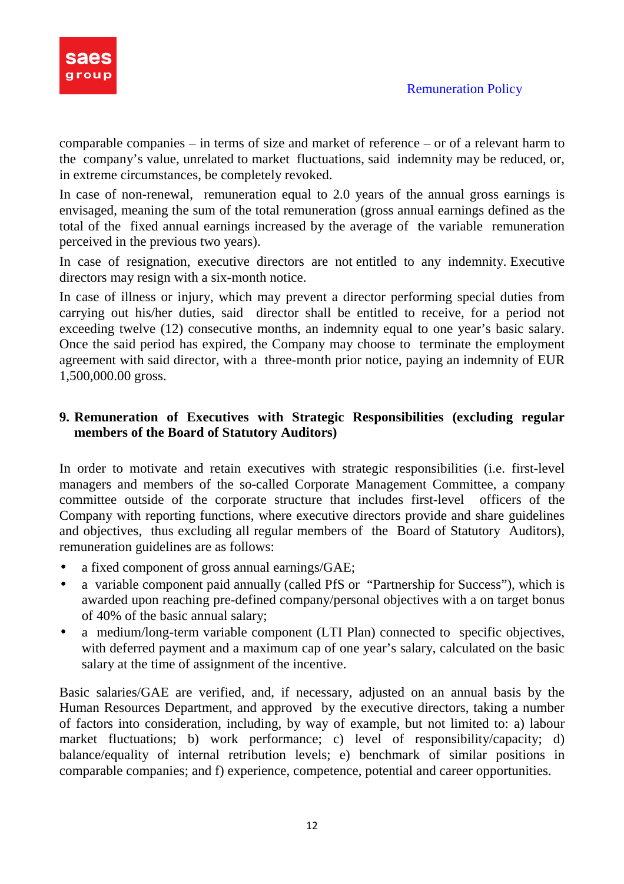comparable companies – in terms of size and market of reference – or of a relevant harm to the company's value, unrelated to market fluctuations, said indemnity may be reduced, or, in extreme circumstances, be completely revoked.

In case of non-renewal, remuneration equal to 2.0 years of the annual gross earnings is envisaged, meaning the sum of the total remuneration (gross annual earnings defined as the total of the fixed annual earnings increased by the average of the variable remuneration perceived in the previous two years).

In case of resignation, executive directors are not entitled to any indemnity. Executive directors may resign with a six-month notice.

In case of illness or injury, which may prevent a director performing special duties from carrying out his/her duties, said director shall be entitled to receive, for a period not exceeding twelve (12) consecutive months, an indemnity equal to one year's basic salary. Once the said period has expired, the Company may choose to terminate the employment agreement with said director, with a three-month prior notice, paying an indemnity of EUR 1,500,000.00 gross.

## 9. Remuneration of Executives with Strategic Responsibilities (excluding regular members of the Board of Statutory Auditors)

In order to motivate and retain executives with strategic responsibilities (i.e. first-level managers and members of the so-called Corporate Management Committee, a company committee outside of the corporate structure that includes first-level officers of the Company with reporting functions, where executive directors provide and share guidelines and objectives, thus excluding all regular members of the Board of Statutory Auditors), remuneration guidelines are as follows:

- a fixed component of gross annual earnings/GAE;
- a variable component paid annually (called PfS or "Partnership for Success"), which is awarded upon reaching pre-defined company/personal objectives with a on target bonus of 40% of the basic annual salary;
- a medium/long-term variable component (LTI Plan) connected to specific objectives, with deferred payment and a maximum cap of one year's salary, calculated on the basic salary at the time of assignment of the incentive.

Basic salaries/GAE are verified, and, if necessary, adjusted on an annual basis by the Human Resources Department, and approved by the executive directors, taking a number of factors into consideration, including, by way of example, but not limited to: a) labour market fluctuations; b) work performance; c) level of responsibility/capacity; d) balance/equality of internal retribution levels; e) benchmark of similar positions in comparable companies; and f) experience, competence, potential and career opportunities.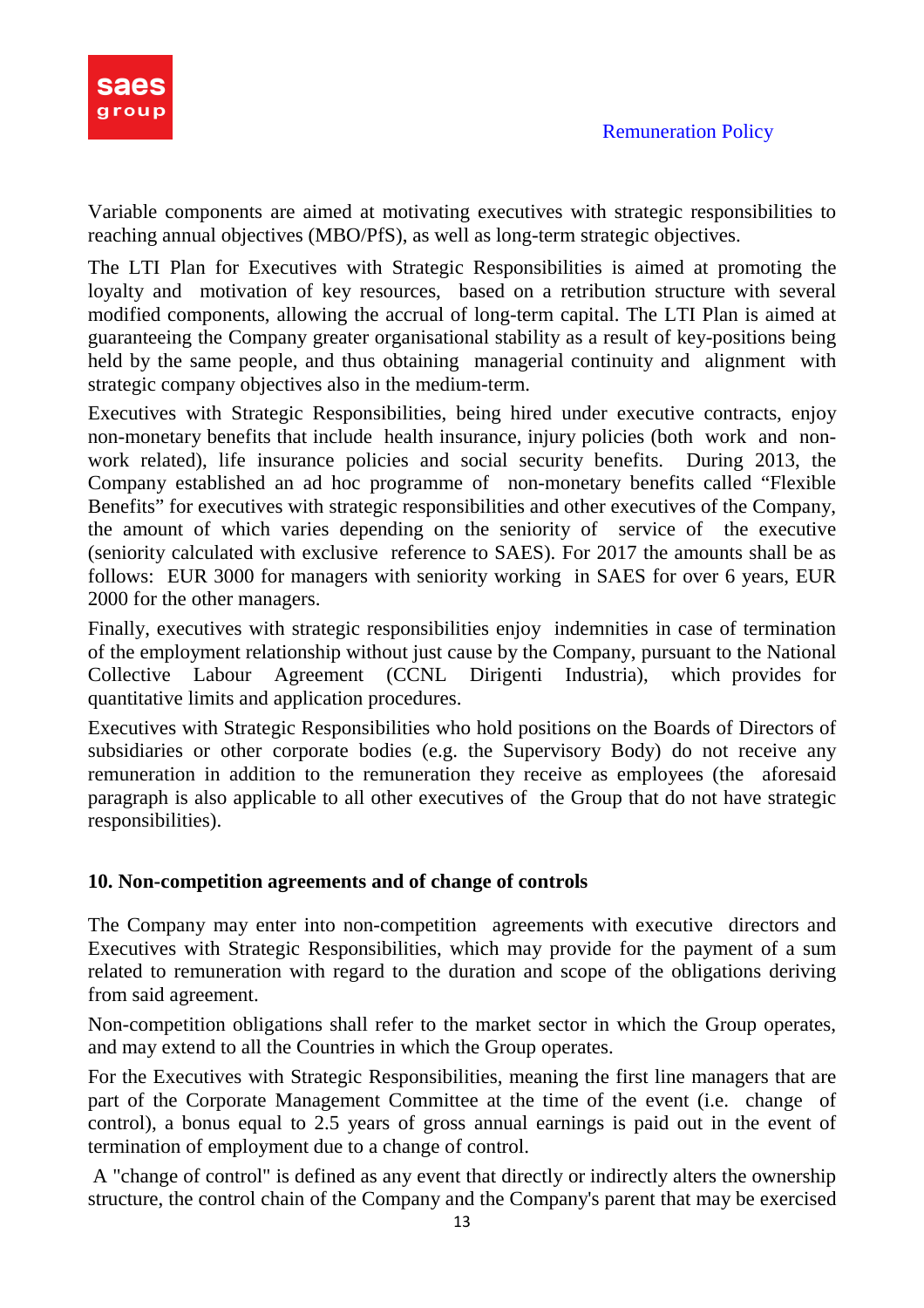Variable components are aimed at motivating executives with strategic responsibilities to reaching annual objectives (MBO/PfS), as well as long-term strategic objectives.

The LTI Plan for Executives with Strategic Responsibilities is aimed at promoting the loyalty and motivation of key resources, based on a retribution structure with several modified components, allowing the accrual of long-term capital. The LTI Plan is aimed at guaranteeing the Company greater organisational stability as a result of key-positions being held by the same people, and thus obtaining managerial continuity and alignment with strategic company objectives also in the medium-term.

Executives with Strategic Responsibilities, being hired under executive contracts, enjoy non-monetary benefits that include health insurance, injury policies (both work and non-work related), life insurance policies and social security benefits. During 2013, the Company established an ad hoc programme of non-monetary benefits called "Flexible Benefits" for executives with strategic responsibilities and other executives of the Company, the amount of which varies depending on the seniority of service of the executive (seniority calculated with exclusive reference to SAES). For 2017 the amounts shall be as follows: EUR 3000 for managers with seniority working in SAES for over 6 years, EUR 2000 for the other managers.

Finally, executives with strategic responsibilities enjoy indemnities in case of termination of the employment relationship without just cause by the Company, pursuant to the National Collective Labour Agreement (CCNL Dirigenti Industria), which provides for quantitative limits and application procedures.

Executives with Strategic Responsibilities who hold positions on the Boards of Directors of subsidiaries or other corporate bodies (e.g. the Supervisory Body) do not receive any remuneration in addition to the remuneration they receive as employees (the aforesaid paragraph is also applicable to all other executives of the Group that do not have strategic responsibilities).

## 10. Non-competition agreements and of change of controls

The Company may enter into non-competition agreements with executive directors and Executives with Strategic Responsibilities, which may provide for the payment of a sum related to remuneration with regard to the duration and scope of the obligations deriving from said agreement.

Non-competition obligations shall refer to the market sector in which the Group operates, and may extend to all the Countries in which the Group operates.

For the Executives with Strategic Responsibilities, meaning the first line managers that are part of the Corporate Management Committee at the time of the event (i.e. change of control), a bonus equal to 2.5 years of gross annual earnings is paid out in the event of termination of employment due to a change of control.

A "change of control" is defined as any event that directly or indirectly alters the ownership structure, the control chain of the Company and the Company's parent that may be exercised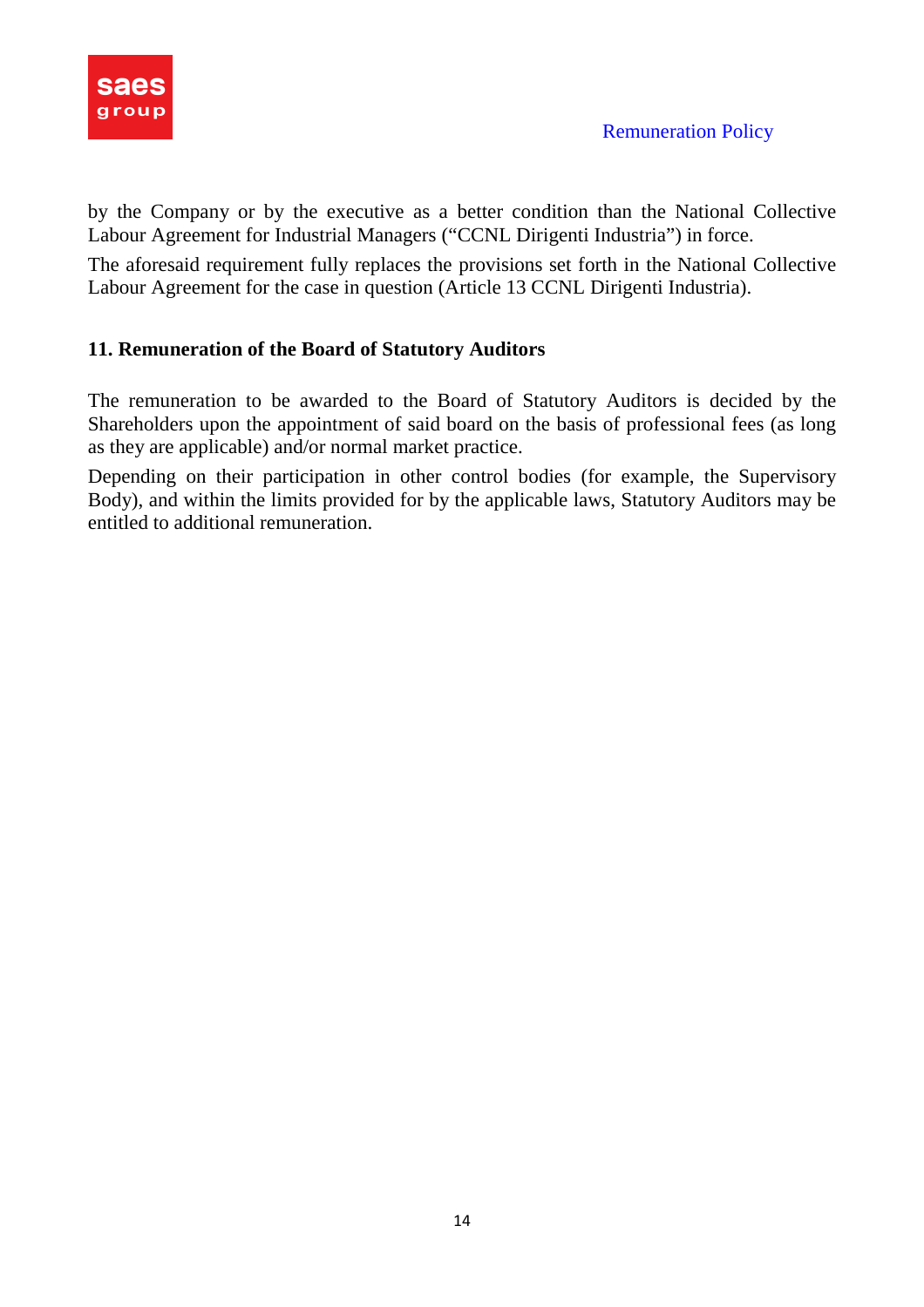by the Company or by the executive as a better condition than the National Collective Labour Agreement for Industrial Managers ("CCNL Dirigenti Industria") in force.

The aforesaid requirement fully replaces the provisions set forth in the National Collective Labour Agreement for the case in question (Article 13 CCNL Dirigenti Industria).

## 11. Remuneration of the Board of Statutory Auditors

The remuneration to be awarded to the Board of Statutory Auditors is decided by the Shareholders upon the appointment of said board on the basis of professional fees (as long as they are applicable) and/or normal market practice.

Depending on their participation in other control bodies (for example, the Supervisory Body), and within the limits provided for by the applicable laws, Statutory Auditors may be entitled to additional remuneration.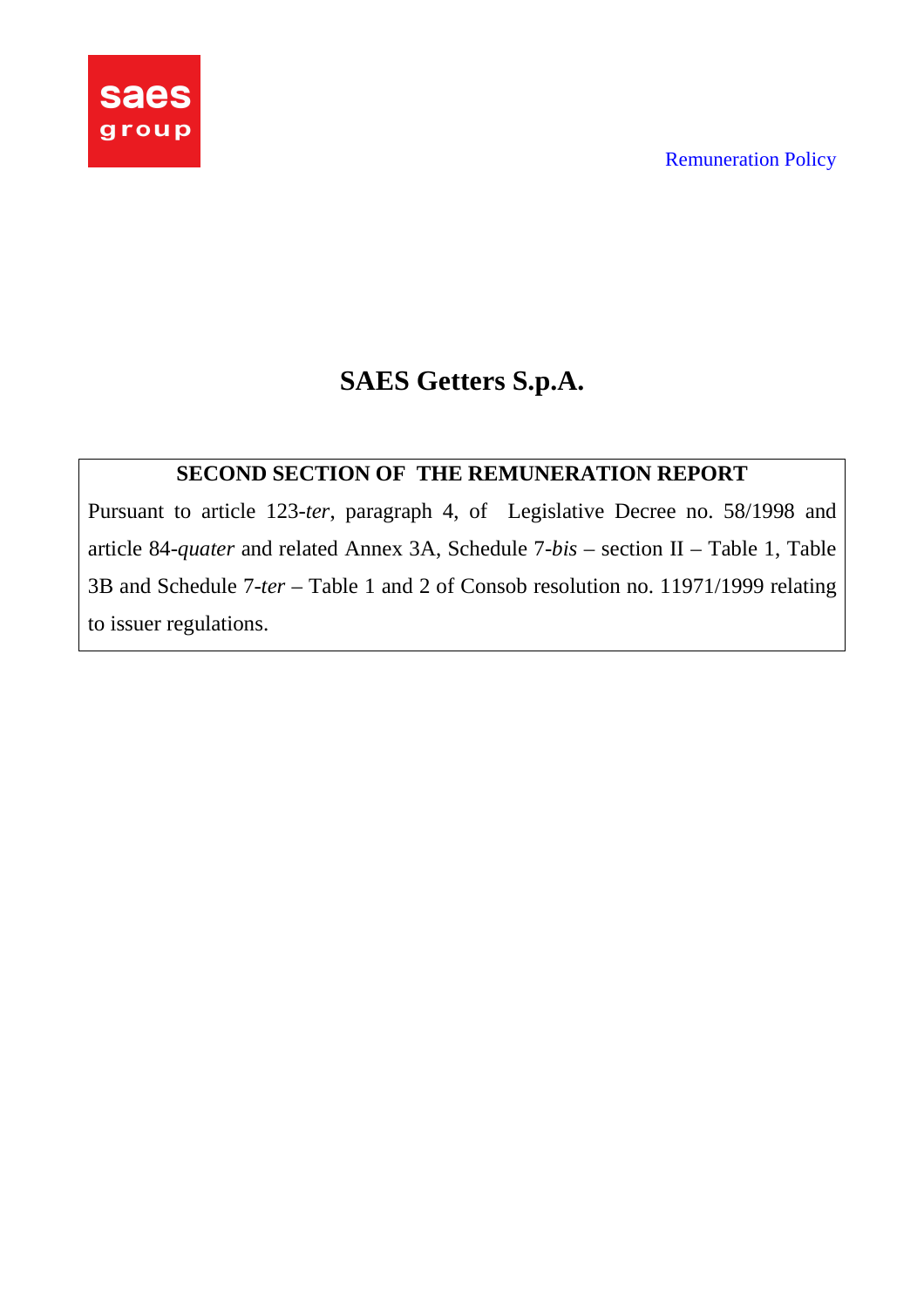# SAES Getters S.p.A.

**SECOND SECTION OF THE REMUNERATION REPORT**

Pursuant to article 123-*ter*, paragraph 4, of Legislative Decree no. 58/1998 and article 84-*quater* and related Annex 3A, Schedule 7-*bis* – section II – Table 1, Table 3B and Schedule 7-*ter* – Table 1 and 2 of Consob resolution no. 11971/1999 relating to issuer regulations.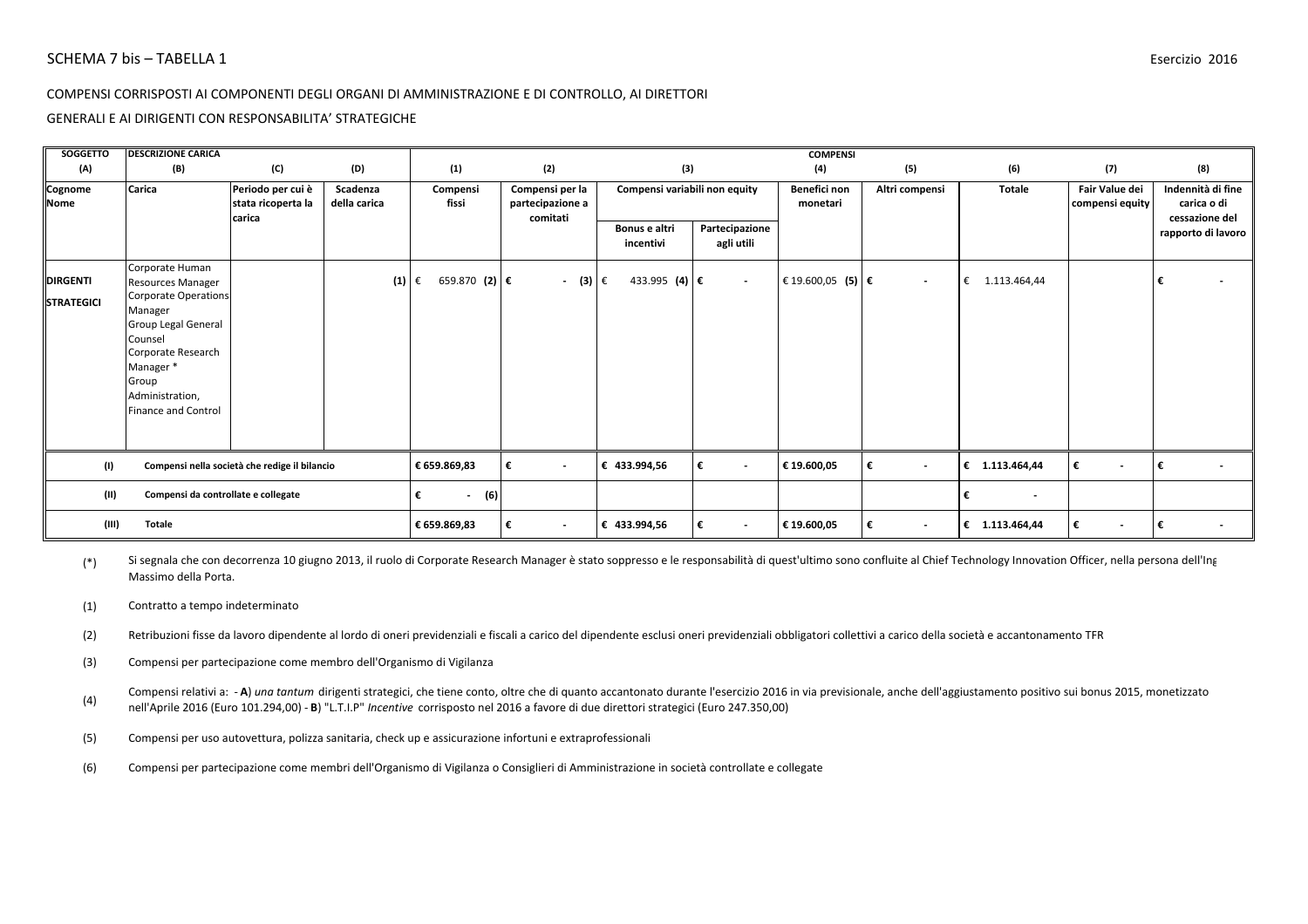SCHEMA 7 bis – TABELLA 1

Esercizio 2016

COMPENSI CORRISPOSTI AI COMPONENTI DEGLI ORGANI DI AMMINISTRAZIONE E DI CONTROLLO, AI DIRETTORI GENERALI E AI DIRIGENTI CON RESPONSABILITA' STRATEGICHE

| SOGGETTO | DESCRIZIONE CARICA | | | COMPENSI | | | | | | | | |
|---|---|---|---|---|---|---|---|---|---|---|---|---|
| (A) | (B) | (C) | (D) | (1) | (2) | (3) | | (4) | (5) | (6) | (7) | (8) |
| Cognome Nome | Carica | Periodo per cui è stata ricoperta la carica | Scadenza della carica | Compensi fissi | Compensi per la partecipazione a comitati | Compensi variabili non equity | | Benefici non monetari | Altri compensi | Totale | Fair Value dei compensi equity | Indennità di fine carica o di cessazione del rapporto di lavoro |
| | | | | | | Bonus e altri incentivi | Partecipazione agli utili | | | | | |
| **DIRGENTI STRATEGICI** | Corporate Human Resources Manager<br>Corporate Operations Manager<br>Group Legal General Counsel<br>Corporate Research Manager *<br>Group Administration, Finance and Control | | (1) | € 659.870 (2) | € - (3) | € 433.995 (4) | € - | € 19.600,05 (5) | € - | € 1.113.464,44 | | € - |
| (I) | Compensi nella società che redige il bilancio | | | € 659.869,83 | € - | € 433.994,56 | € - | € 19.600,05 | € - | € 1.113.464,44 | € - | € - |
| (II) | Compensi da controllate e collegate | | | € - (6) | | | | | | € - | | |
| (III) | Totale | | | € 659.869,83 | € - | € 433.994,56 | € - | € 19.600,05 | € - | € 1.113.464,44 | € - | € - |

(*) Si segnala che con decorrenza 10 giugno 2013, il ruolo di Corporate Research Manager è stato soppresso e le responsabilità di quest'ultimo sono confluite al Chief Technology Innovation Officer, nella persona dell'Ing Massimo della Porta.

(1) Contratto a tempo indeterminato

(2) Retribuzioni fisse da lavoro dipendente al lordo di oneri previdenziali e fiscali a carico del dipendente esclusi oneri previdenziali obbligatori collettivi a carico della società e accantonamento TFR

(3) Compensi per partecipazione come membro dell'Organismo di Vigilanza

(4) Compensi relativi a: - **A**) *una tantum* dirigenti strategici, che tiene conto, oltre che di quanto accantonato durante l'esercizio 2016 in via previsionale, anche dell'aggiustamento positivo sui bonus 2015, monetizzato nell'Aprile 2016 (Euro 101.294,00) - **B**) "L.T.I.P" *Incentive* corrisposto nel 2016 a favore di due direttori strategici (Euro 247.350,00)

(5) Compensi per uso autovettura, polizza sanitaria, check up e assicurazione infortuni e extraprofessionali

(6) Compensi per partecipazione come membri dell'Organismo di Vigilanza o Consiglieri di Amministrazione in società controllate e collegate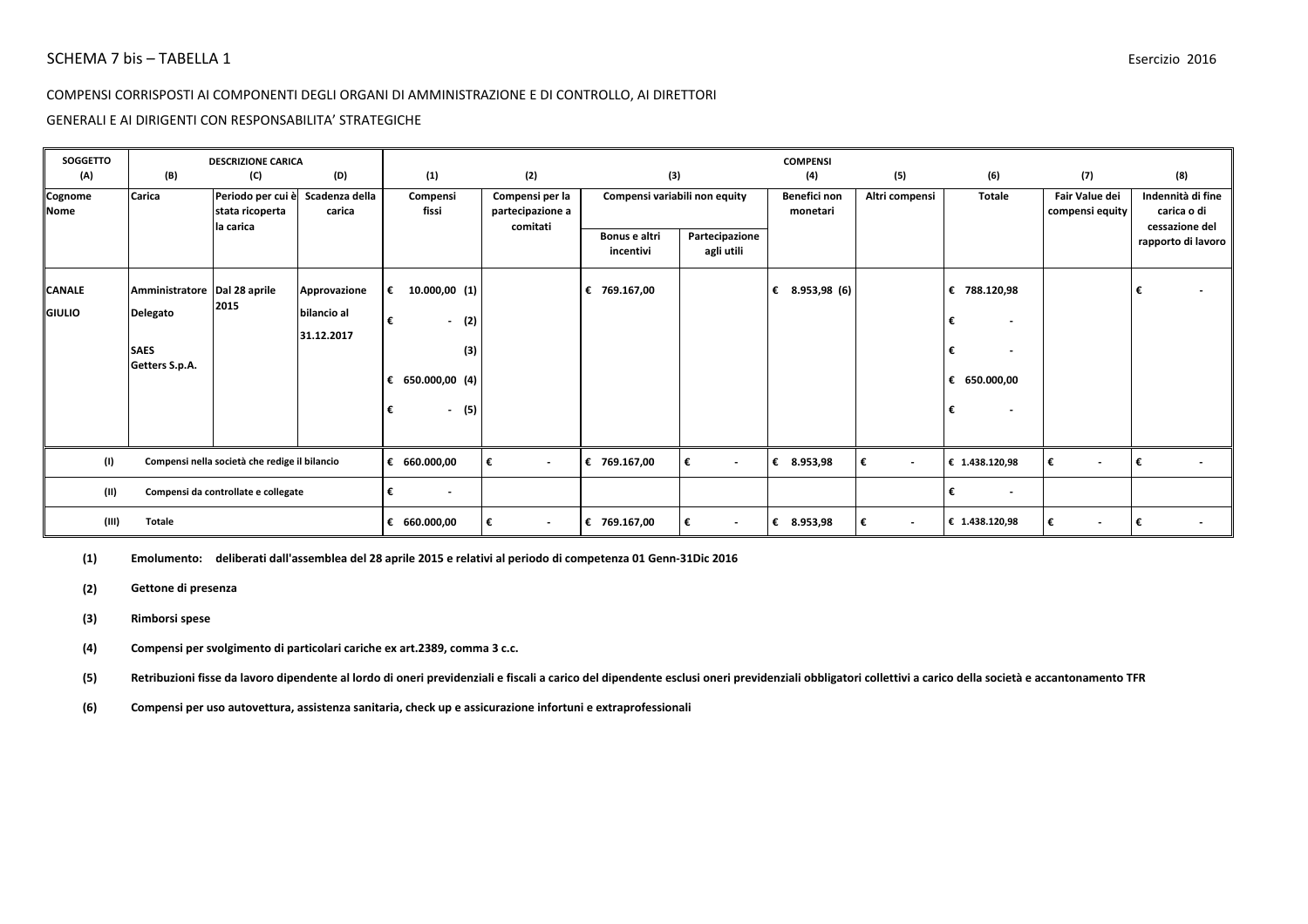SCHEMA 7 bis – TABELLA 1

Esercizio 2016

COMPENSI CORRISPOSTI AI COMPONENTI DEGLI ORGANI DI AMMINISTRAZIONE E DI CONTROLLO, AI DIRETTORI GENERALI E AI DIRIGENTI CON RESPONSABILITA' STRATEGICHE

| SOGGETTO (A) | DESCRIZIONE CARICA (B) | (C) | (D) | COMPENSI (1) | (2) | (3) | | (4) | (5) | (6) | (7) | (8) |
|---|---|---|---|---|---|---|---|---|---|---|---|---|
| Cognome Nome | Carica | Periodo per cui è stata ricoperta la carica | Scadenza della carica | Compensi fissi | Compensi per la partecipazione a comitati | Compensi variabili non equity | | Benefici non monetari | Altri compensi | Totale | Fair Value dei compensi equity | Indennità di fine carica o di cessazione del rapporto di lavoro |
| | | | | | | Bonus e altri incentivi | Partecipazione agli utili | | | | | |
| CANALE GIULIO | Amministratore Delegato SAES Getters S.p.A. | Dal 28 aprile 2015 | Approvazione bilancio al 31.12.2017 | € 10.000,00 (1)<br>€ - (2)<br>(3)<br>€ 650.000,00 (4)<br>€ - (5) | | € 769.167,00 | | € 8.953,98 (6) | | € 788.120,98<br>€ -<br>€ -<br>€ 650.000,00<br>€ - | | € - |
| (I) Compensi nella società che redige il bilancio | | | | € 660.000,00 | € - | € 769.167,00 | € - | € 8.953,98 | € - | € 1.438.120,98 | € - | € - |
| (II) Compensi da controllate e collegate | | | | € - | | | | | | € - | | |
| (III) Totale | | | | € 660.000,00 | € - | € 769.167,00 | € - | € 8.953,98 | € - | € 1.438.120,98 | € - | € - |

**(1)** **Emolumento: deliberati dall'assemblea del 28 aprile 2015 e relativi al periodo di competenza 01 Genn-31Dic 2016**

**(2)** **Gettone di presenza**

**(3)** **Rimborsi spese**

**(4)** **Compensi per svolgimento di particolari cariche ex art.2389, comma 3 c.c.**

**(5)** **Retribuzioni fisse da lavoro dipendente al lordo di oneri previdenziali e fiscali a carico del dipendente esclusi oneri previdenziali obbligatori collettivi a carico della società e accantonamento TFR**

**(6)** **Compensi per uso autovettura, assistenza sanitaria, check up e assicurazione infortuni e extraprofessionali**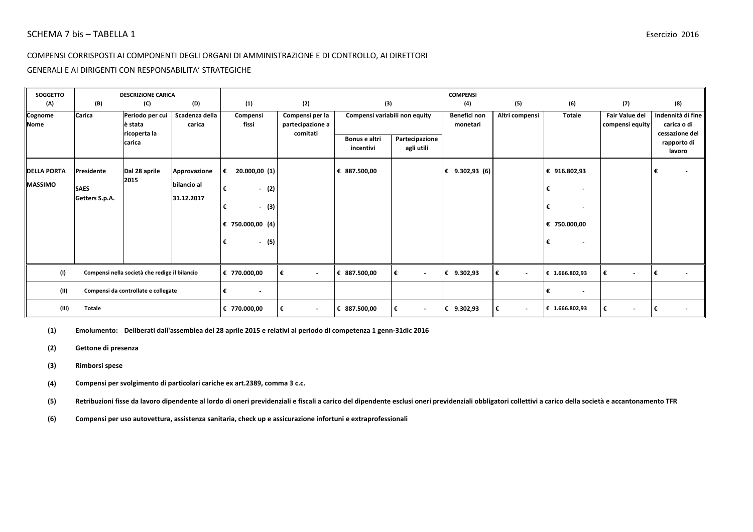SCHEMA 7 bis – TABELLA 1

Esercizio 2016

COMPENSI CORRISPOSTI AI COMPONENTI DEGLI ORGANI DI AMMINISTRAZIONE E DI CONTROLLO, AI DIRETTORI GENERALI E AI DIRIGENTI CON RESPONSABILITA' STRATEGICHE

| SOGGETTO (A) | DESCRIZIONE CARICA (B) | (C) | (D) | COMPENSI (1) | (2) | (3) | | (4) | (5) | (6) | (7) | (8) |
|---|---|---|---|---|---|---|---|---|---|---|---|---|
| Cognome Nome | Carica | Periodo per cui è stata ricoperta la carica | Scadenza della carica | Compensi fissi | Compensi per la partecipazione a comitati | Compensi variabili non equity - Bonus e altri incentivi | Compensi variabili non equity - Partecipazione agli utili | Benefici non monetari | Altri compensi | Totale | Fair Value dei compensi equity | Indennità di fine carica o di cessazione del rapporto di lavoro |
| **DELLA PORTA MASSIMO** | **Presidente SAES Getters S.p.A.** | **Dal 28 aprile 2015** | **Approvazione bilancio al 31.12.2017** | € 20.000,00 (1)<br>€ - (2)<br>€ - (3)<br>€ 750.000,00 (4)<br>€ - (5) | | € 887.500,00 | | € 9.302,93 (6) | | € 916.802,93<br>€ -<br>€ -<br>€ 750.000,00<br>€ - | | € - |
| (I) | Compensi nella società che redige il bilancio | | | € 770.000,00 | € - | € 887.500,00 | € - | € 9.302,93 | € - | € 1.666.802,93 | € - | € - |
| (II) | Compensi da controllate e collegate | | | € - | | | | | | € - | | |
| (III) | Totale | | | € 770.000,00 | € - | € 887.500,00 | € - | € 9.302,93 | € - | € 1.666.802,93 | € - | € - |

**(1)** **Emolumento: Deliberati dall'assemblea del 28 aprile 2015 e relativi al periodo di competenza 1 genn-31dic 2016**

**(2)** **Gettone di presenza**

**(3)** **Rimborsi spese**

**(4)** **Compensi per svolgimento di particolari cariche ex art.2389, comma 3 c.c.**

**(5)** **Retribuzioni fisse da lavoro dipendente al lordo di oneri previdenziali e fiscali a carico del dipendente esclusi oneri previdenziali obbligatori collettivi a carico della società e accantonamento TFR**

**(6)** **Compensi per uso autovettura, assistenza sanitaria, check up e assicurazione infortuni e extraprofessionali**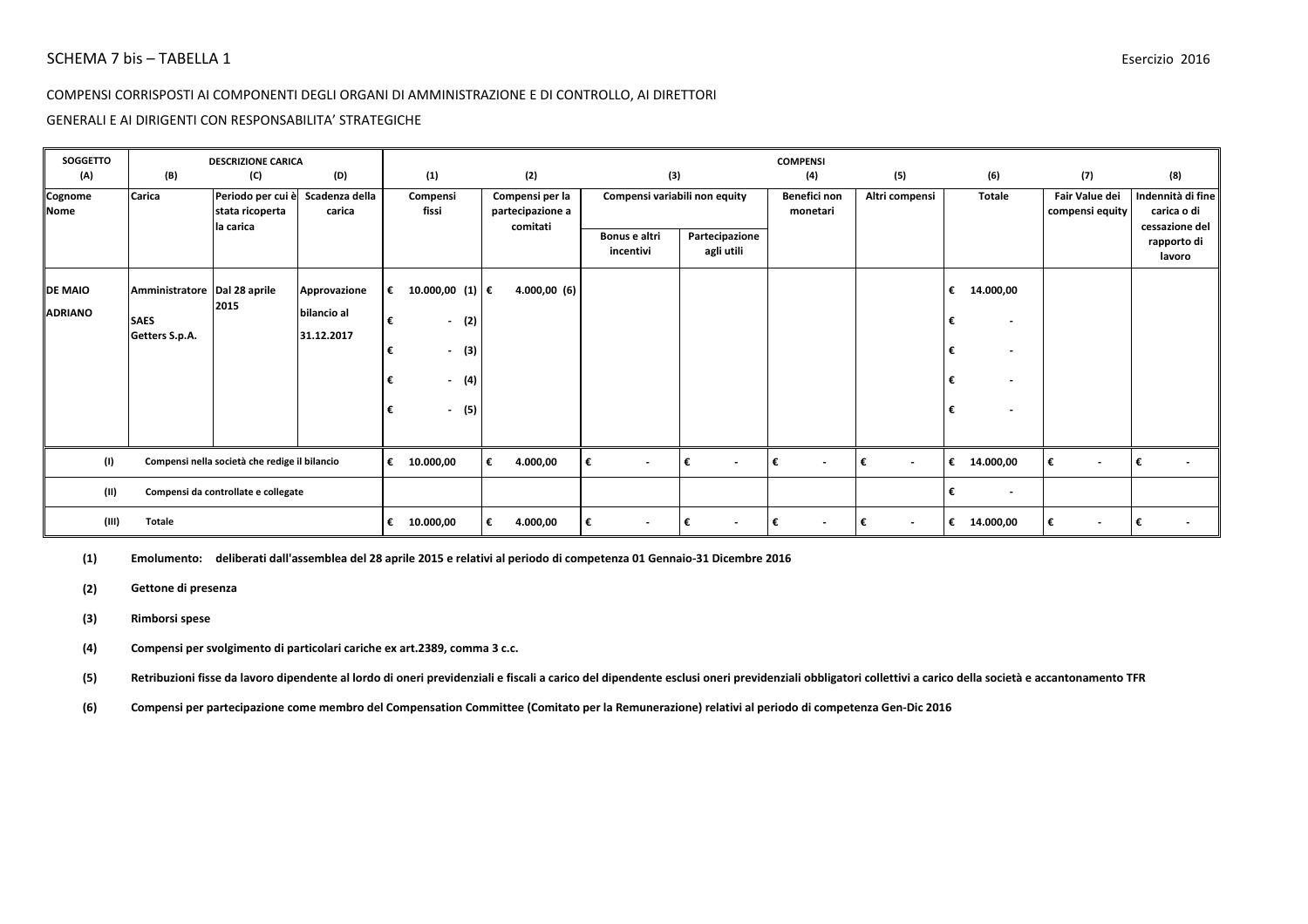SCHEMA 7 bis – TABELLA 1

Esercizio 2016

COMPENSI CORRISPOSTI AI COMPONENTI DEGLI ORGANI DI AMMINISTRAZIONE E DI CONTROLLO, AI DIRETTORI GENERALI E AI DIRIGENTI CON RESPONSABILITA' STRATEGICHE

| SOGGETTO (A) | DESCRIZIONE CARICA (B) | (C) | (D) | COMPENSI (1) | (2) | (3) | | (4) | (5) | (6) | (7) | (8) |
|---|---|---|---|---|---|---|---|---|---|---|---|---|
| Cognome Nome | Carica | Periodo per cui è stata ricoperta la carica | Scadenza della carica | Compensi fissi | Compensi per la partecipazione a comitati | Compensi variabili non equity | | Benefici non monetari | Altri compensi | Totale | Fair Value dei compensi equity | Indennità di fine carica o di cessazione del rapporto di lavoro |
| | | | | | | Bonus e altri incentivi | Partecipazione agli utili | | | | | |
| DE MAIO ADRIANO | Amministratore SAES Getters S.p.A. | Dal 28 aprile 2015 | Approvazione bilancio al 31.12.2017 | € 10.000,00 (1) | € 4.000,00 (6) | | | | | € 14.000,00 | | |
| | | | | € - (2) | | | | | | € - | | |
| | | | | € - (3) | | | | | | € - | | |
| | | | | € - (4) | | | | | | € - | | |
| | | | | € - (5) | | | | | | € - | | |
| (I) | Compensi nella società che redige il bilancio | | | € 10.000,00 | € 4.000,00 | € - | € - | € - | € - | € 14.000,00 | € - | € - |
| (II) | Compensi da controllate e collegate | | | | | | | | | € - | | |
| (III) | Totale | | | € 10.000,00 | € 4.000,00 | € - | € - | € - | € - | € 14.000,00 | € - | € - |

**(1)** **Emolumento: deliberati dall'assemblea del 28 aprile 2015 e relativi al periodo di competenza 01 Gennaio-31 Dicembre 2016**

**(2)** **Gettone di presenza**

**(3)** **Rimborsi spese**

**(4)** **Compensi per svolgimento di particolari cariche ex art.2389, comma 3 c.c.**

**(5)** **Retribuzioni fisse da lavoro dipendente al lordo di oneri previdenziali e fiscali a carico del dipendente esclusi oneri previdenziali obbligatori collettivi a carico della società e accantonamento TFR**

**(6)** **Compensi per partecipazione come membro del Compensation Committee (Comitato per la Remunerazione) relativi al periodo di competenza Gen-Dic 2016**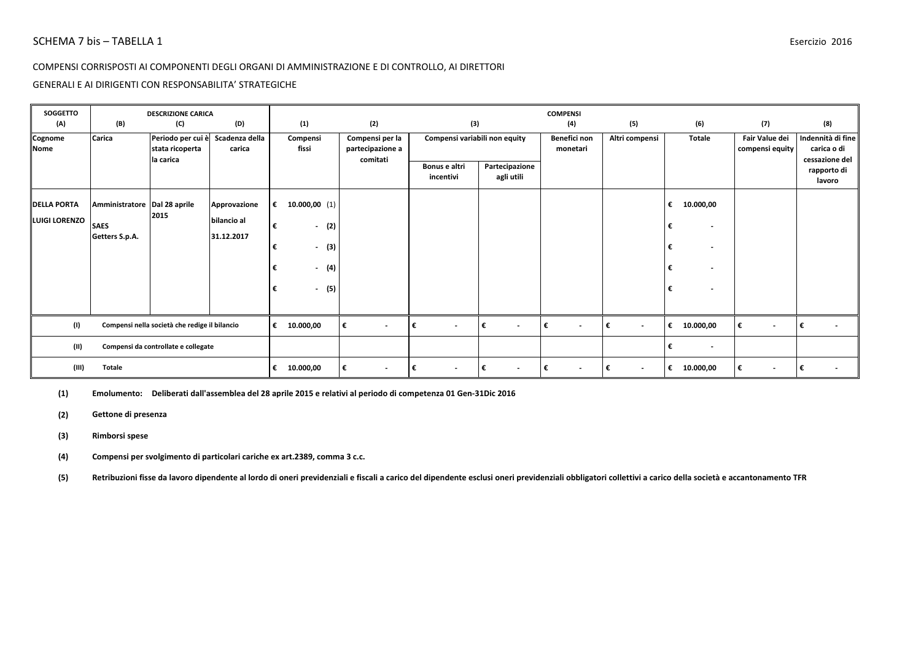SCHEMA 7 bis – TABELLA 1

Esercizio 2016

COMPENSI CORRISPOSTI AI COMPONENTI DEGLI ORGANI DI AMMINISTRAZIONE E DI CONTROLLO, AI DIRETTORI GENERALI E AI DIRIGENTI CON RESPONSABILITA' STRATEGICHE

| SOGGETTO (A) | DESCRIZIONE CARICA (B) | (C) | (D) | COMPENSI (1) | (2) | (3) | | (4) | (5) | (6) | (7) | (8) |
|---|---|---|---|---|---|---|---|---|---|---|---|---|
| Cognome Nome | Carica | Periodo per cui è stata ricoperta la carica | Scadenza della carica | Compensi fissi | Compensi per la partecipazione a comitati | Compensi variabili non equity | | Benefici non monetari | Altri compensi | Totale | Fair Value dei compensi equity | Indennità di fine carica o di cessazione del rapporto di lavoro |
| | | | | | | Bonus e altri incentivi | Partecipazione agli utili | | | | | |
| **DELLA PORTA LUIGI LORENZO** | **Amministratore SAES Getters S.p.A.** | **Dal 28 aprile 2015** | **Approvazione bilancio al 31.12.2017** | € 10.000,00 (1)<br>€ - (2)<br>€ - (3)<br>€ - (4)<br>€ - (5) | | | | | | € 10.000,00<br>€ -<br>€ -<br>€ -<br>€ - | | |
| (I) | Compensi nella società che redige il bilancio | | | € 10.000,00 | € - | € - | € - | € - | € - | € 10.000,00 | € - | € - |
| (II) | Compensi da controllate e collegate | | | | | | | | | € - | | |
| (III) | Totale | | | € 10.000,00 | € - | € - | € - | € - | € - | € 10.000,00 | € - | € - |

**(1)** **Emolumento: Deliberati dall'assemblea del 28 aprile 2015 e relativi al periodo di competenza 01 Gen-31Dic 2016**

**(2)** **Gettone di presenza**

**(3)** **Rimborsi spese**

**(4)** **Compensi per svolgimento di particolari cariche ex art.2389, comma 3 c.c.**

**(5)** **Retribuzioni fisse da lavoro dipendente al lordo di oneri previdenziali e fiscali a carico del dipendente esclusi oneri previdenziali obbligatori collettivi a carico della società e accantonamento TFR**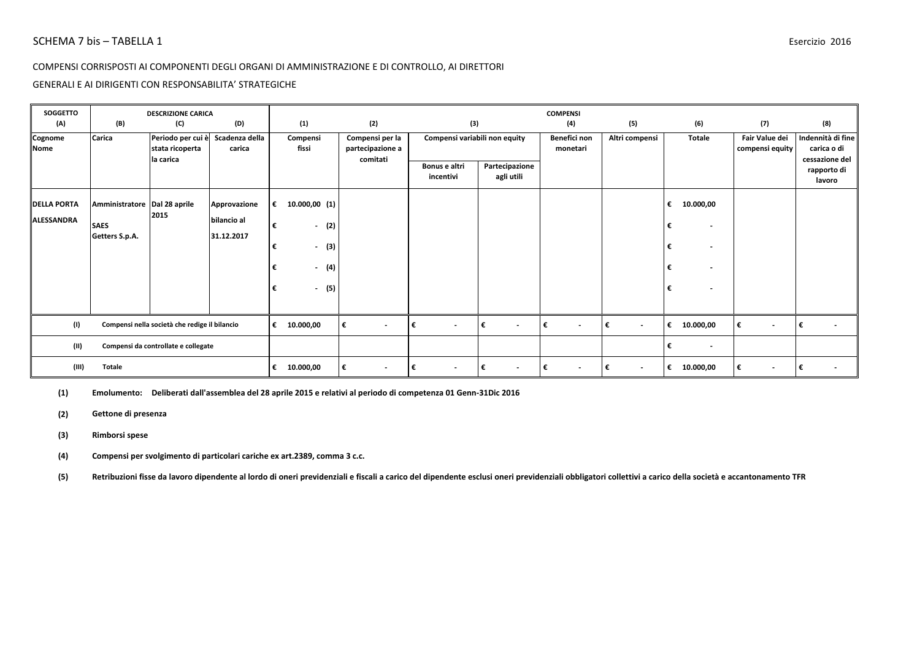SCHEMA 7 bis – TABELLA 1

Esercizio 2016

COMPENSI CORRISPOSTI AI COMPONENTI DEGLI ORGANI DI AMMINISTRAZIONE E DI CONTROLLO, AI DIRETTORI GENERALI E AI DIRIGENTI CON RESPONSABILITA' STRATEGICHE

| SOGGETTO (A) | DESCRIZIONE CARICA (B) | (C) | (D) | COMPENSI (1) | (2) | (3) | | (4) | (5) | (6) | (7) | (8) |
|---|---|---|---|---|---|---|---|---|---|---|---|---|
| Cognome Nome | Carica | Periodo per cui è stata ricoperta la carica | Scadenza della carica | Compensi fissi | Compensi per la partecipazione a comitati | Compensi variabili non equity | | Benefici non monetari | Altri compensi | Totale | Fair Value dei compensi equity | Indennità di fine carica o di cessazione del rapporto di lavoro |
| | | | | | | Bonus e altri incentivi | Partecipazione agli utili | | | | | |
| DELLA PORTA ALESSANDRA | Amministratore SAES Getters S.p.A. | Dal 28 aprile 2015 | Approvazione bilancio al 31.12.2017 | € 10.000,00 (1) | | | | | | € 10.000,00 | | |
| | | | | € - (2) | | | | | | € - | | |
| | | | | € - (3) | | | | | | € - | | |
| | | | | € - (4) | | | | | | € - | | |
| | | | | € - (5) | | | | | | € - | | |
| (I) | Compensi nella società che redige il bilancio | | | € 10.000,00 | € - | € - | € - | € - | € - | € 10.000,00 | € - | € - |
| (II) | Compensi da controllate e collegate | | | | | | | | | € - | | |
| (III) | Totale | | | € 10.000,00 | € - | € - | € - | € - | € - | € 10.000,00 | € - | € - |

**(1)** **Emolumento: Deliberati dall'assemblea del 28 aprile 2015 e relativi al periodo di competenza 01 Genn-31Dic 2016**

**(2)** **Gettone di presenza**

**(3)** **Rimborsi spese**

**(4)** **Compensi per svolgimento di particolari cariche ex art.2389, comma 3 c.c.**

**(5)** **Retribuzioni fisse da lavoro dipendente al lordo di oneri previdenziali e fiscali a carico del dipendente esclusi oneri previdenziali obbligatori collettivi a carico della società e accantonamento TFR**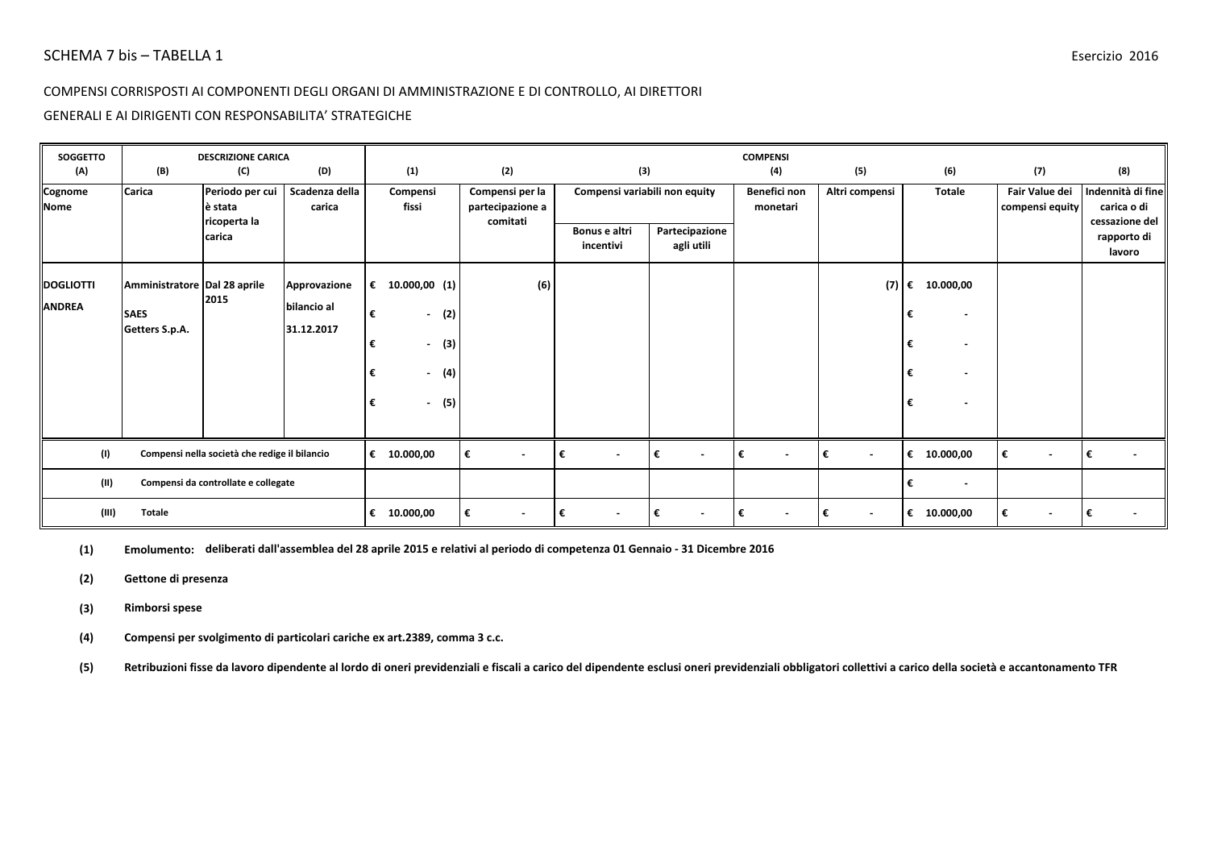SCHEMA 7 bis – TABELLA 1

Esercizio 2016

COMPENSI CORRISPOSTI AI COMPONENTI DEGLI ORGANI DI AMMINISTRAZIONE E DI CONTROLLO, AI DIRETTORI GENERALI E AI DIRIGENTI CON RESPONSABILITA' STRATEGICHE

| SOGGETTO (A) | DESCRIZIONE CARICA (B) | (C) | (D) | COMPENSI (1) | (2) | (3) | | (4) | (5) | (6) | (7) | (8) |
|---|---|---|---|---|---|---|---|---|---|---|---|---|
| Cognome Nome | Carica | Periodo per cui è stata ricoperta la carica | Scadenza della carica | Compensi fissi | Compensi per la partecipazione a comitati | Compensi variabili non equity | | Benefici non monetari | Altri compensi | Totale | Fair Value dei compensi equity | Indennità di fine carica o di cessazione del rapporto di lavoro |
| | | | | | | Bonus e altri incentivi | Partecipazione agli utili | | | | | |
| **DOGLIOTTI ANDREA** | **Amministratore SAES Getters S.p.A.** | **Dal 28 aprile 2015** | **Approvazione bilancio al 31.12.2017** | € 10.000,00 (1)<br>€ - (2)<br>€ - (3)<br>€ - (4)<br>€ - (5) | (6) | | | | (7) | € 10.000,00<br>€ -<br>€ -<br>€ -<br>€ - | | |
| (I) | Compensi nella società che redige il bilancio | | | € 10.000,00 | € - | € - | € - | € - | € - | € 10.000,00 | € - | € - |
| (II) | Compensi da controllate e collegate | | | | | | | | | € - | | |
| (III) | Totale | | | € 10.000,00 | € - | € - | € - | € - | € - | € 10.000,00 | € - | € - |

**(1)** **Emolumento: deliberati dall'assemblea del 28 aprile 2015 e relativi al periodo di competenza 01 Gennaio - 31 Dicembre 2016**

**(2)** **Gettone di presenza**

**(3)** **Rimborsi spese**

**(4)** **Compensi per svolgimento di particolari cariche ex art.2389, comma 3 c.c.**

**(5)** **Retribuzioni fisse da lavoro dipendente al lordo di oneri previdenziali e fiscali a carico del dipendente esclusi oneri previdenziali obbligatori collettivi a carico della società e accantonamento TFR**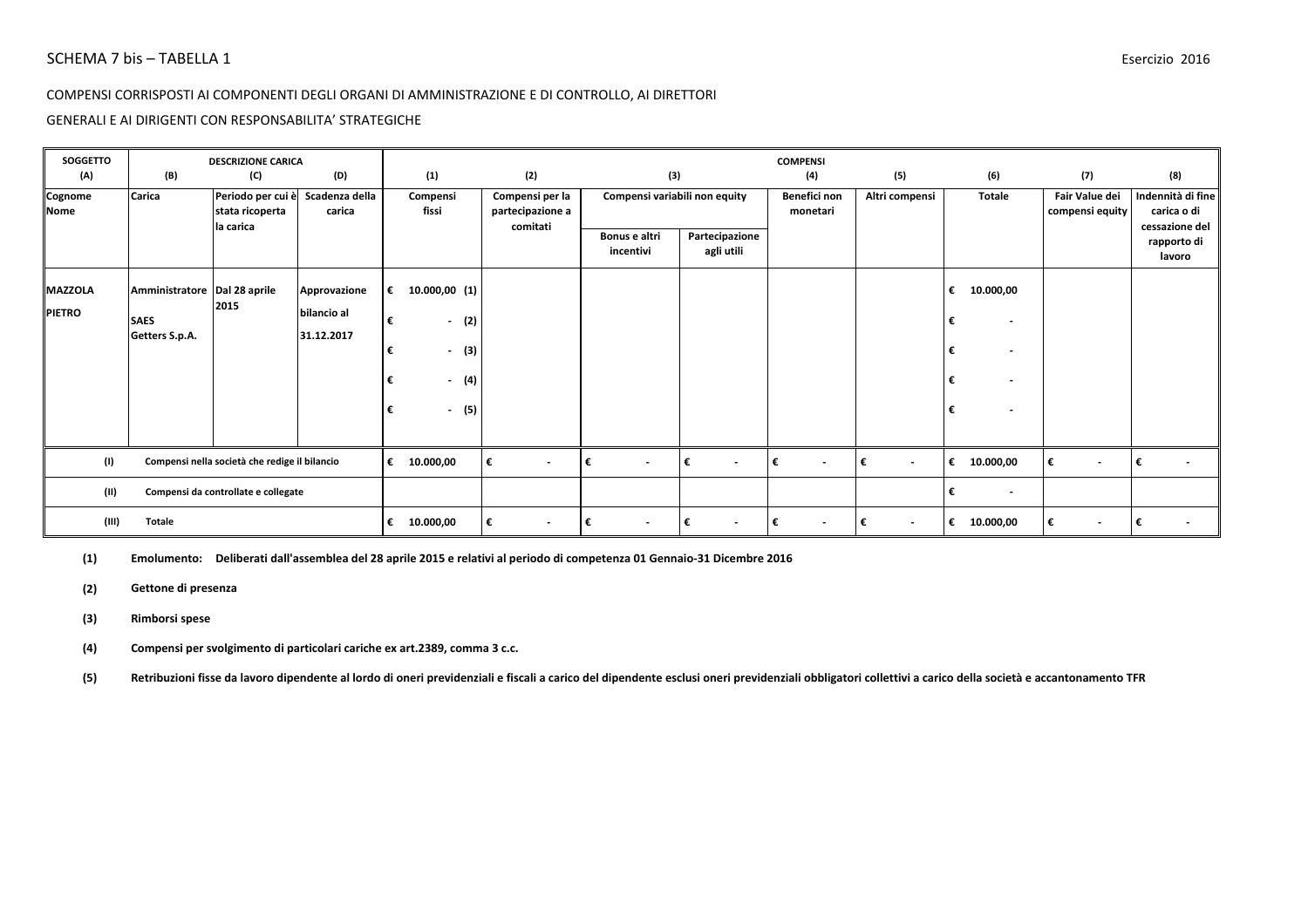SCHEMA 7 bis – TABELLA 1

Esercizio 2016

COMPENSI CORRISPOSTI AI COMPONENTI DEGLI ORGANI DI AMMINISTRAZIONE E DI CONTROLLO, AI DIRETTORI GENERALI E AI DIRIGENTI CON RESPONSABILITA' STRATEGICHE

| SOGGETTO (A) | DESCRIZIONE CARICA (B) | (C) | (D) | COMPENSI (1) | (2) | (3) | | (4) | (5) | (6) | (7) | (8) |
|---|---|---|---|---|---|---|---|---|---|---|---|---|
| Cognome Nome | Carica | Periodo per cui è stata ricoperta la carica | Scadenza della carica | Compensi fissi | Compensi per la partecipazione a comitati | Compensi variabili non equity | | Benefici non monetari | Altri compensi | Totale | Fair Value dei compensi equity | Indennità di fine carica o di cessazione del rapporto di lavoro |
| | | | | | | Bonus e altri incentivi | Partecipazione agli utili | | | | | |
| **MAZZOLA PIETRO** | **Amministratore SAES Getters S.p.A.** | **Dal 28 aprile 2015** | **Approvazione bilancio al 31.12.2017** | € 10.000,00 (1)<br>€ - (2)<br>€ - (3)<br>€ - (4)<br>€ - (5) | | | | | | € 10.000,00<br>€ -<br>€ -<br>€ -<br>€ - | | |
| (I) Compensi nella società che redige il bilancio | | | | € 10.000,00 | € - | € - | € - | € - | € - | € 10.000,00 | € - | € - |
| (II) Compensi da controllate e collegate | | | | | | | | | | € - | | |
| (III) Totale | | | | € 10.000,00 | € - | € - | € - | € - | € - | € 10.000,00 | € - | € - |

**(1)** **Emolumento: Deliberati dall'assemblea del 28 aprile 2015 e relativi al periodo di competenza 01 Gennaio-31 Dicembre 2016**

**(2)** **Gettone di presenza**

**(3)** **Rimborsi spese**

**(4)** **Compensi per svolgimento di particolari cariche ex art.2389, comma 3 c.c.**

**(5)** **Retribuzioni fisse da lavoro dipendente al lordo di oneri previdenziali e fiscali a carico del dipendente esclusi oneri previdenziali obbligatori collettivi a carico della società e accantonamento TFR**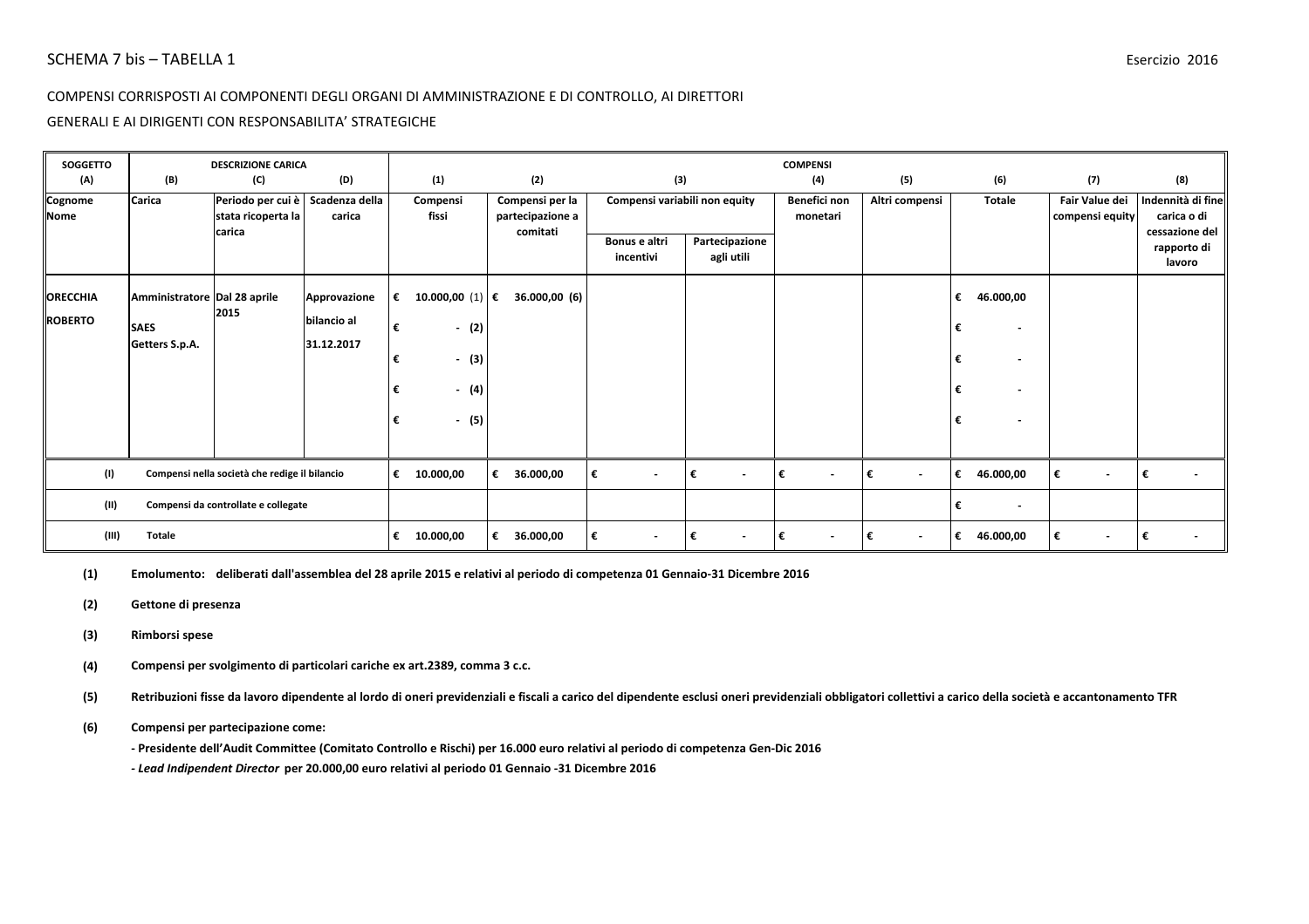SCHEMA 7 bis – TABELLA 1

Esercizio 2016

COMPENSI CORRISPOSTI AI COMPONENTI DEGLI ORGANI DI AMMINISTRAZIONE E DI CONTROLLO, AI DIRETTORI GENERALI E AI DIRIGENTI CON RESPONSABILITA' STRATEGICHE

| SOGGETTO (A) | DESCRIZIONE CARICA (B) | (C) | (D) | COMPENSI (1) | (2) | (3) | | (4) | (5) | (6) | (7) | (8) |
|---|---|---|---|---|---|---|---|---|---|---|---|---|
| Cognome Nome | Carica | Periodo per cui è stata ricoperta la carica | Scadenza della carica | Compensi fissi | Compensi per la partecipazione a comitati | Compensi variabili non equity | | Benefici non monetari | Altri compensi | Totale | Fair Value dei compensi equity | Indennità di fine carica o di cessazione del rapporto di lavoro |
| | | | | | | Bonus e altri incentivi | Partecipazione agli utili | | | | | |
| ORECCHIA ROBERTO | Amministratore SAES Getters S.p.A. | Dal 28 aprile 2015 | Approvazione bilancio al 31.12.2017 | € 10.000,00 (1)<br>€ - (2)<br>€ - (3)<br>€ - (4)<br>€ - (5) | € 36.000,00 (6) | | | | | € 46.000,00<br>€ -<br>€ -<br>€ -<br>€ - | | |
| (I) Compensi nella società che redige il bilancio | | | | € 10.000,00 | € 36.000,00 | € - | € - | € - | € - | € 46.000,00 | € - | € - |
| (II) Compensi da controllate e collegate | | | | | | | | | | € - | | |
| (III) Totale | | | | € 10.000,00 | € 36.000,00 | € - | € - | € - | € - | € 46.000,00 | € - | € - |

**(1)** **Emolumento: deliberati dall'assemblea del 28 aprile 2015 e relativi al periodo di competenza 01 Gennaio-31 Dicembre 2016**

**(2)** **Gettone di presenza**

**(3)** **Rimborsi spese**

**(4)** **Compensi per svolgimento di particolari cariche ex art.2389, comma 3 c.c.**

**(5)** **Retribuzioni fisse da lavoro dipendente al lordo di oneri previdenziali e fiscali a carico del dipendente esclusi oneri previdenziali obbligatori collettivi a carico della società e accantonamento TFR**

**(6)** **Compensi per partecipazione come:**

**- Presidente dell'Audit Committee (Comitato Controllo e Rischi) per 16.000 euro relativi al periodo di competenza Gen-Dic 2016**

**- *Lead Indipendent Director* per 20.000,00 euro relativi al periodo 01 Gennaio -31 Dicembre 2016**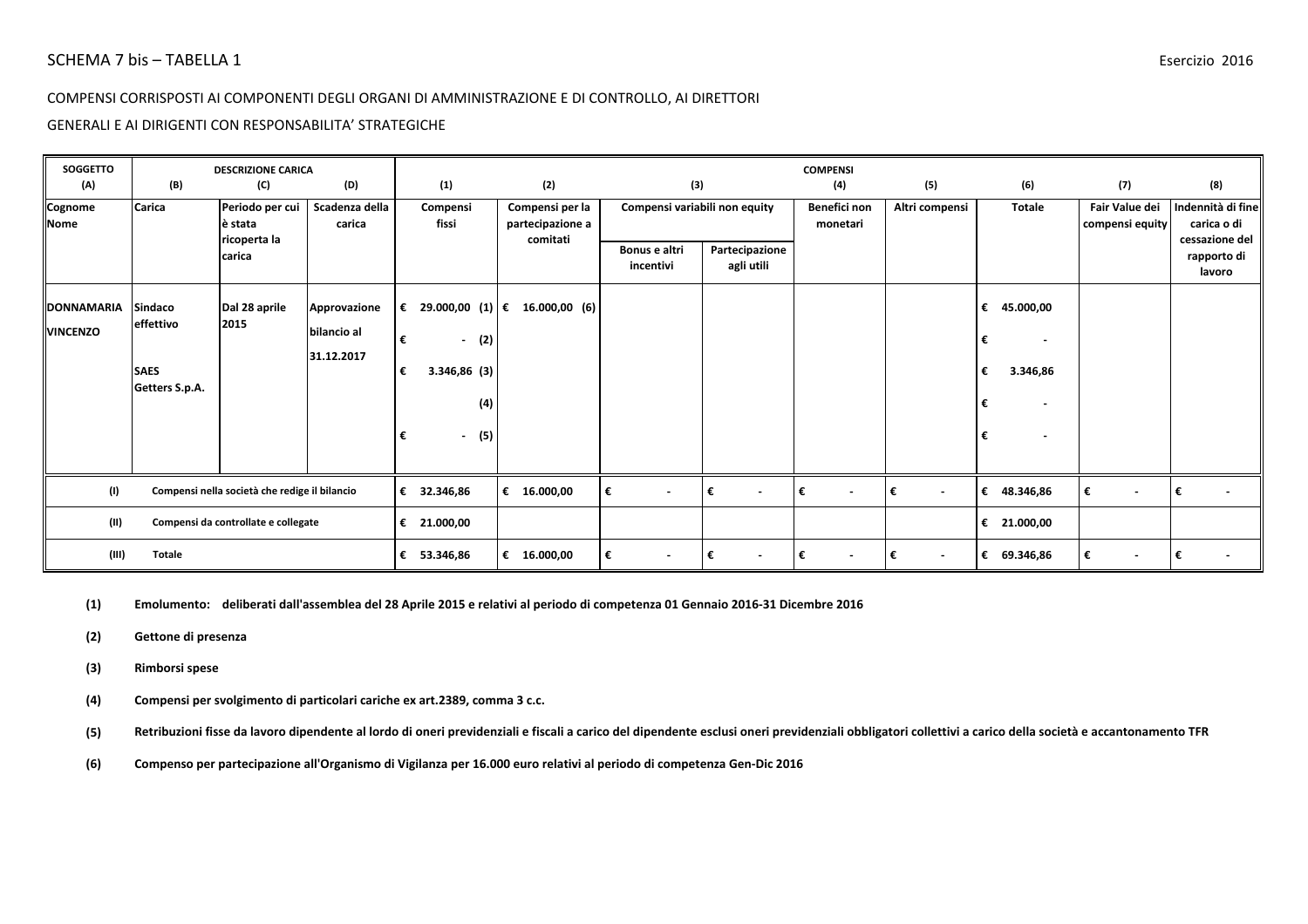SCHEMA 7 bis – TABELLA 1

Esercizio 2016

COMPENSI CORRISPOSTI AI COMPONENTI DEGLI ORGANI DI AMMINISTRAZIONE E DI CONTROLLO, AI DIRETTORI GENERALI E AI DIRIGENTI CON RESPONSABILITA' STRATEGICHE

| SOGGETTO | DESCRIZIONE CARICA | | | COMPENSI | | | | | | | | |
|---|---|---|---|---|---|---|---|---|---|---|---|---|
| (A) | (B) | (C) | (D) | (1) | (2) | (3) | | (4) | (5) | (6) | (7) | (8) |
| Cognome Nome | Carica | Periodo per cui è stata ricoperta la carica | Scadenza della carica | Compensi fissi | Compensi per la partecipazione a comitati | Compensi variabili non equity | | Benefici non monetari | Altri compensi | Totale | Fair Value dei compensi equity | Indennità di fine carica o di cessazione del rapporto di lavoro |
| | | | | | | Bonus e altri incentivi | Partecipazione agli utili | | | | | |
| DONNAMARIA VINCENZO | Sindaco effettivo SAES Getters S.p.A. | Dal 28 aprile 2015 | Approvazione bilancio al 31.12.2017 | € 29.000,00 (1)<br>€ - (2)<br>€ 3.346,86 (3)<br>(4)<br>€ - (5) | € 16.000,00 (6) | | | | | € 45.000,00<br>€ -<br>€ 3.346,86<br>€ -<br>€ - | | |
| (I) Compensi nella società che redige il bilancio | | | | € 32.346,86 | € 16.000,00 | € - | € - | € - | € - | € 48.346,86 | € - | € - |
| (II) Compensi da controllate e collegate | | | | € 21.000,00 | | | | | | € 21.000,00 | | |
| (III) Totale | | | | € 53.346,86 | € 16.000,00 | € - | € - | € - | € - | € 69.346,86 | € - | € - |

**(1)** **Emolumento: deliberati dall'assemblea del 28 Aprile 2015 e relativi al periodo di competenza 01 Gennaio 2016-31 Dicembre 2016**

**(2)** **Gettone di presenza**

**(3)** **Rimborsi spese**

**(4)** **Compensi per svolgimento di particolari cariche ex art.2389, comma 3 c.c.**

**(5)** **Retribuzioni fisse da lavoro dipendente al lordo di oneri previdenziali e fiscali a carico del dipendente esclusi oneri previdenziali obbligatori collettivi a carico della società e accantonamento TFR**

**(6)** **Compenso per partecipazione all'Organismo di Vigilanza per 16.000 euro relativi al periodo di competenza Gen-Dic 2016**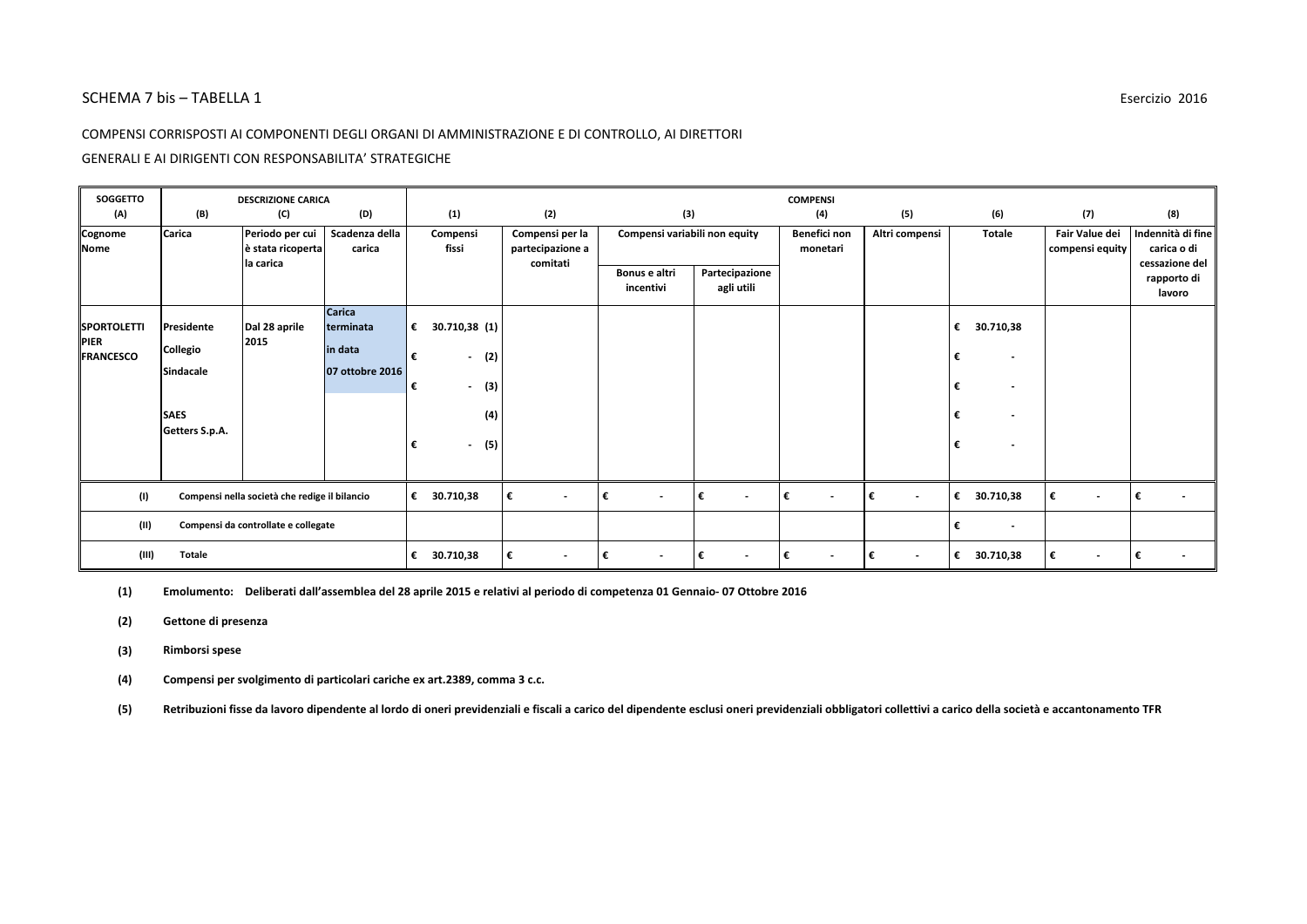SCHEMA 7 bis – TABELLA 1

Esercizio 2016

COMPENSI CORRISPOSTI AI COMPONENTI DEGLI ORGANI DI AMMINISTRAZIONE E DI CONTROLLO, AI DIRETTORI GENERALI E AI DIRIGENTI CON RESPONSABILITA' STRATEGICHE

| SOGGETTO (A) | DESCRIZIONE CARICA (B) | (C) | (D) | COMPENSI (1) | (2) | (3) | | (4) | (5) | (6) | (7) | (8) |
|---|---|---|---|---|---|---|---|---|---|---|---|---|
| Cognome Nome | Carica | Periodo per cui è stata ricoperta la carica | Scadenza della carica | Compensi fissi | Compensi per la partecipazione a comitati | Compensi variabili non equity | | Benefici non monetari | Altri compensi | Totale | Fair Value dei compensi equity | Indennità di fine carica o di cessazione del rapporto di lavoro |
| | | | | | | Bonus e altri incentivi | Partecipazione agli utili | | | | | |
| SPORTOLETTI PIER FRANCESCO | Presidente Collegio Sindacale SAES Getters S.p.A. | Dal 28 aprile 2015 | Carica terminata in data 07 ottobre 2016 | € 30.710,38 (1)<br>€ - (2)<br>€ - (3)<br>(4)<br>€ - (5) | | | | | | € 30.710,38<br>€ -<br>€ -<br>€ -<br>€ - | | |
| (I) Compensi nella società che redige il bilancio | | | | € 30.710,38 | € - | € - | € - | € - | € - | € 30.710,38 | € - | € - |
| (II) Compensi da controllate e collegate | | | | | | | | | | € - | | |
| (III) Totale | | | | € 30.710,38 | € - | € - | € - | € - | € - | € 30.710,38 | € - | € - |

**(1) Emolumento: Deliberati dall'assemblea del 28 aprile 2015 e relativi al periodo di competenza 01 Gennaio- 07 Ottobre 2016**

**(2) Gettone di presenza**

**(3) Rimborsi spese**

**(4) Compensi per svolgimento di particolari cariche ex art.2389, comma 3 c.c.**

**(5) Retribuzioni fisse da lavoro dipendente al lordo di oneri previdenziali e fiscali a carico del dipendente esclusi oneri previdenziali obbligatori collettivi a carico della società e accantonamento TFR**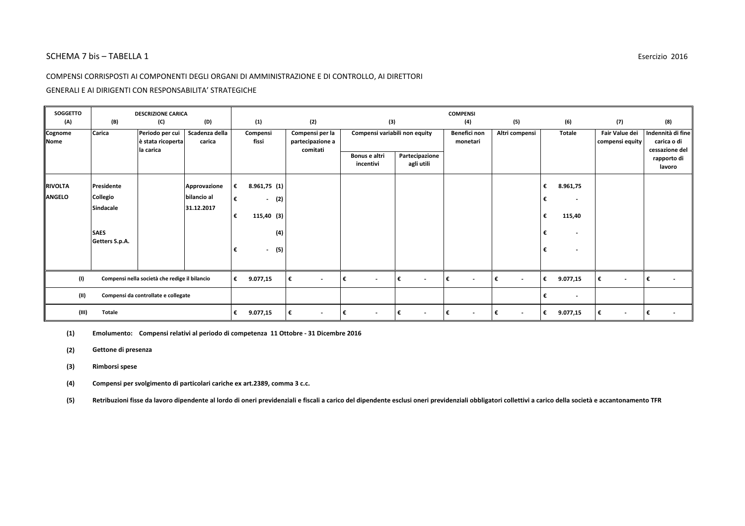SCHEMA 7 bis – TABELLA 1

Esercizio 2016

COMPENSI CORRISPOSTI AI COMPONENTI DEGLI ORGANI DI AMMINISTRAZIONE E DI CONTROLLO, AI DIRETTORI GENERALI E AI DIRIGENTI CON RESPONSABILITA' STRATEGICHE

| SOGGETTO (A) | DESCRIZIONE CARICA (B) | (C) | (D) | COMPENSI (1) | (2) | (3) | | (4) | (5) | (6) | (7) | (8) |
|---|---|---|---|---|---|---|---|---|---|---|---|---|
| Cognome Nome | Carica | Periodo per cui è stata ricoperta la carica | Scadenza della carica | Compensi fissi | Compensi per la partecipazione a comitati | Compensi variabili non equity | | Benefici non monetari | Altri compensi | Totale | Fair Value dei compensi equity | Indennità di fine carica o di cessazione del rapporto di lavoro |
| | | | | | | Bonus e altri incentivi | Partecipazione agli utili | | | | | |
| RIVOLTA ANGELO | Presidente Collegio Sindacale<br>SAES Getters S.p.A. | | Approvazione bilancio al 31.12.2017 | € 8.961,75 (1)<br>€ - (2)<br>€ 115,40 (3)<br>(4)<br>€ - (5) | | | | | | € 8.961,75<br>€ -<br>€ 115,40<br>€ -<br>€ - | | |
| (I) | Compensi nella società che redige il bilancio | | | € 9.077,15 | € - | € - | € - | € - | € - | € 9.077,15 | € - | € - |
| (II) | Compensi da controllate e collegate | | | | | | | | | € - | | |
| (III) | Totale | | | € 9.077,15 | € - | € - | € - | € - | € - | € 9.077,15 | € - | € - |

**(1)** **Emolumento: Compensi relativi al periodo di competenza 11 Ottobre - 31 Dicembre 2016**

**(2)** **Gettone di presenza**

**(3)** **Rimborsi spese**

**(4)** **Compensi per svolgimento di particolari cariche ex art.2389, comma 3 c.c.**

**(5)** **Retribuzioni fisse da lavoro dipendente al lordo di oneri previdenziali e fiscali a carico del dipendente esclusi oneri previdenziali obbligatori collettivi a carico della società e accantonamento TFR**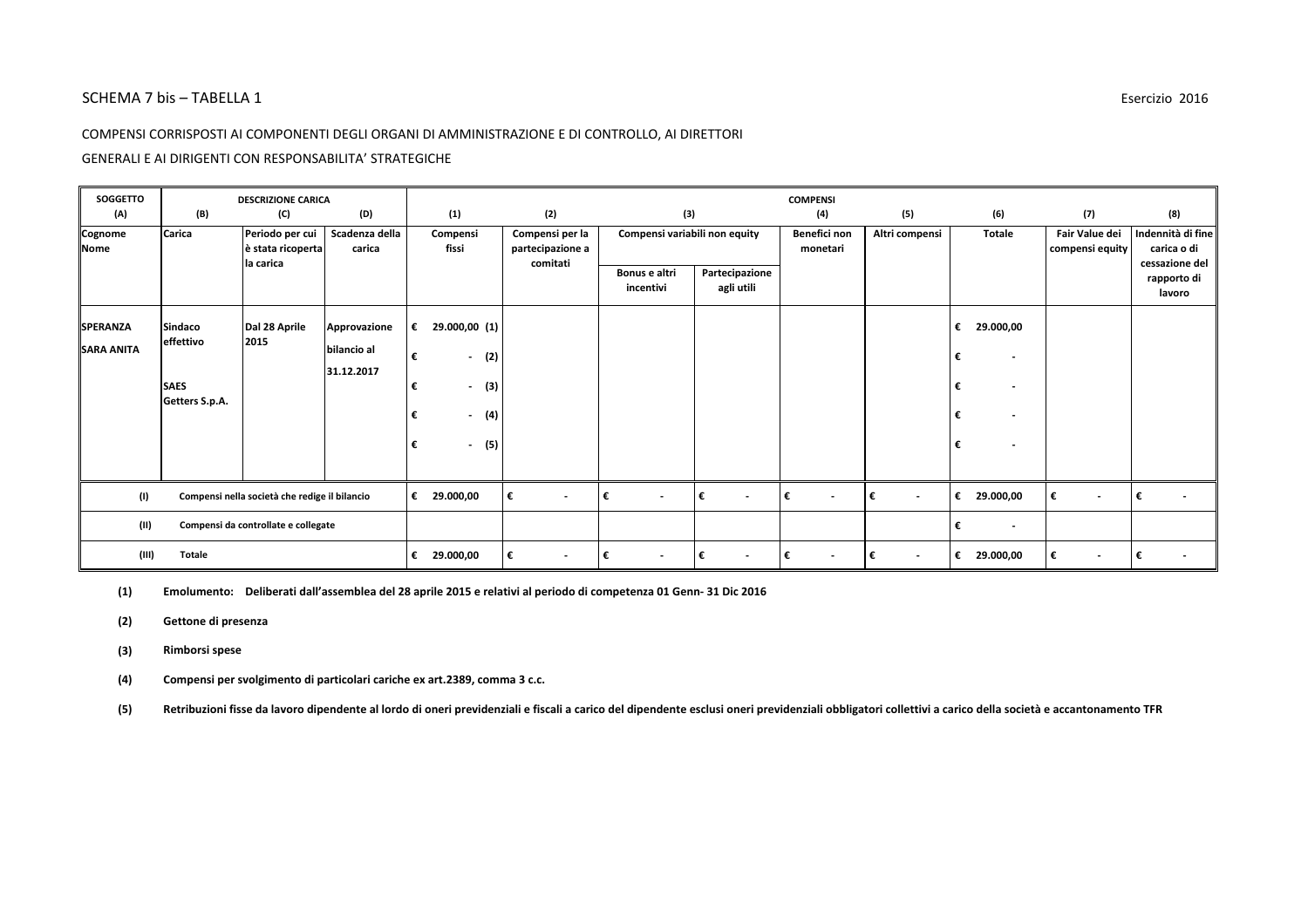SCHEMA 7 bis – TABELLA 1

Esercizio 2016

COMPENSI CORRISPOSTI AI COMPONENTI DEGLI ORGANI DI AMMINISTRAZIONE E DI CONTROLLO, AI DIRETTORI GENERALI E AI DIRIGENTI CON RESPONSABILITA' STRATEGICHE

| SOGGETTO (A) | DESCRIZIONE CARICA (B) | (C) | (D) | COMPENSI (1) | (2) | (3) | | (4) | (5) | (6) | (7) | (8) |
|---|---|---|---|---|---|---|---|---|---|---|---|---|
| Cognome Nome | Carica | Periodo per cui è stata ricoperta la carica | Scadenza della carica | Compensi fissi | Compensi per la partecipazione a comitati | Compensi variabili non equity | | Benefici non monetari | Altri compensi | Totale | Fair Value dei compensi equity | Indennità di fine carica o di cessazione del rapporto di lavoro |
| | | | | | | Bonus e altri incentivi | Partecipazione agli utili | | | | | |
| **SPERANZA SARA ANITA** | **Sindaco effettivo SAES Getters S.p.A.** | **Dal 28 Aprile 2015** | **Approvazione bilancio al 31.12.2017** | € 29.000,00 (1)<br>€ - (2)<br>€ - (3)<br>€ - (4)<br>€ - (5) | | | | | | € 29.000,00<br>€ -<br>€ -<br>€ -<br>€ - | | |
| (I) | Compensi nella società che redige il bilancio | | | € 29.000,00 | € - | € - | € - | € - | € - | € 29.000,00 | € - | € - |
| (II) | Compensi da controllate e collegate | | | | | | | | | € - | | |
| (III) | Totale | | | € 29.000,00 | € - | € - | € - | € - | € - | € 29.000,00 | € - | € - |

**(1)** **Emolumento: Deliberati dall'assemblea del 28 aprile 2015 e relativi al periodo di competenza 01 Genn- 31 Dic 2016**

**(2)** **Gettone di presenza**

**(3)** **Rimborsi spese**

**(4)** **Compensi per svolgimento di particolari cariche ex art.2389, comma 3 c.c.**

**(5)** **Retribuzioni fisse da lavoro dipendente al lordo di oneri previdenziali e fiscali a carico del dipendente esclusi oneri previdenziali obbligatori collettivi a carico della società e accantonamento TFR**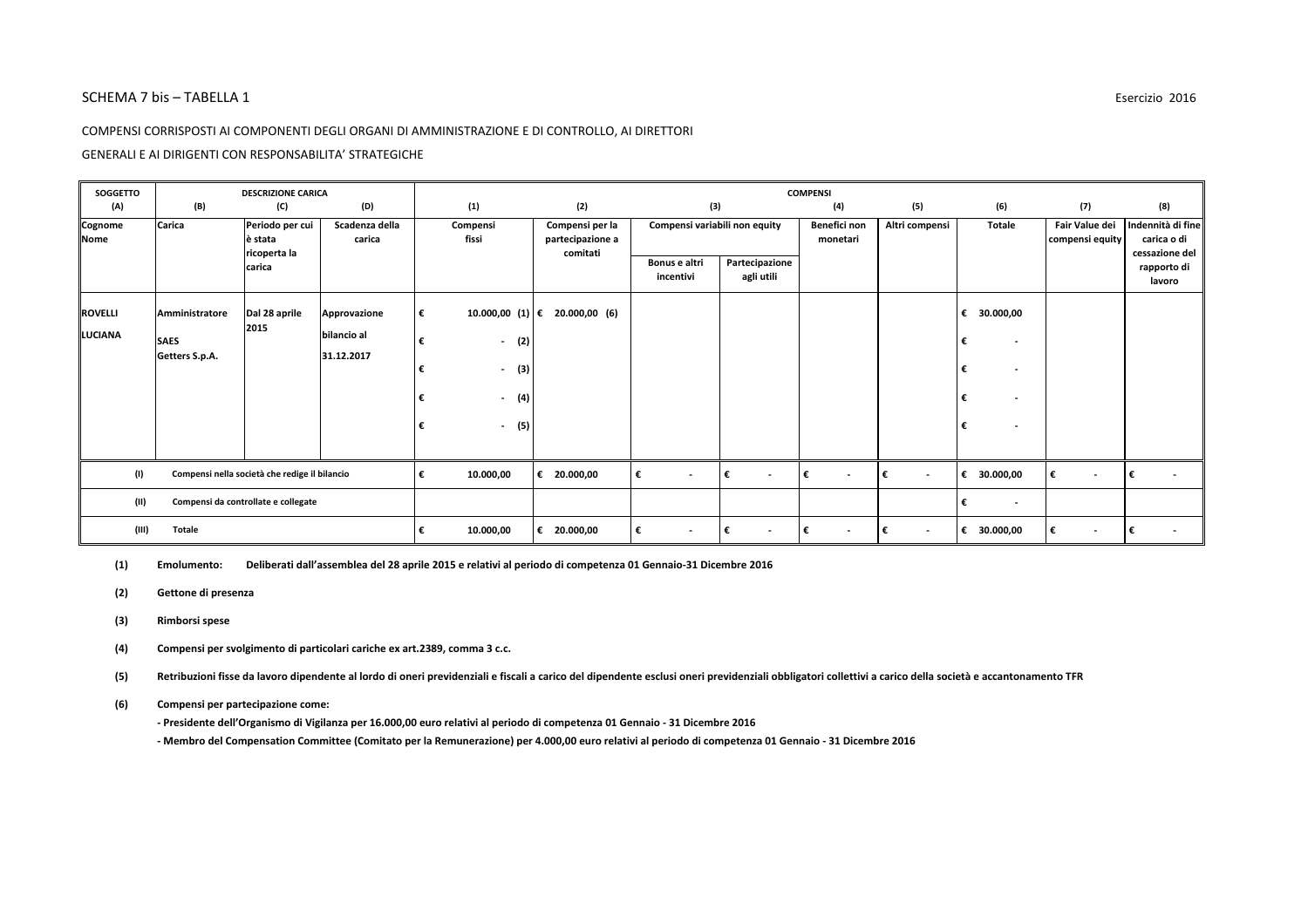SCHEMA 7 bis – TABELLA 1

Esercizio 2016

COMPENSI CORRISPOSTI AI COMPONENTI DEGLI ORGANI DI AMMINISTRAZIONE E DI CONTROLLO, AI DIRETTORI GENERALI E AI DIRIGENTI CON RESPONSABILITA' STRATEGICHE

| SOGGETTO (A) | DESCRIZIONE CARICA (B) | (C) | (D) | COMPENSI (1) | (2) | (3) | | (4) | (5) | (6) | (7) | (8) |
|---|---|---|---|---|---|---|---|---|---|---|---|---|
| Cognome Nome | Carica | Periodo per cui è stata ricoperta la carica | Scadenza della carica | Compensi fissi | Compensi per la partecipazione a comitati | Compensi variabili non equity - Bonus e altri incentivi | Compensi variabili non equity - Partecipazione agli utili | Benefici non monetari | Altri compensi | Totale | Fair Value dei compensi equity | Indennità di fine carica o di cessazione del rapporto di lavoro |
| ROVELLI LUCIANA | Amministratore SAES Getters S.p.A. | Dal 28 aprile 2015 | Approvazione bilancio al 31.12.2017 | € 10.000,00 (1) | € 20.000,00 (6) | | | | | € 30.000,00 | | |
| | | | | € - (2) | | | | | | € - | | |
| | | | | € - (3) | | | | | | € - | | |
| | | | | € - (4) | | | | | | € - | | |
| | | | | € - (5) | | | | | | € - | | |
| (I) | Compensi nella società che redige il bilancio | | | € 10.000,00 | € 20.000,00 | € - | € - | € - | € - | € 30.000,00 | € - | € - |
| (II) | Compensi da controllate e collegate | | | | | | | | | € - | | |
| (III) | Totale | | | € 10.000,00 | € 20.000,00 | € - | € - | € - | € - | € 30.000,00 | € - | € - |

**(1)** **Emolumento:** **Deliberati dall'assemblea del 28 aprile 2015 e relativi al periodo di competenza 01 Gennaio-31 Dicembre 2016**

**(2)** **Gettone di presenza**

**(3)** **Rimborsi spese**

**(4)** **Compensi per svolgimento di particolari cariche ex art.2389, comma 3 c.c.**

**(5)** **Retribuzioni fisse da lavoro dipendente al lordo di oneri previdenziali e fiscali a carico del dipendente esclusi oneri previdenziali obbligatori collettivi a carico della società e accantonamento TFR**

**(6)** **Compensi per partecipazione come:**

**- Presidente dell'Organismo di Vigilanza per 16.000,00 euro relativi al periodo di competenza 01 Gennaio - 31 Dicembre 2016**

**- Membro del Compensation Committee (Comitato per la Remunerazione) per 4.000,00 euro relativi al periodo di competenza 01 Gennaio - 31 Dicembre 2016**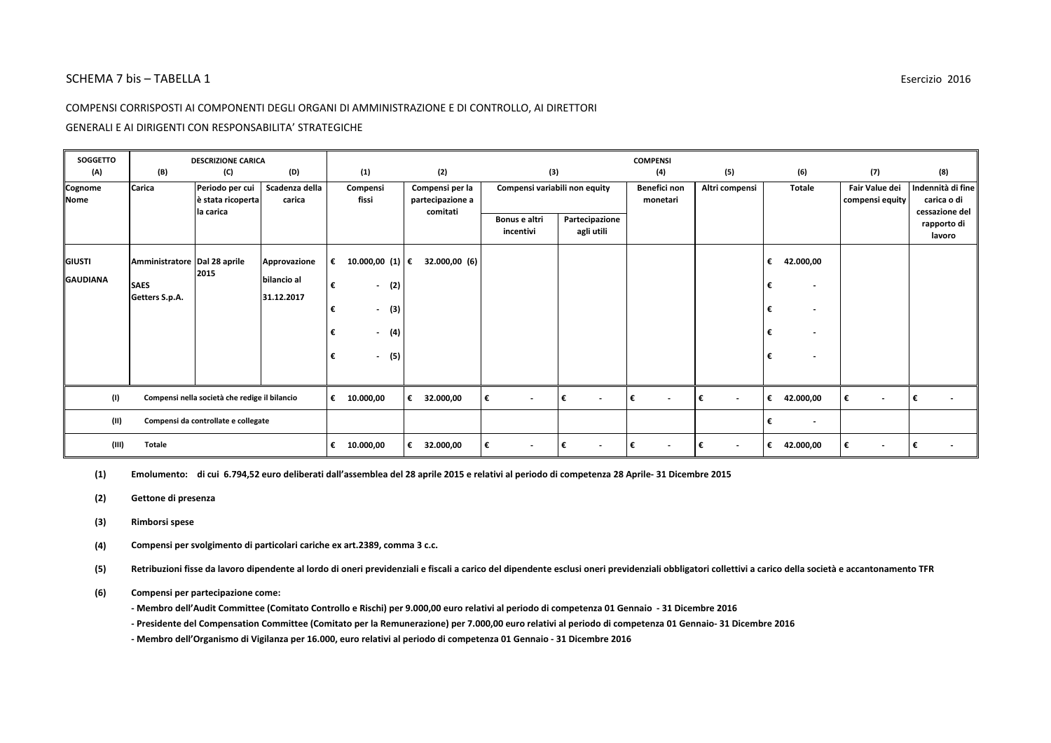SCHEMA 7 bis – TABELLA 1

Esercizio 2016

COMPENSI CORRISPOSTI AI COMPONENTI DEGLI ORGANI DI AMMINISTRAZIONE E DI CONTROLLO, AI DIRETTORI GENERALI E AI DIRIGENTI CON RESPONSABILITA' STRATEGICHE

| SOGGETTO (A) | DESCRIZIONE CARICA (B) | (C) | (D) | COMPENSI (1) | (2) | (3) | | (4) | (5) | (6) | (7) | (8) |
|---|---|---|---|---|---|---|---|---|---|---|---|---|
| Cognome Nome | Carica | Periodo per cui è stata ricoperta la carica | Scadenza della carica | Compensi fissi | Compensi per la partecipazione a comitati | Compensi variabili non equity | | Benefici non monetari | Altri compensi | Totale | Fair Value dei compensi equity | Indennità di fine carica o di cessazione del rapporto di lavoro |
| | | | | | | Bonus e altri incentivi | Partecipazione agli utili | | | | | |
| GIUSTI GAUDIANA | Amministratore SAES Getters S.p.A. | Dal 28 aprile 2015 | Approvazione bilancio al 31.12.2017 | € 10.000,00 (1)<br>€ - (2)<br>€ - (3)<br>€ - (4)<br>€ - (5) | € 32.000,00 (6) | | | | | € 42.000,00<br>€ -<br>€ -<br>€ -<br>€ - | | |
| (I) | Compensi nella società che redige il bilancio | | | € 10.000,00 | € 32.000,00 | € - | € - | € - | € - | € 42.000,00 | € - | € - |
| (II) | Compensi da controllate e collegate | | | | | | | | | € - | | |
| (III) | Totale | | | € 10.000,00 | € 32.000,00 | € - | € - | € - | € - | € 42.000,00 | € - | € - |

**(1)** **Emolumento: di cui 6.794,52 euro deliberati dall'assemblea del 28 aprile 2015 e relativi al periodo di competenza 28 Aprile- 31 Dicembre 2015**

**(2)** **Gettone di presenza**

**(3)** **Rimborsi spese**

**(4)** **Compensi per svolgimento di particolari cariche ex art.2389, comma 3 c.c.**

**(5)** **Retribuzioni fisse da lavoro dipendente al lordo di oneri previdenziali e fiscali a carico del dipendente esclusi oneri previdenziali obbligatori collettivi a carico della società e accantonamento TFR**

**(6)** **Compensi per partecipazione come:**

**- Membro dell'Audit Committee (Comitato Controllo e Rischi) per 9.000,00 euro relativi al periodo di competenza 01 Gennaio - 31 Dicembre 2016**

**- Presidente del Compensation Committee (Comitato per la Remunerazione) per 7.000,00 euro relativi al periodo di competenza 01 Gennaio- 31 Dicembre 2016**

**- Membro dell'Organismo di Vigilanza per 16.000, euro relativi al periodo di competenza 01 Gennaio - 31 Dicembre 2016**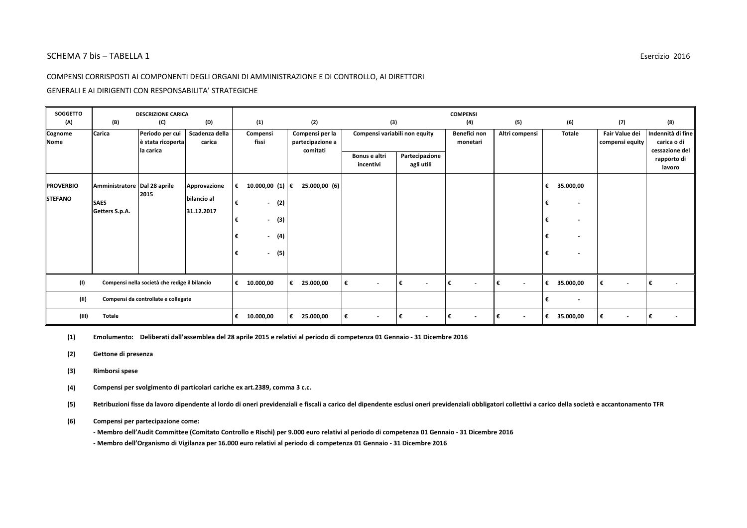SCHEMA 7 bis – TABELLA 1

Esercizio 2016

COMPENSI CORRISPOSTI AI COMPONENTI DEGLI ORGANI DI AMMINISTRAZIONE E DI CONTROLLO, AI DIRETTORI GENERALI E AI DIRIGENTI CON RESPONSABILITA' STRATEGICHE

| SOGGETTO (A) | DESCRIZIONE CARICA (B) | (C) | (D) | COMPENSI (1) | (2) | (3) | | (4) | (5) | (6) | (7) | (8) |
|---|---|---|---|---|---|---|---|---|---|---|---|---|
| Cognome Nome | Carica | Periodo per cui è stata ricoperta la carica | Scadenza della carica | Compensi fissi | Compensi per la partecipazione a comitati | Compensi variabili non equity | | Benefici non monetari | Altri compensi | Totale | Fair Value dei compensi equity | Indennità di fine carica o di cessazione del rapporto di lavoro |
| | | | | | | Bonus e altri incentivi | Partecipazione agli utili | | | | | |
| **PROVERBIO STEFANO** | **Amministratore SAES Getters S.p.A.** | **Dal 28 aprile 2015** | **Approvazione bilancio al 31.12.2017** | € 10.000,00 (1)<br>€ - (2)<br>€ - (3)<br>€ - (4)<br>€ - (5) | € 25.000,00 (6) | | | | | € 35.000,00<br>€ -<br>€ -<br>€ -<br>€ - | | |
| (I) | Compensi nella società che redige il bilancio | | | € 10.000,00 | € 25.000,00 | € - | € - | € - | € - | € 35.000,00 | € - | € - |
| (II) | Compensi da controllate e collegate | | | | | | | | | € - | | |
| (III) | Totale | | | € 10.000,00 | € 25.000,00 | € - | € - | € - | € - | € 35.000,00 | € - | € - |

**(1)** **Emolumento: Deliberati dall'assemblea del 28 aprile 2015 e relativi al periodo di competenza 01 Gennaio - 31 Dicembre 2016**

**(2)** **Gettone di presenza**

**(3)** **Rimborsi spese**

**(4)** **Compensi per svolgimento di particolari cariche ex art.2389, comma 3 c.c.**

**(5)** **Retribuzioni fisse da lavoro dipendente al lordo di oneri previdenziali e fiscali a carico del dipendente esclusi oneri previdenziali obbligatori collettivi a carico della società e accantonamento TFR**

**(6)** **Compensi per partecipazione come:**

**- Membro dell'Audit Committee (Comitato Controllo e Rischi) per 9.000 euro relativi al periodo di competenza 01 Gennaio - 31 Dicembre 2016**

**- Membro dell'Organismo di Vigilanza per 16.000 euro relativi al periodo di competenza 01 Gennaio - 31 Dicembre 2016**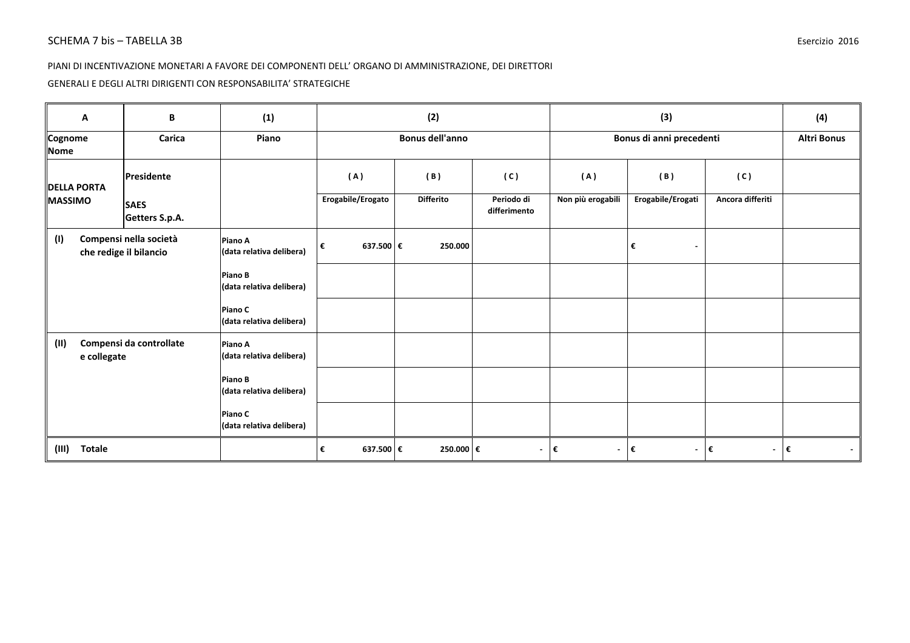SCHEMA 7 bis – TABELLA 3B

Esercizio 2016

PIANI DI INCENTIVAZIONE MONETARI A FAVORE DEI COMPONENTI DELL' ORGANO DI AMMINISTRAZIONE, DEI DIRETTORI GENERALI E DEGLI ALTRI DIRIGENTI CON RESPONSABILITA' STRATEGICHE

| A | B | (1) | (2) | | | (3) | | | (4) |
|---|---|---|---|---|---|---|---|---|---|
| **Cognome Nome** | **Carica** | **Piano** | **Bonus dell'anno** | | | **Bonus di anni precedenti** | | | **Altri Bonus** |
| **DELLA PORTA MASSIMO** | **Presidente SAES Getters S.p.A.** | | **( A ) Erogabile/Erogato** | **( B ) Differito** | **( C ) Periodo di differimento** | **( A ) Non più erogabili** | **( B ) Erogabile/Erogati** | **( C ) Ancora differiti** | |
| **(I) Compensi nella società che redige il bilancio** | | **Piano A (data relativa delibera)** | € 637.500 | € 250.000 | | | € - | | |
| | | **Piano B (data relativa delibera)** | | | | | | | |
| | | **Piano C (data relativa delibera)** | | | | | | | |
| **(II) Compensi da controllate e collegate** | | **Piano A (data relativa delibera)** | | | | | | | |
| | | **Piano B (data relativa delibera)** | | | | | | | |
| | | **Piano C (data relativa delibera)** | | | | | | | |
| **(III) Totale** | | | € 637.500 | € 250.000 | € - | € - | € - | € - | € - |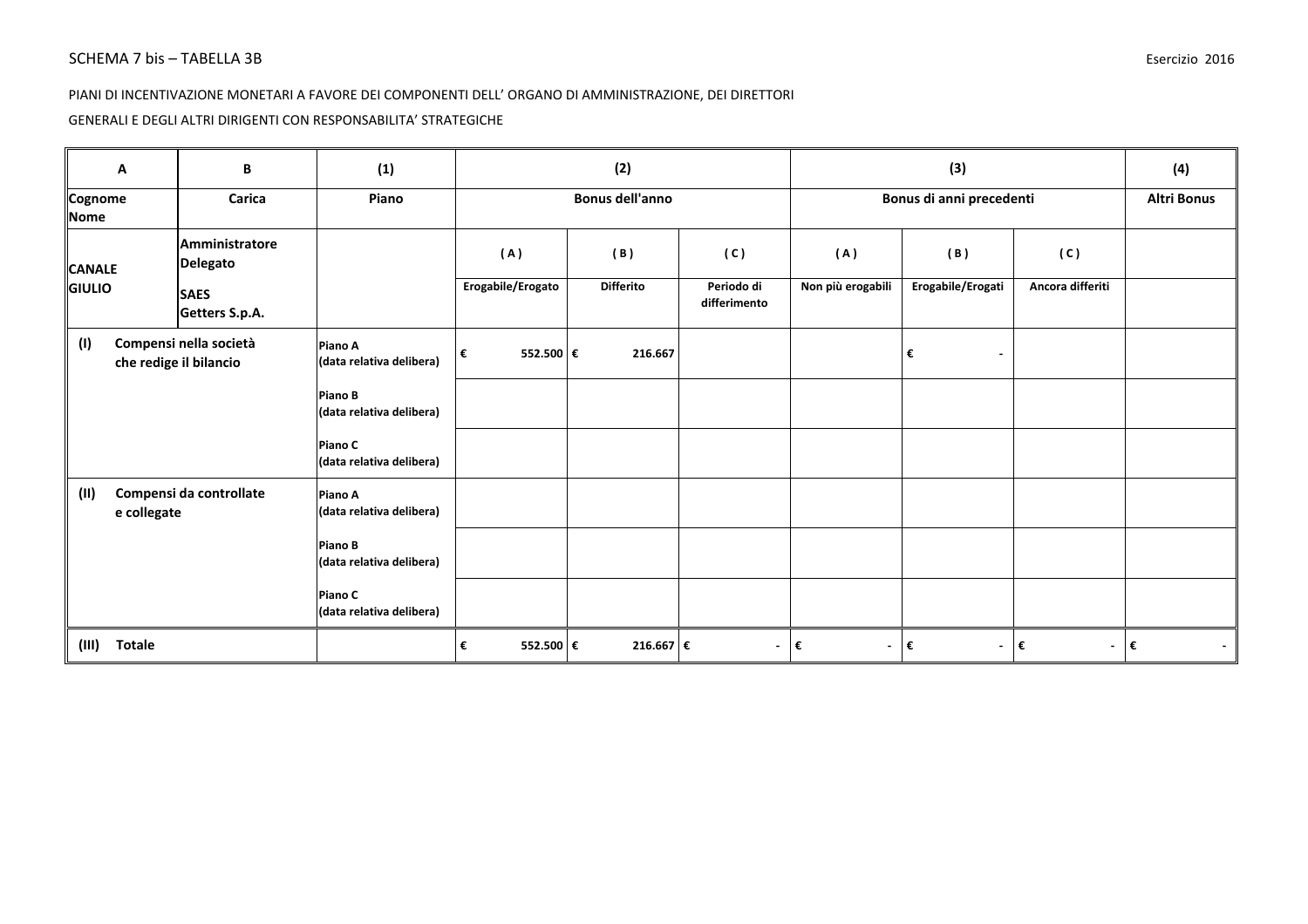SCHEMA 7 bis – TABELLA 3B

Esercizio 2016

PIANI DI INCENTIVAZIONE MONETARI A FAVORE DEI COMPONENTI DELL' ORGANO DI AMMINISTRAZIONE, DEI DIRETTORI GENERALI E DEGLI ALTRI DIRIGENTI CON RESPONSABILITA' STRATEGICHE

| A | B | (1) | (2) | | | (3) | | | (4) |
|---|---|---|---|---|---|---|---|---|---|
| **Cognome Nome** | **Carica** | **Piano** | **Bonus dell'anno** | | | **Bonus di anni precedenti** | | | **Altri Bonus** |
| **CANALE GIULIO** | **Amministratore Delegato SAES Getters S.p.A.** | | **( A ) Erogabile/Erogato** | **( B ) Differito** | **( C ) Periodo di differimento** | **( A ) Non più erogabili** | **( B ) Erogabile/Erogati** | **( C ) Ancora differiti** | |
| **(I) Compensi nella società che redige il bilancio** | | **Piano A (data relativa delibera)** | € 552.500 | € 216.667 | | | € - | | |
| | | **Piano B (data relativa delibera)** | | | | | | | |
| | | **Piano C (data relativa delibera)** | | | | | | | |
| **(II) Compensi da controllate e collegate** | | **Piano A (data relativa delibera)** | | | | | | | |
| | | **Piano B (data relativa delibera)** | | | | | | | |
| | | **Piano C (data relativa delibera)** | | | | | | | |
| **(III) Totale** | | | € 552.500 | € 216.667 | € - | € - | € - | € - | € - |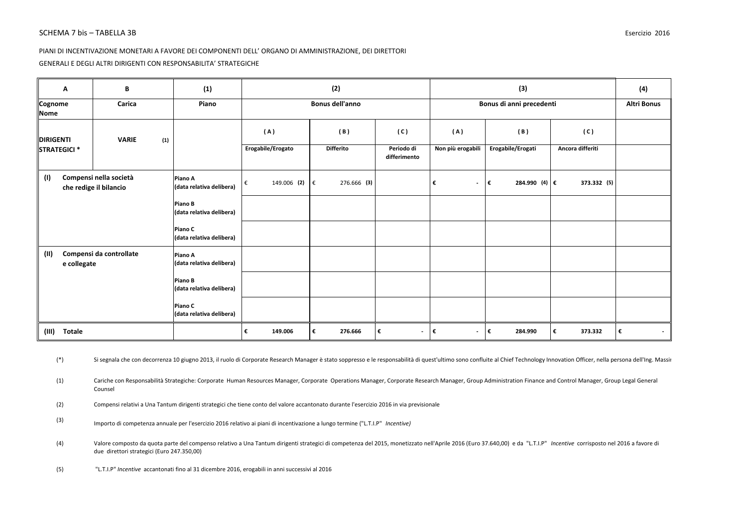SCHEMA 7 bis – TABELLA 3B

Esercizio 2016

PIANI DI INCENTIVAZIONE MONETARI A FAVORE DEI COMPONENTI DELL' ORGANO DI AMMINISTRAZIONE, DEI DIRETTORI GENERALI E DEGLI ALTRI DIRIGENTI CON RESPONSABILITA' STRATEGICHE

| A | B | (1) | (2) | | | (3) | | | (4) |
|---|---|---|---|---|---|---|---|---|---|
| **Cognome Nome** | **Carica** | **Piano** | **Bonus dell'anno** | | | **Bonus di anni precedenti** | | | **Altri Bonus** |
| **DIRIGENTI STRATEGICI *** | **VARIE (1)** | | **(A)** Erogabile/Erogato | **(B)** Differito | **(C)** Periodo di differimento | **(A)** Non più erogabili | **(B)** Erogabile/Erogati | **(C)** Ancora differiti | |
| **(I) Compensi nella società che redige il bilancio** | | **Piano A** (data relativa delibera) | € 149.006 **(2)** | € 276.666 **(3)** | | € - | € 284.990 **(4)** | € 373.332 **(5)** | |
| | | **Piano B** (data relativa delibera) | | | | | | | |
| | | **Piano C** (data relativa delibera) | | | | | | | |
| **(II) Compensi da controllate e collegate** | | **Piano A** (data relativa delibera) | | | | | | | |
| | | **Piano B** (data relativa delibera) | | | | | | | |
| | | **Piano C** (data relativa delibera) | | | | | | | |
| **(III) Totale** | | | **€ 149.006** | **€ 276.666** | **€ -** | **€ -** | **€ 284.990** | **€ 373.332** | **€ -** |

(*) Si segnala che con decorrenza 10 giugno 2013, il ruolo di Corporate Research Manager è stato soppresso e le responsabilità di quest'ultimo sono confluite al Chief Technology Innovation Officer, nella persona dell'Ing. Massir

(1) Cariche con Responsabilità Strategiche: Corporate Human Resources Manager, Corporate Operations Manager, Corporate Research Manager, Group Administration Finance and Control Manager, Group Legal General Counsel

(2) Compensi relativi a Una Tantum dirigenti strategici che tiene conto del valore accantonato durante l'esercizio 2016 in via previsionale

(3) Importo di competenza annuale per l'esercizio 2016 relativo ai piani di incentivazione a lungo termine ("L.T.I.P" *Incentive)*

(4) Valore composto da quota parte del compenso relativo a Una Tantum dirigenti strategici di competenza del 2015, monetizzato nell'Aprile 2016 (Euro 37.640,00) e da "L.T.I.P" *Incentive* corrisposto nel 2016 a favore di due direttori strategici (Euro 247.350,00)

(5) "L.T.I.P" *Incentive* accantonati fino al 31 dicembre 2016, erogabili in anni successivi al 2016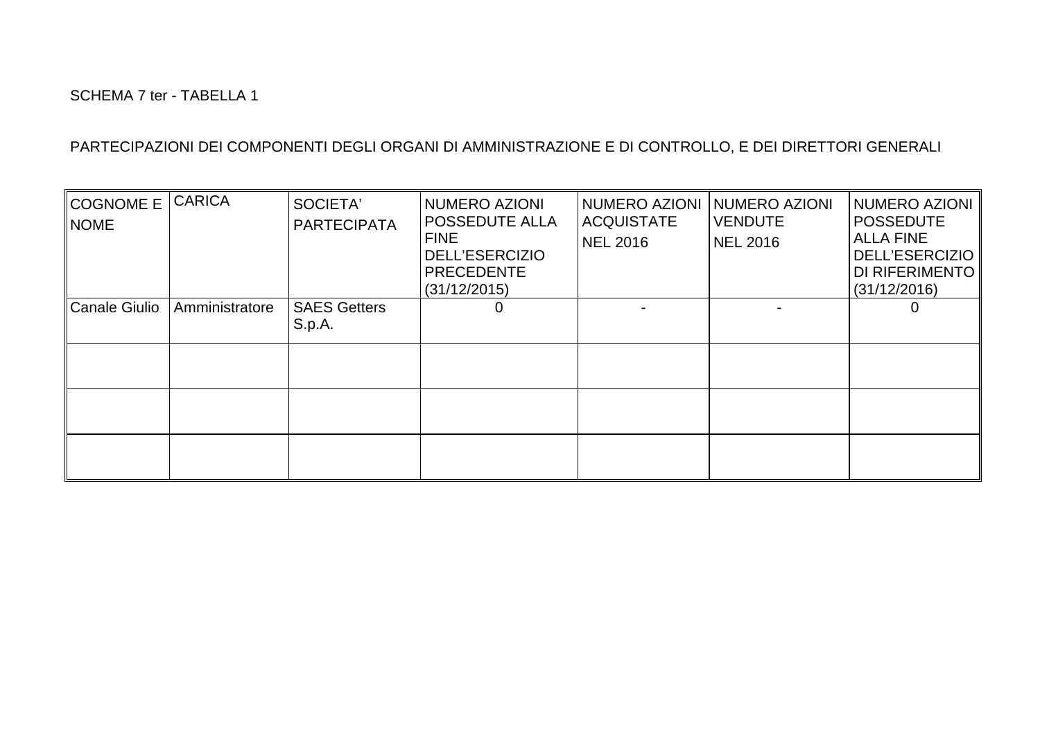SCHEMA 7 ter - TABELLA 1

PARTECIPAZIONI DEI COMPONENTI DEGLI ORGANI DI AMMINISTRAZIONE E DI CONTROLLO, E DEI DIRETTORI GENERALI

| COGNOME E NOME | CARICA | SOCIETA' PARTECIPATA | NUMERO AZIONI POSSEDUTE ALLA FINE DELL'ESERCIZIO PRECEDENTE (31/12/2015) | NUMERO AZIONI ACQUISTATE NEL 2016 | NUMERO AZIONI VENDUTE NEL 2016 | NUMERO AZIONI POSSEDUTE ALLA FINE DELL'ESERCIZIO DI RIFERIMENTO (31/12/2016) |
|---|---|---|---|---|---|---|
| Canale Giulio | Amministratore | SAES Getters S.p.A. | 0 | - | - | 0 |
| | | | | | | |
| | | | | | | |
| | | | | | | |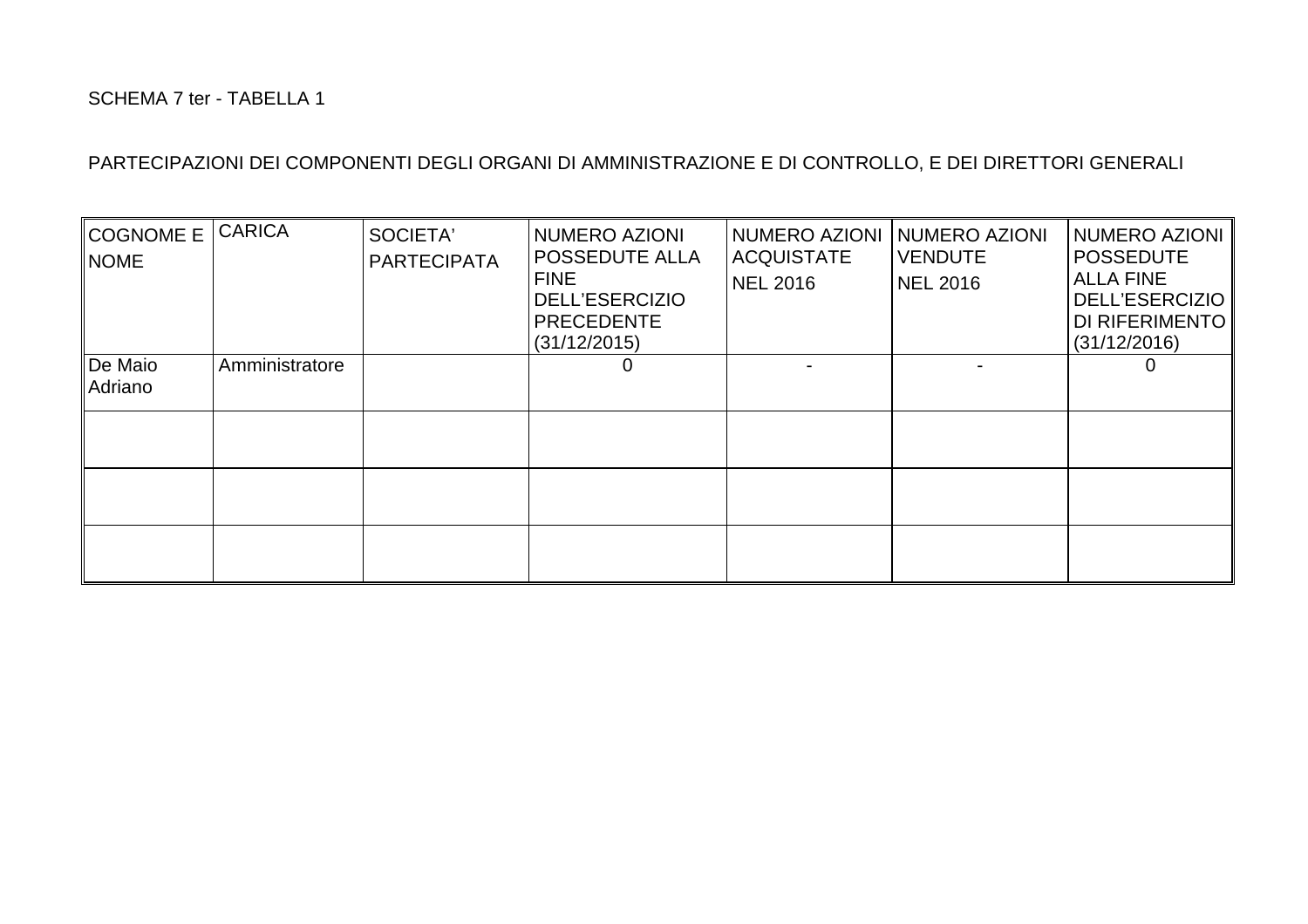SCHEMA 7 ter - TABELLA 1

PARTECIPAZIONI DEI COMPONENTI DEGLI ORGANI DI AMMINISTRAZIONE E DI CONTROLLO, E DEI DIRETTORI GENERALI

| COGNOME E NOME | CARICA | SOCIETA' PARTECIPATA | NUMERO AZIONI POSSEDUTE ALLA FINE DELL'ESERCIZIO PRECEDENTE (31/12/2015) | NUMERO AZIONI ACQUISTATE NEL 2016 | NUMERO AZIONI VENDUTE NEL 2016 | NUMERO AZIONI POSSEDUTE ALLA FINE DELL'ESERCIZIO DI RIFERIMENTO (31/12/2016) |
|---|---|---|---|---|---|---|
| De Maio Adriano | Amministratore | | 0 | - | - | 0 |
| | | | | | | |
| | | | | | | |
| | | | | | | |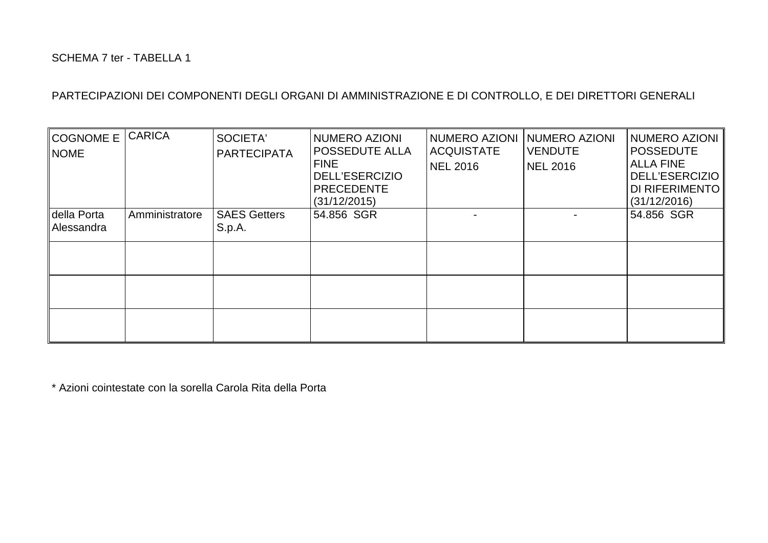SCHEMA 7 ter - TABELLA 1

PARTECIPAZIONI DEI COMPONENTI DEGLI ORGANI DI AMMINISTRAZIONE E DI CONTROLLO, E DEI DIRETTORI GENERALI

| COGNOME E NOME | CARICA | SOCIETA' PARTECIPATA | NUMERO AZIONI POSSEDUTE ALLA FINE DELL'ESERCIZIO PRECEDENTE (31/12/2015) | NUMERO AZIONI ACQUISTATE NEL 2016 | NUMERO AZIONI VENDUTE NEL 2016 | NUMERO AZIONI POSSEDUTE ALLA FINE DELL'ESERCIZIO DI RIFERIMENTO (31/12/2016) |
|---|---|---|---|---|---|---|
| della Porta Alessandra | Amministratore | SAES Getters S.p.A. | 54.856 SGR | - | - | 54.856 SGR |
| | | | | | | |
| | | | | | | |
| | | | | | | |

* Azioni cointestate con la sorella Carola Rita della Porta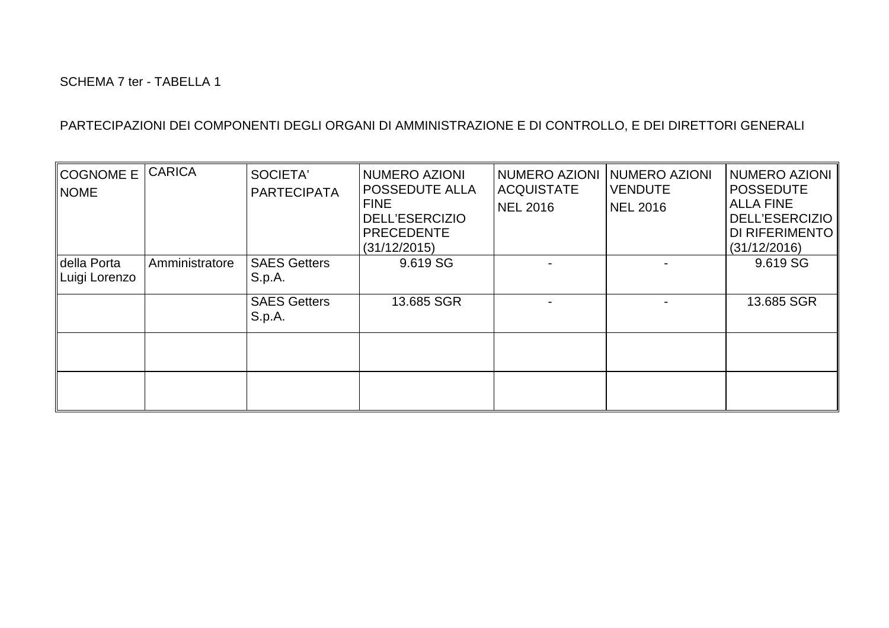SCHEMA 7 ter - TABELLA 1

PARTECIPAZIONI DEI COMPONENTI DEGLI ORGANI DI AMMINISTRAZIONE E DI CONTROLLO, E DEI DIRETTORI GENERALI

| COGNOME E NOME | CARICA | SOCIETA' PARTECIPATA | NUMERO AZIONI POSSEDUTE ALLA FINE DELL'ESERCIZIO PRECEDENTE (31/12/2015) | NUMERO AZIONI ACQUISTATE NEL 2016 | NUMERO AZIONI VENDUTE NEL 2016 | NUMERO AZIONI POSSEDUTE ALLA FINE DELL'ESERCIZIO DI RIFERIMENTO (31/12/2016) |
| --- | --- | --- | --- | --- | --- | --- |
| della Porta Luigi Lorenzo | Amministratore | SAES Getters S.p.A. | 9.619 SG | - | - | 9.619 SG |
| | | SAES Getters S.p.A. | 13.685 SGR | - | - | 13.685 SGR |
| | | | | | | |
| | | | | | | |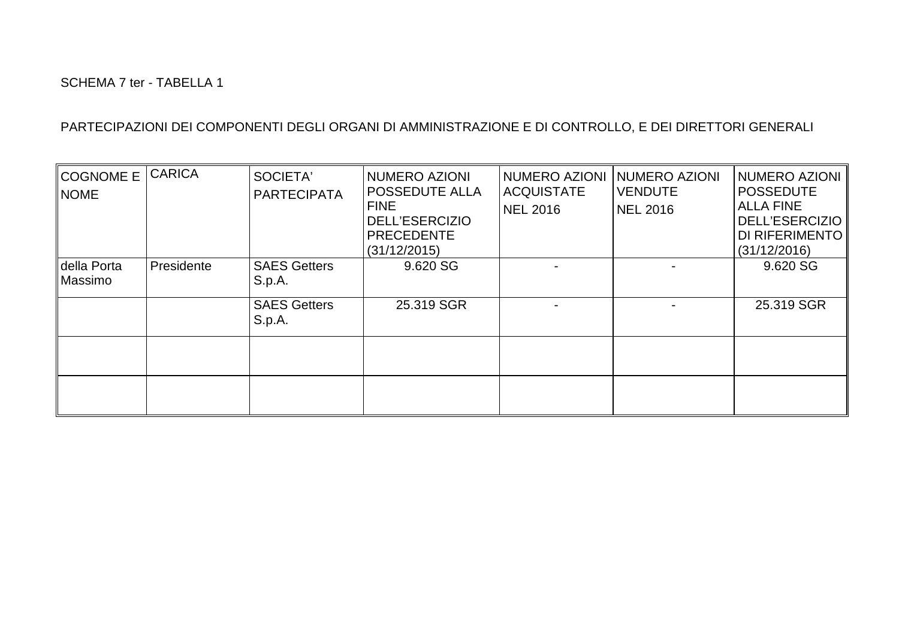SCHEMA 7 ter - TABELLA 1

PARTECIPAZIONI DEI COMPONENTI DEGLI ORGANI DI AMMINISTRAZIONE E DI CONTROLLO, E DEI DIRETTORI GENERALI

| COGNOME E NOME | CARICA | SOCIETA' PARTECIPATA | NUMERO AZIONI POSSEDUTE ALLA FINE DELL'ESERCIZIO PRECEDENTE (31/12/2015) | NUMERO AZIONI ACQUISTATE NEL 2016 | NUMERO AZIONI VENDUTE NEL 2016 | NUMERO AZIONI POSSEDUTE ALLA FINE DELL'ESERCIZIO DI RIFERIMENTO (31/12/2016) |
|---|---|---|---|---|---|---|
| della Porta Massimo | Presidente | SAES Getters S.p.A. | 9.620 SG | - | - | 9.620 SG |
| | | SAES Getters S.p.A. | 25.319 SGR | - | - | 25.319 SGR |
| | | | | | | |
| | | | | | | |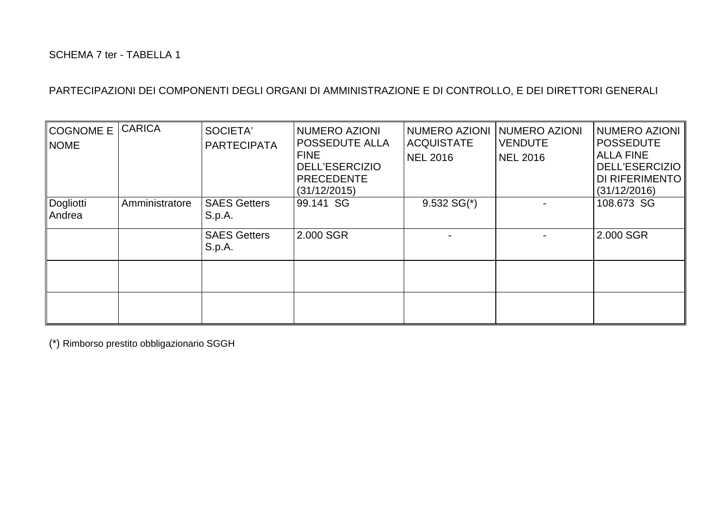SCHEMA 7 ter - TABELLA 1

PARTECIPAZIONI DEI COMPONENTI DEGLI ORGANI DI AMMINISTRAZIONE E DI CONTROLLO, E DEI DIRETTORI GENERALI

| COGNOME E NOME | CARICA | SOCIETA' PARTECIPATA | NUMERO AZIONI POSSEDUTE ALLA FINE DELL'ESERCIZIO PRECEDENTE (31/12/2015) | NUMERO AZIONI ACQUISTATE NEL 2016 | NUMERO AZIONI VENDUTE NEL 2016 | NUMERO AZIONI POSSEDUTE ALLA FINE DELL'ESERCIZIO DI RIFERIMENTO (31/12/2016) |
|---|---|---|---|---|---|---|
| Dogliotti Andrea | Amministratore | SAES Getters S.p.A. | 99.141 SG | 9.532 SG(*) | - | 108.673 SG |
| | | SAES Getters S.p.A. | 2.000 SGR | - | - | 2.000 SGR |
| | | | | | | |
| | | | | | | |

(*) Rimborso prestito obbligazionario SGGH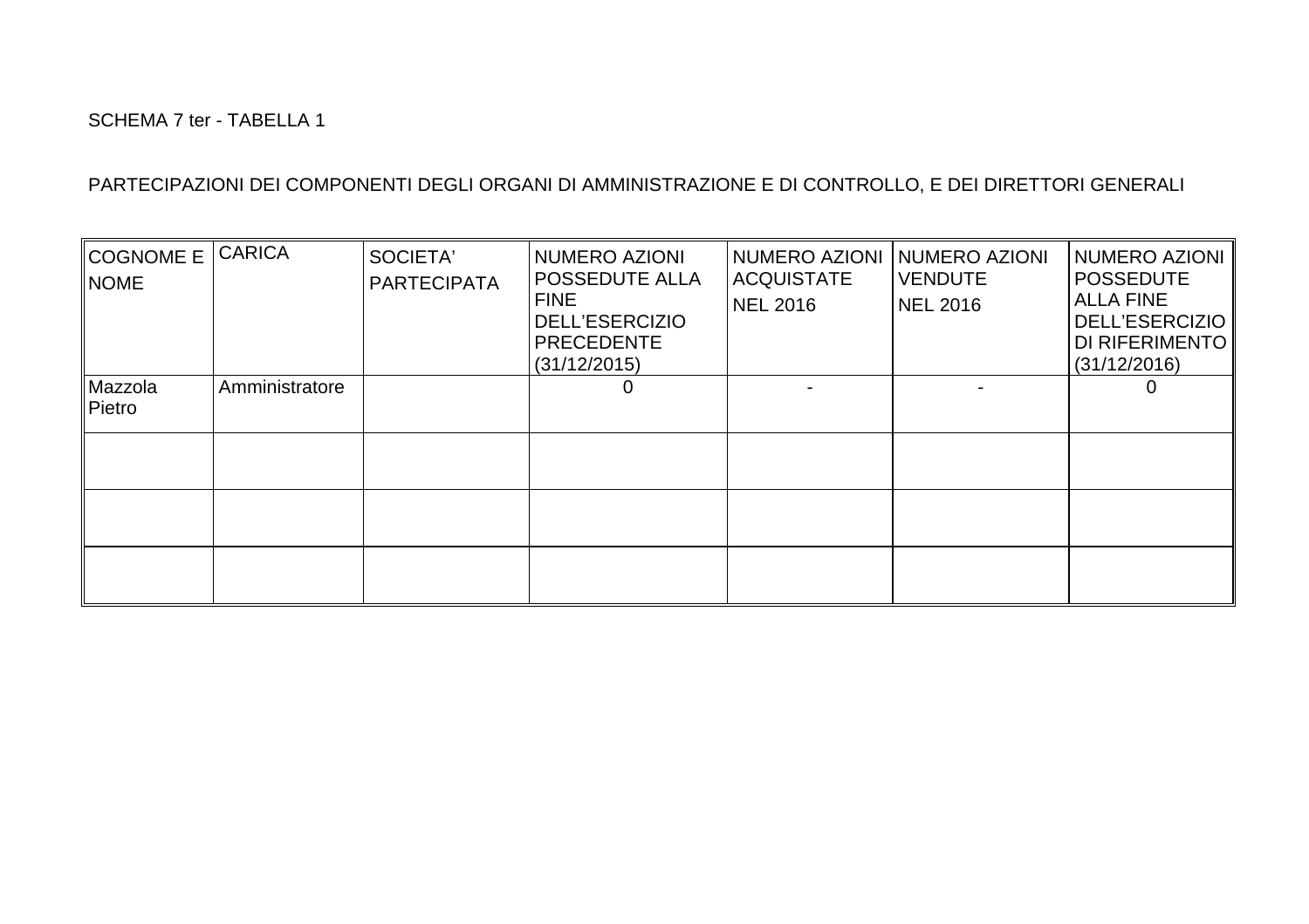SCHEMA 7 ter - TABELLA 1

PARTECIPAZIONI DEI COMPONENTI DEGLI ORGANI DI AMMINISTRAZIONE E DI CONTROLLO, E DEI DIRETTORI GENERALI

| COGNOME E NOME | CARICA | SOCIETA' PARTECIPATA | NUMERO AZIONI POSSEDUTE ALLA FINE DELL'ESERCIZIO PRECEDENTE (31/12/2015) | NUMERO AZIONI ACQUISTATE NEL 2016 | NUMERO AZIONI VENDUTE NEL 2016 | NUMERO AZIONI POSSEDUTE ALLA FINE DELL'ESERCIZIO DI RIFERIMENTO (31/12/2016) |
|---|---|---|---|---|---|---|
| Mazzola Pietro | Amministratore | | 0 | - | - | 0 |
| | | | | | | |
| | | | | | | |
| | | | | | | |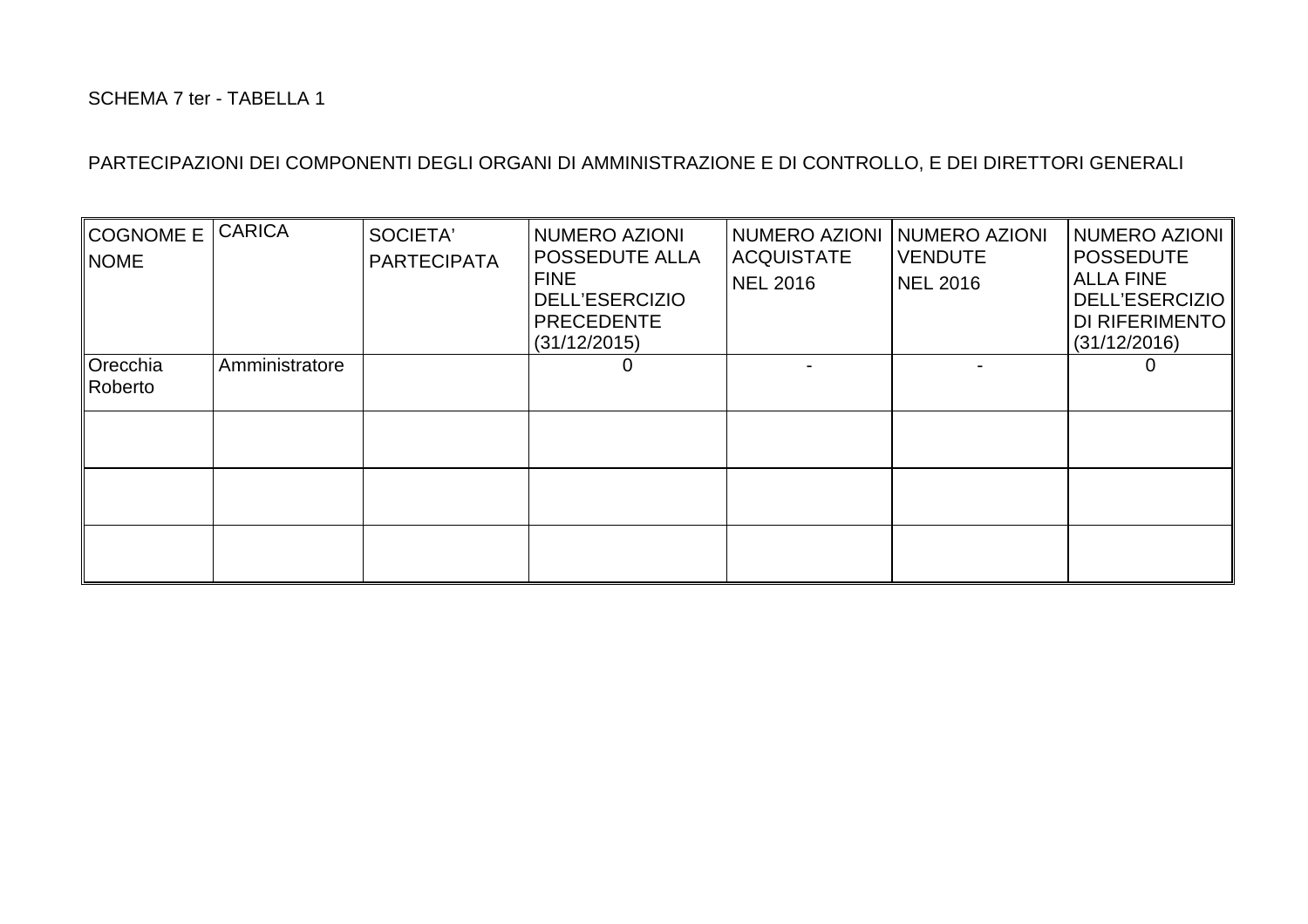SCHEMA 7 ter - TABELLA 1

PARTECIPAZIONI DEI COMPONENTI DEGLI ORGANI DI AMMINISTRAZIONE E DI CONTROLLO, E DEI DIRETTORI GENERALI

| COGNOME E NOME | CARICA | SOCIETA' PARTECIPATA | NUMERO AZIONI POSSEDUTE ALLA FINE DELL'ESERCIZIO PRECEDENTE (31/12/2015) | NUMERO AZIONI ACQUISTATE NEL 2016 | NUMERO AZIONI VENDUTE NEL 2016 | NUMERO AZIONI POSSEDUTE ALLA FINE DELL'ESERCIZIO DI RIFERIMENTO (31/12/2016) |
|---|---|---|---|---|---|---|
| Orecchia Roberto | Amministratore | | 0 | - | - | 0 |
| | | | | | | |
| | | | | | | |
| | | | | | | |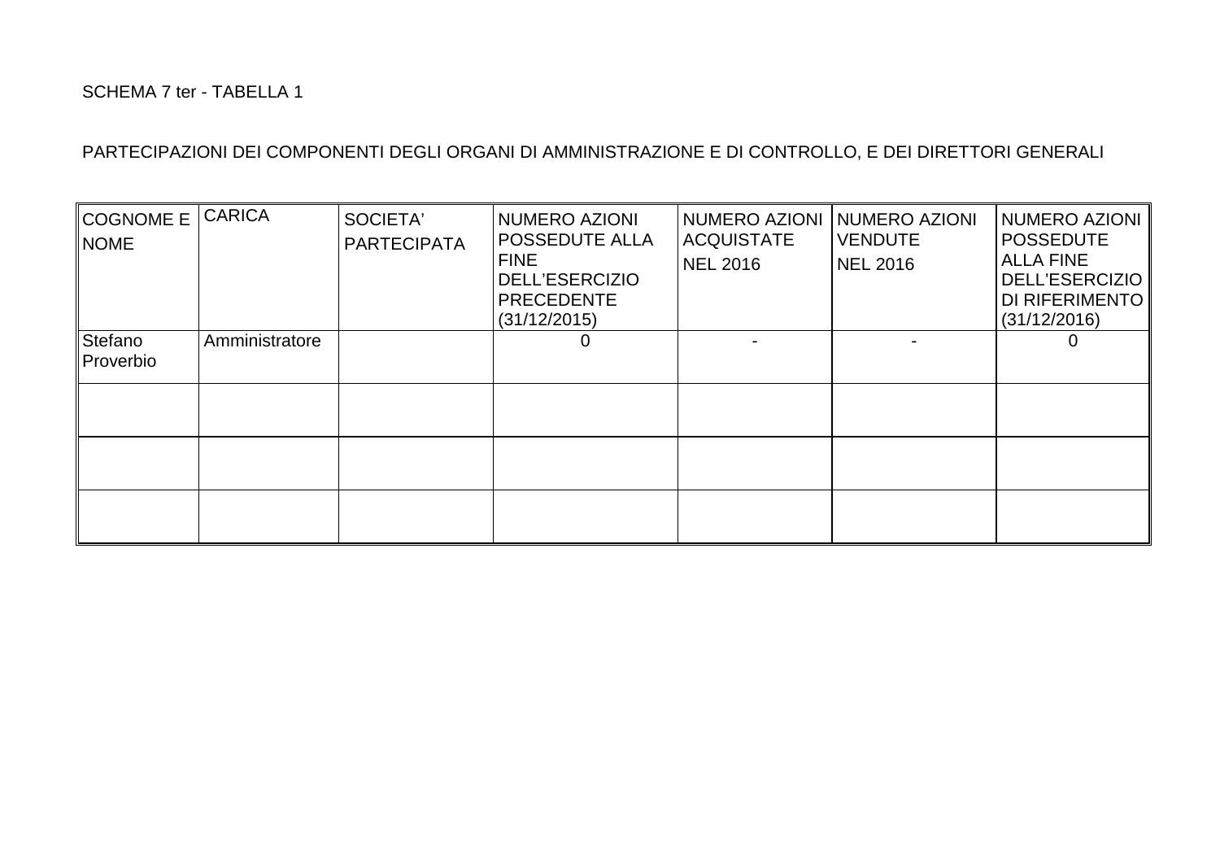SCHEMA 7 ter - TABELLA 1

PARTECIPAZIONI DEI COMPONENTI DEGLI ORGANI DI AMMINISTRAZIONE E DI CONTROLLO, E DEI DIRETTORI GENERALI

| COGNOME E NOME | CARICA | SOCIETA' PARTECIPATA | NUMERO AZIONI POSSEDUTE ALLA FINE DELL'ESERCIZIO PRECEDENTE (31/12/2015) | NUMERO AZIONI ACQUISTATE NEL 2016 | NUMERO AZIONI VENDUTE NEL 2016 | NUMERO AZIONI POSSEDUTE ALLA FINE DELL'ESERCIZIO DI RIFERIMENTO (31/12/2016) |
|---|---|---|---|---|---|---|
| Stefano Proverbio | Amministratore | | 0 | - | - | 0 |
| | | | | | | |
| | | | | | | |
| | | | | | | |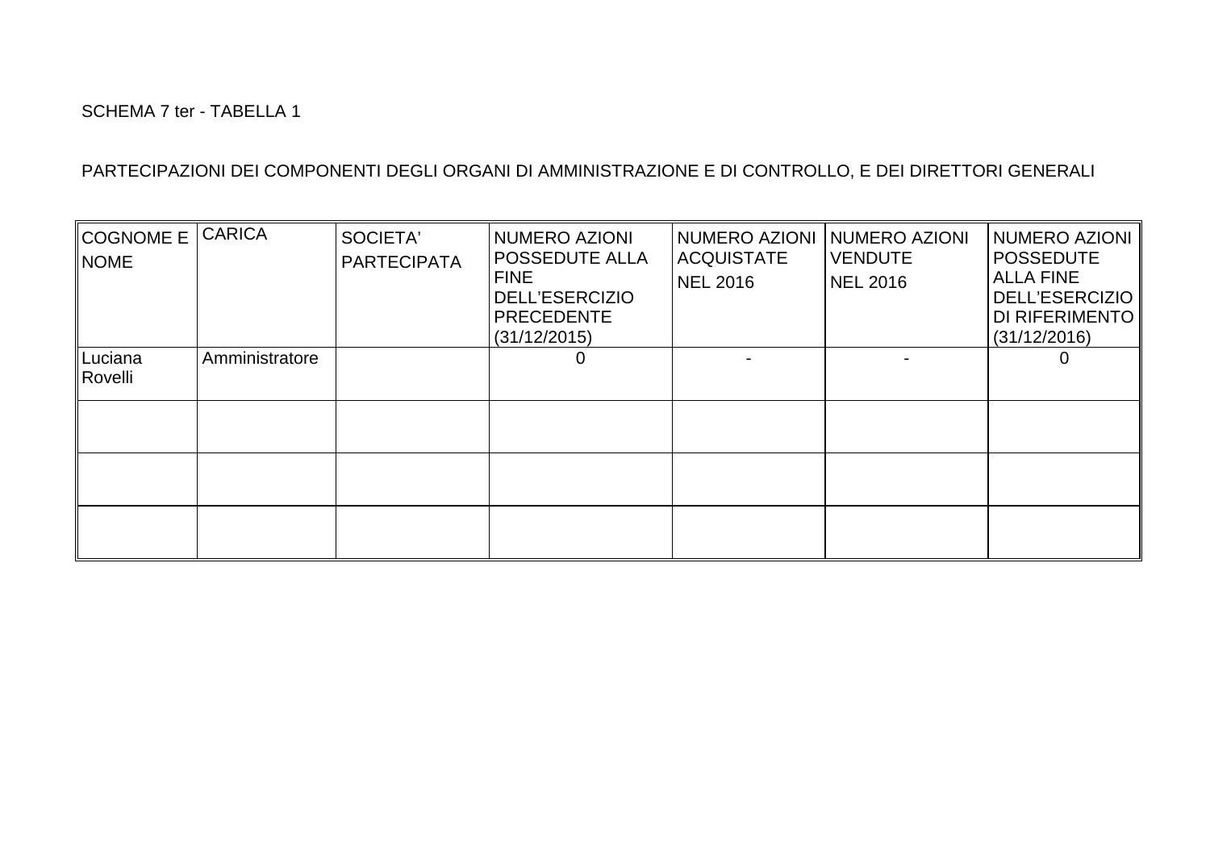SCHEMA 7 ter - TABELLA 1

PARTECIPAZIONI DEI COMPONENTI DEGLI ORGANI DI AMMINISTRAZIONE E DI CONTROLLO, E DEI DIRETTORI GENERALI

| COGNOME E NOME | CARICA | SOCIETA' PARTECIPATA | NUMERO AZIONI POSSEDUTE ALLA FINE DELL'ESERCIZIO PRECEDENTE (31/12/2015) | NUMERO AZIONI ACQUISTATE NEL 2016 | NUMERO AZIONI VENDUTE NEL 2016 | NUMERO AZIONI POSSEDUTE ALLA FINE DELL'ESERCIZIO DI RIFERIMENTO (31/12/2016) |
|---|---|---|---|---|---|---|
| Luciana Rovelli | Amministratore | | 0 | - | - | 0 |
| | | | | | | |
| | | | | | | |
| | | | | | | |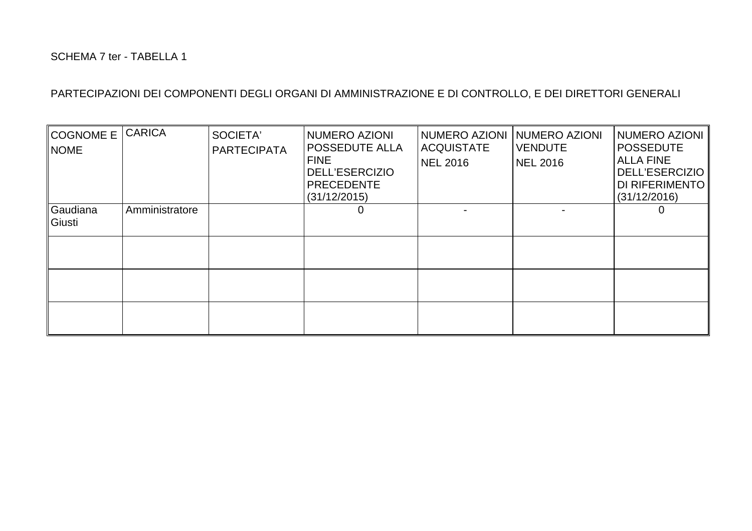SCHEMA 7 ter - TABELLA 1

PARTECIPAZIONI DEI COMPONENTI DEGLI ORGANI DI AMMINISTRAZIONE E DI CONTROLLO, E DEI DIRETTORI GENERALI

| COGNOME E NOME | CARICA | SOCIETA' PARTECIPATA | NUMERO AZIONI POSSEDUTE ALLA FINE DELL'ESERCIZIO PRECEDENTE (31/12/2015) | NUMERO AZIONI ACQUISTATE NEL 2016 | NUMERO AZIONI VENDUTE NEL 2016 | NUMERO AZIONI POSSEDUTE ALLA FINE DELL'ESERCIZIO DI RIFERIMENTO (31/12/2016) |
|---|---|---|---|---|---|---|
| Gaudiana Giusti | Amministratore | | 0 | - | - | 0 |
| | | | | | | |
| | | | | | | |
| | | | | | | |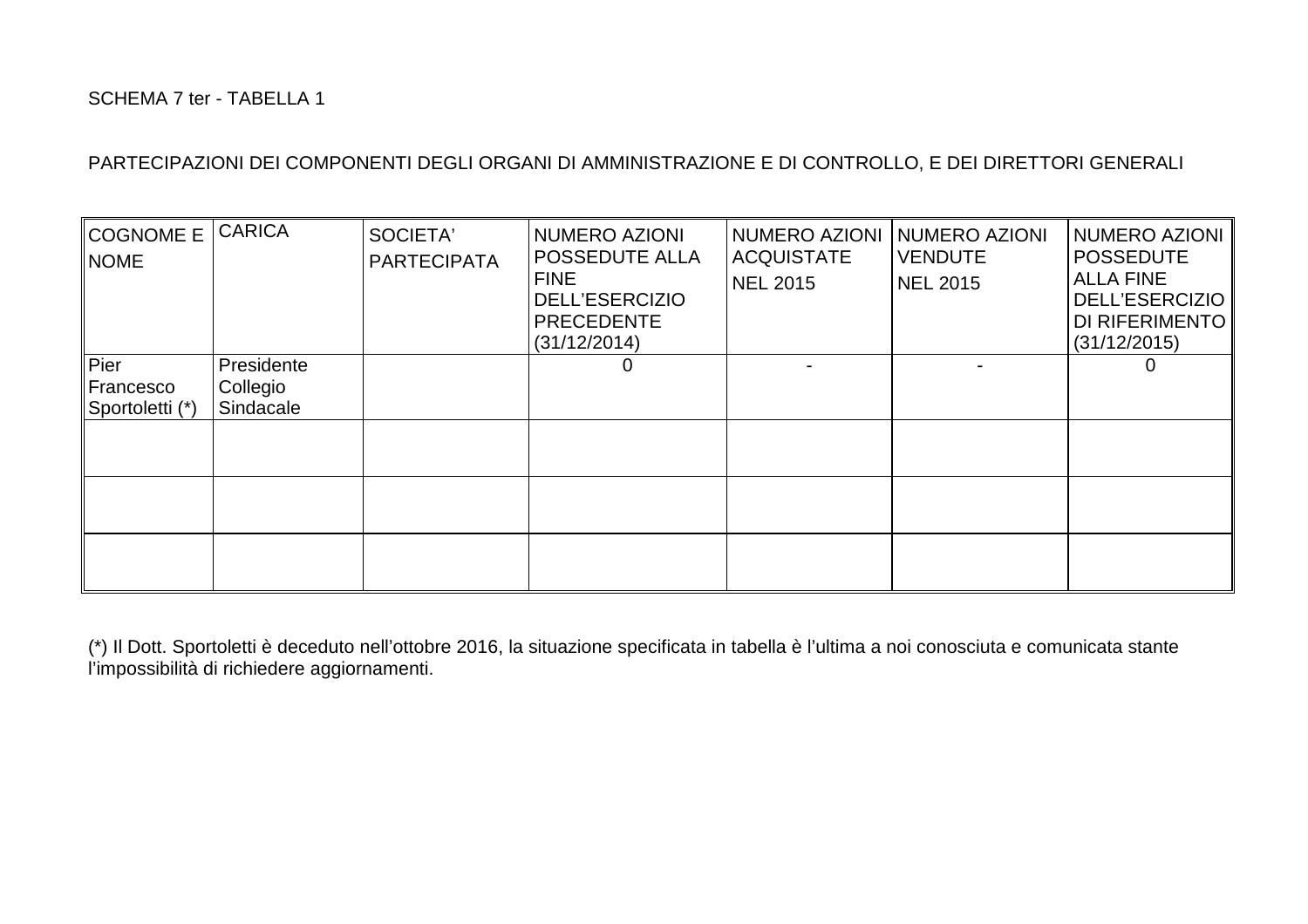SCHEMA 7 ter - TABELLA 1

PARTECIPAZIONI DEI COMPONENTI DEGLI ORGANI DI AMMINISTRAZIONE E DI CONTROLLO, E DEI DIRETTORI GENERALI

| COGNOME E NOME | CARICA | SOCIETA' PARTECIPATA | NUMERO AZIONI POSSEDUTE ALLA FINE DELL'ESERCIZIO PRECEDENTE (31/12/2014) | NUMERO AZIONI ACQUISTATE NEL 2015 | NUMERO AZIONI VENDUTE NEL 2015 | NUMERO AZIONI POSSEDUTE ALLA FINE DELL'ESERCIZIO DI RIFERIMENTO (31/12/2015) |
|---|---|---|---|---|---|---|
| Pier Francesco Sportoletti (*) | Presidente Collegio Sindacale | | 0 | - | - | 0 |
| | | | | | | |
| | | | | | | |
| | | | | | | |

(*) Il Dott. Sportoletti è deceduto nell'ottobre 2016, la situazione specificata in tabella è l'ultima a noi conosciuta e comunicata stante l'impossibilità di richiedere aggiornamenti.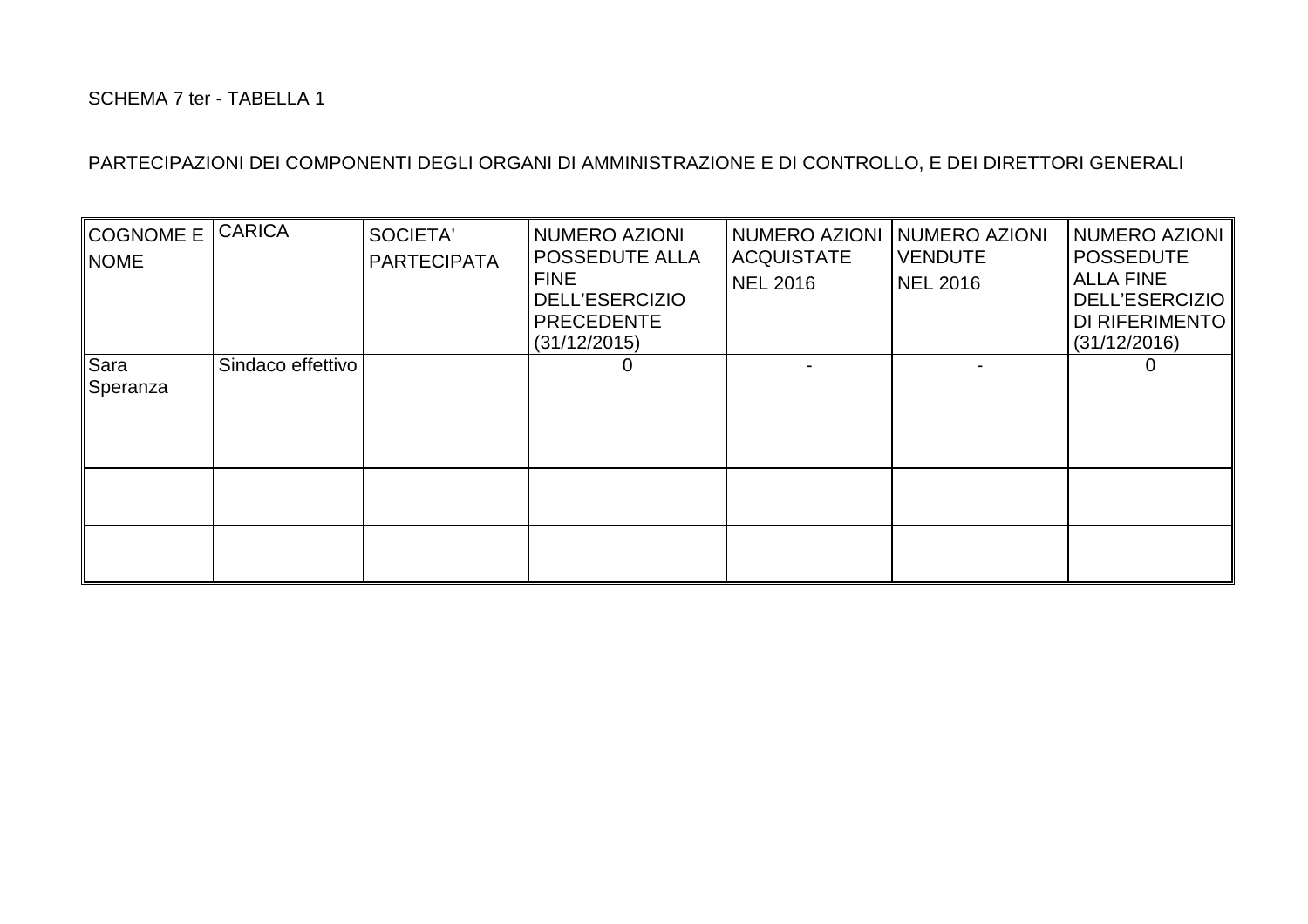SCHEMA 7 ter - TABELLA 1

PARTECIPAZIONI DEI COMPONENTI DEGLI ORGANI DI AMMINISTRAZIONE E DI CONTROLLO, E DEI DIRETTORI GENERALI

| COGNOME E NOME | CARICA | SOCIETA' PARTECIPATA | NUMERO AZIONI POSSEDUTE ALLA FINE DELL'ESERCIZIO PRECEDENTE (31/12/2015) | NUMERO AZIONI ACQUISTATE NEL 2016 | NUMERO AZIONI VENDUTE NEL 2016 | NUMERO AZIONI POSSEDUTE ALLA FINE DELL'ESERCIZIO DI RIFERIMENTO (31/12/2016) |
|---|---|---|---|---|---|---|
| Sara Speranza | Sindaco effettivo | | 0 | - | - | 0 |
| | | | | | | |
| | | | | | | |
| | | | | | | |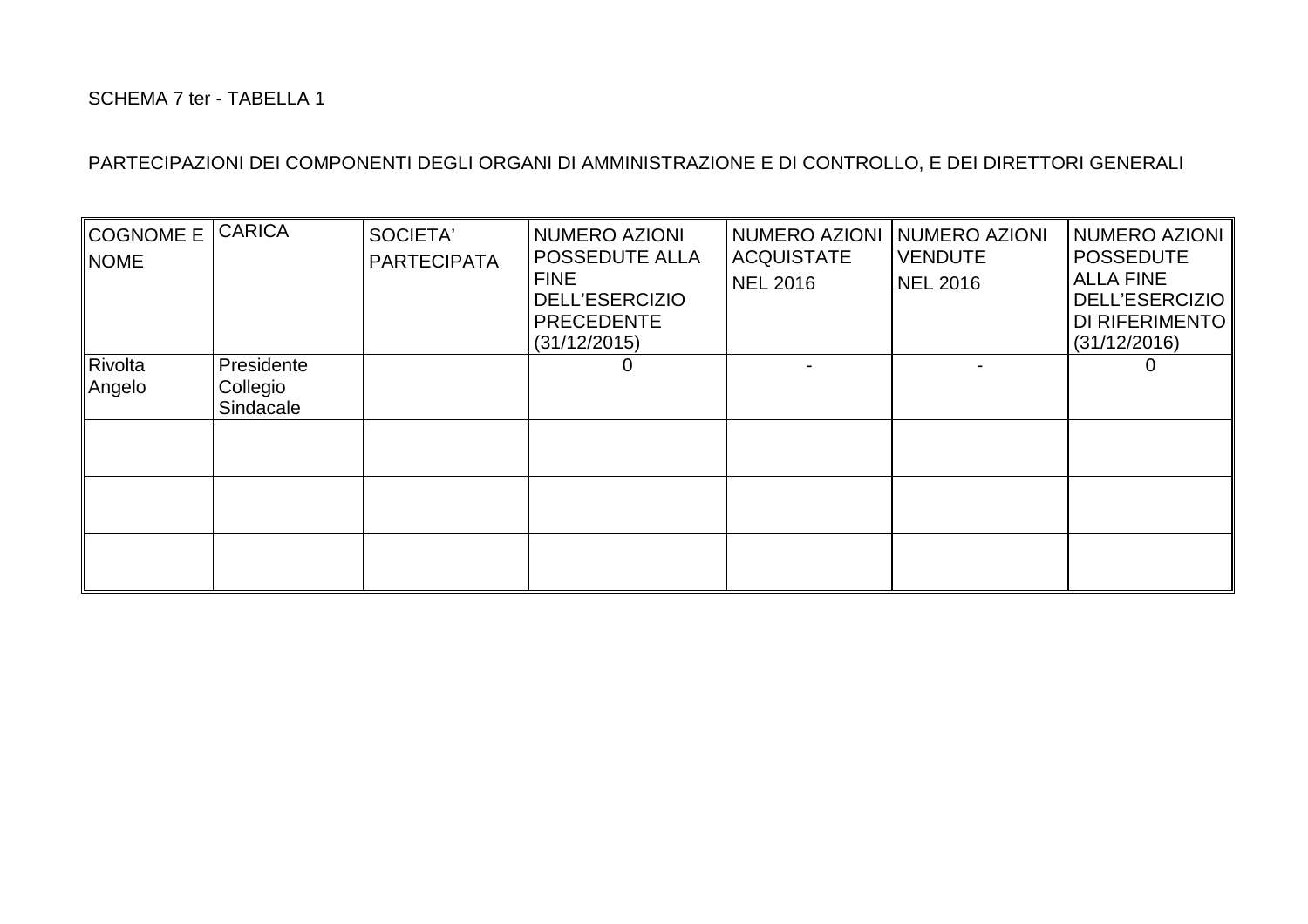SCHEMA 7 ter - TABELLA 1

PARTECIPAZIONI DEI COMPONENTI DEGLI ORGANI DI AMMINISTRAZIONE E DI CONTROLLO, E DEI DIRETTORI GENERALI

| COGNOME E NOME | CARICA | SOCIETA' PARTECIPATA | NUMERO AZIONI POSSEDUTE ALLA FINE DELL'ESERCIZIO PRECEDENTE (31/12/2015) | NUMERO AZIONI ACQUISTATE NEL 2016 | NUMERO AZIONI VENDUTE NEL 2016 | NUMERO AZIONI POSSEDUTE ALLA FINE DELL'ESERCIZIO DI RIFERIMENTO (31/12/2016) |
|---|---|---|---|---|---|---|
| Rivolta Angelo | Presidente Collegio Sindacale | | 0 | - | - | 0 |
| | | | | | | |
| | | | | | | |
| | | | | | | |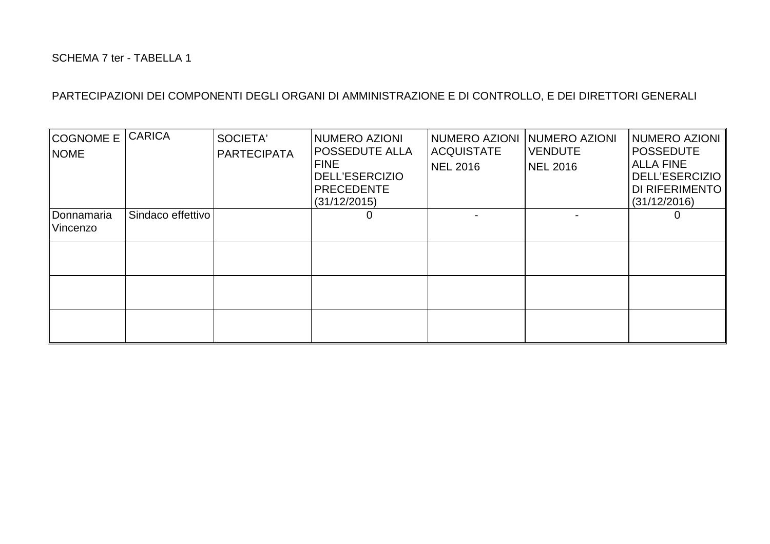SCHEMA 7 ter - TABELLA 1

PARTECIPAZIONI DEI COMPONENTI DEGLI ORGANI DI AMMINISTRAZIONE E DI CONTROLLO, E DEI DIRETTORI GENERALI

| COGNOME E NOME | CARICA | SOCIETA' PARTECIPATA | NUMERO AZIONI POSSEDUTE ALLA FINE DELL'ESERCIZIO PRECEDENTE (31/12/2015) | NUMERO AZIONI ACQUISTATE NEL 2016 | NUMERO AZIONI VENDUTE NEL 2016 | NUMERO AZIONI POSSEDUTE ALLA FINE DELL'ESERCIZIO DI RIFERIMENTO (31/12/2016) |
|---|---|---|---|---|---|---|
| Donnamaria Vincenzo | Sindaco effettivo | | 0 | - | - | 0 |
| | | | | | | |
| | | | | | | |
| | | | | | | |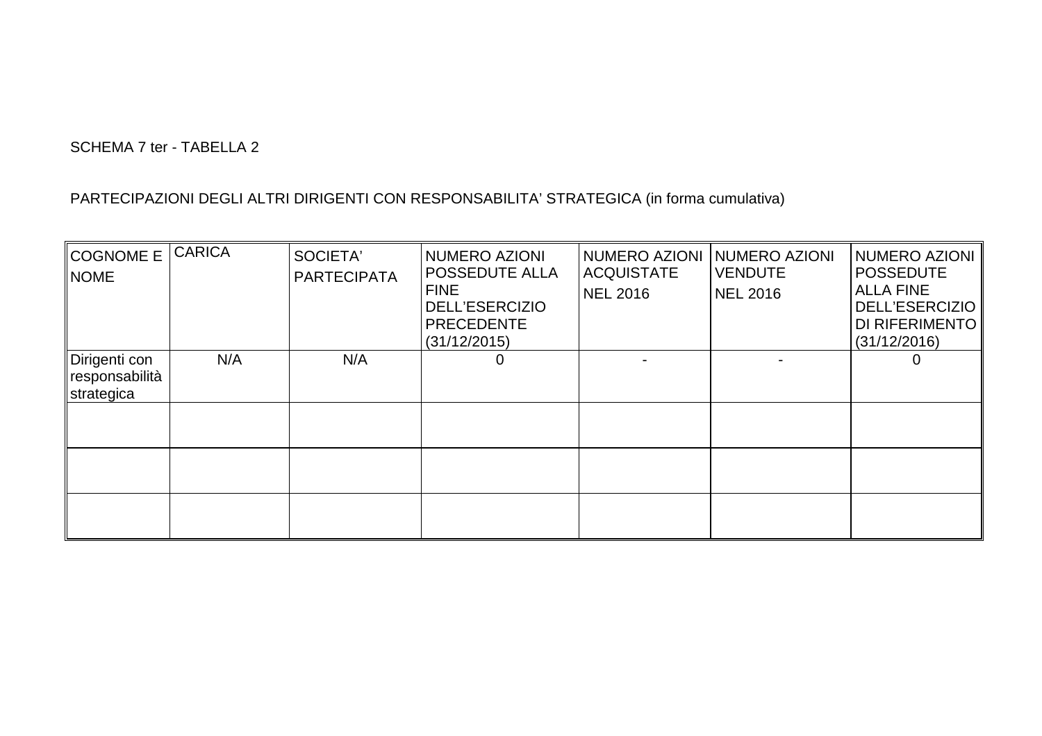SCHEMA 7 ter - TABELLA 2

PARTECIPAZIONI DEGLI ALTRI DIRIGENTI CON RESPONSABILITA' STRATEGICA (in forma cumulativa)

| COGNOME E NOME | CARICA | SOCIETA' PARTECIPATA | NUMERO AZIONI POSSEDUTE ALLA FINE DELL'ESERCIZIO PRECEDENTE (31/12/2015) | NUMERO AZIONI ACQUISTATE NEL 2016 | NUMERO AZIONI VENDUTE NEL 2016 | NUMERO AZIONI POSSEDUTE ALLA FINE DELL'ESERCIZIO DI RIFERIMENTO (31/12/2016) |
|---|---|---|---|---|---|---|
| Dirigenti con responsabilità strategica | N/A | N/A | 0 | - | - | 0 |
| | | | | | | |
| | | | | | | |
| | | | | | | |